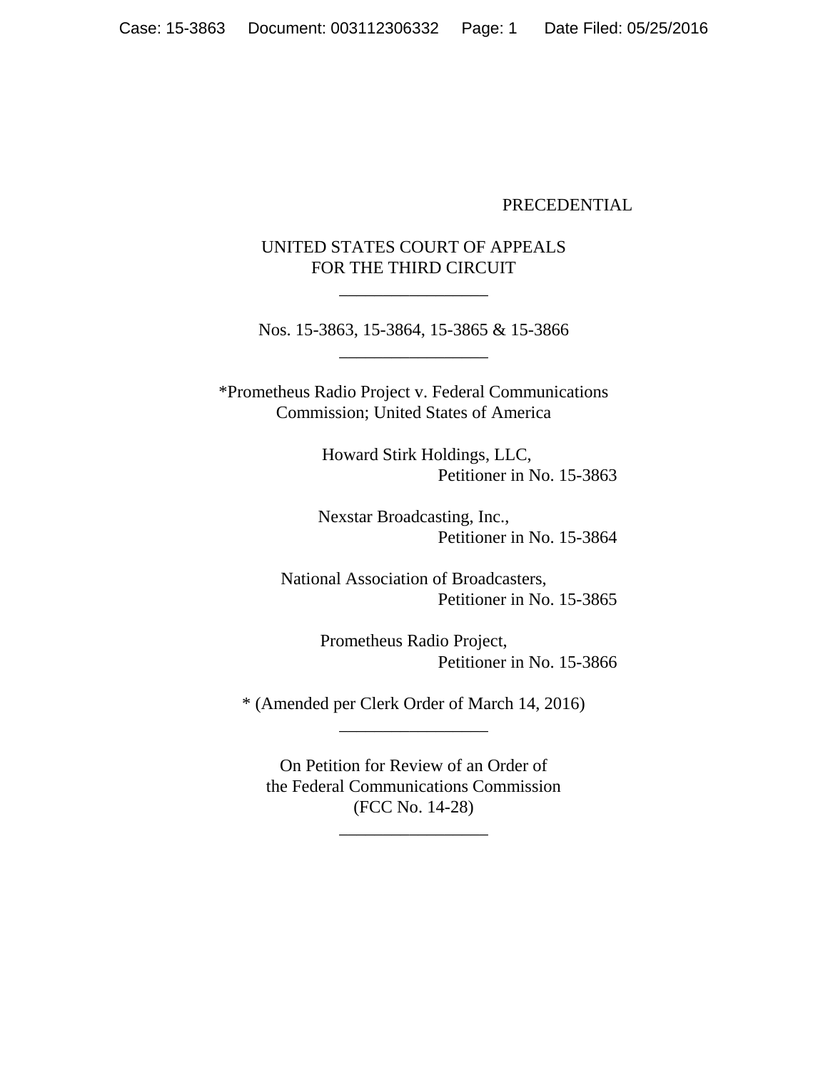PRECEDENTIAL

UNITED STATES COURT OF APPEALS
FOR THE THIRD CIRCUIT

\_\_\_\_\_\_\_\_\_\_\_\_\_\_\_\_

Nos. 15-3863, 15-3864, 15-3865 & 15-3866

\_\_\_\_\_\_\_\_\_\_\_\_\_\_\_\_

*Prometheus Radio Project v. Federal Communications Commission; United States of America

Howard Stirk Holdings, LLC,
Petitioner in No. 15-3863

Nexstar Broadcasting, Inc.,
Petitioner in No. 15-3864

National Association of Broadcasters,
Petitioner in No. 15-3865

Prometheus Radio Project,
Petitioner in No. 15-3866

* (Amended per Clerk Order of March 14, 2016)

\_\_\_\_\_\_\_\_\_\_\_\_\_\_\_\_

On Petition for Review of an Order of
the Federal Communications Commission
(FCC No. 14-28)

\_\_\_\_\_\_\_\_\_\_\_\_\_\_\_\_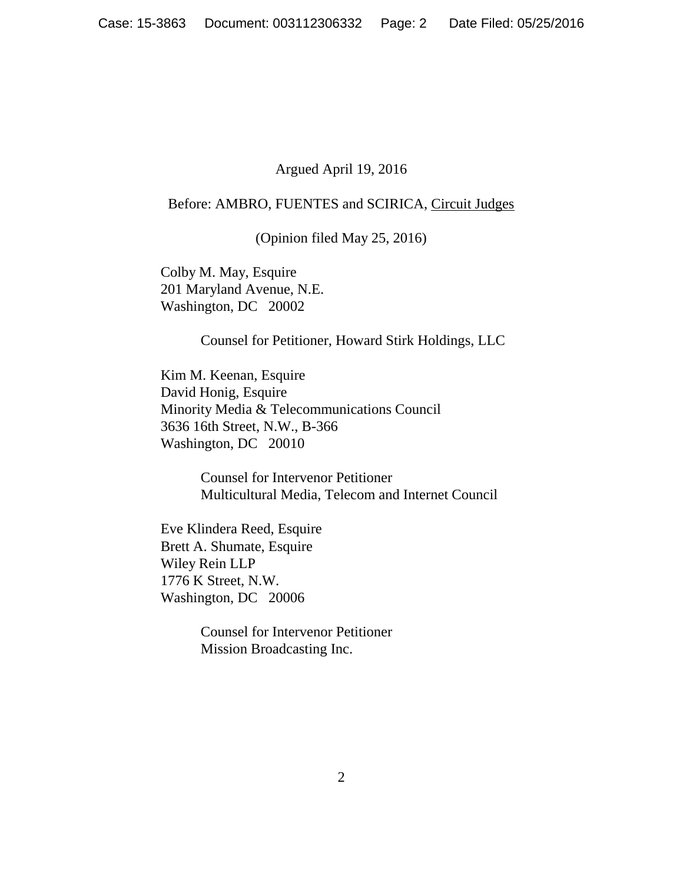Argued April 19, 2016

Before: AMBRO, FUENTES and SCIRICA, Circuit Judges

(Opinion filed May 25, 2016)

Colby M. May, Esquire
201 Maryland Avenue, N.E.
Washington, DC 20002

Counsel for Petitioner, Howard Stirk Holdings, LLC

Kim M. Keenan, Esquire
David Honig, Esquire
Minority Media & Telecommunications Council
3636 16th Street, N.W., B-366
Washington, DC 20010

Counsel for Intervenor Petitioner
Multicultural Media, Telecom and Internet Council

Eve Klindera Reed, Esquire
Brett A. Shumate, Esquire
Wiley Rein LLP
1776 K Street, N.W.
Washington, DC 20006

Counsel for Intervenor Petitioner
Mission Broadcasting Inc.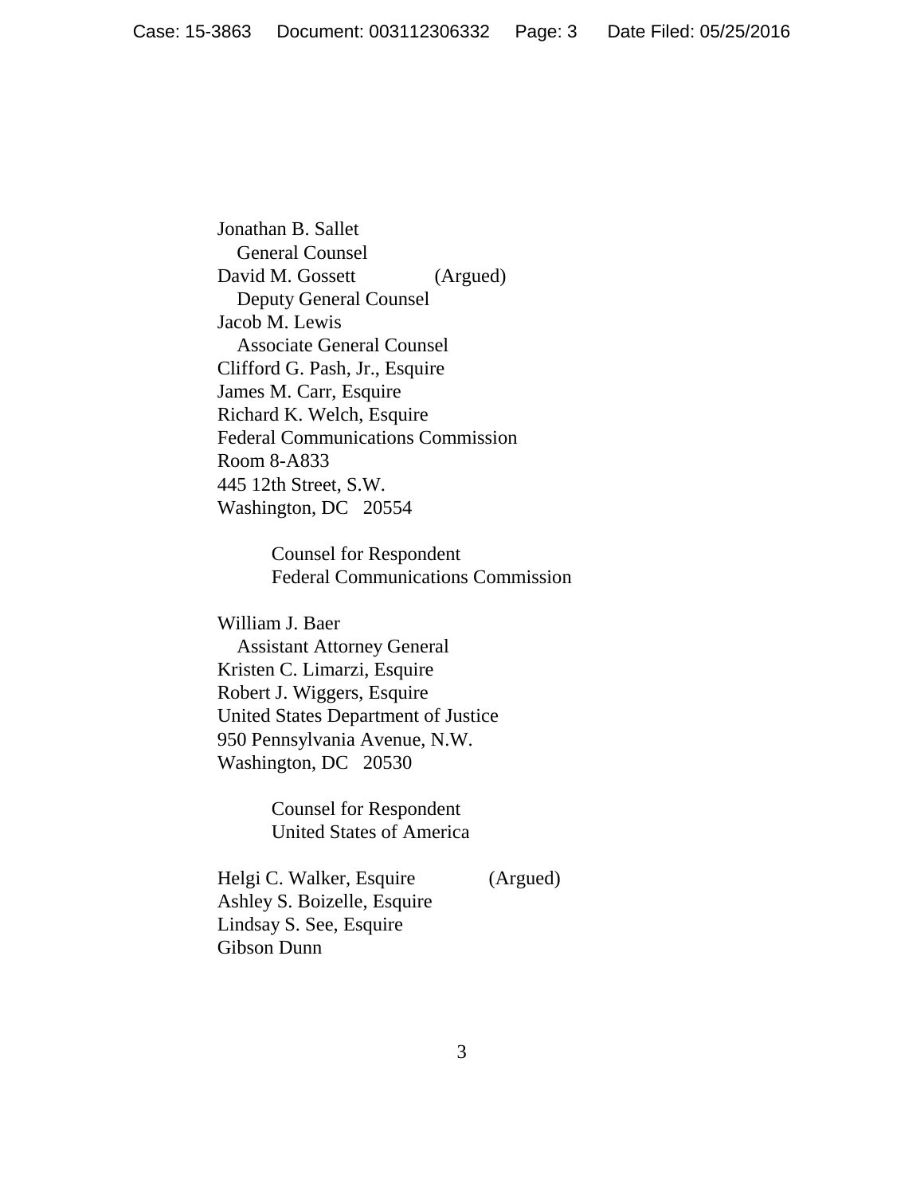Jonathan B. Sallet
General Counsel
David M. Gossett (Argued)
Deputy General Counsel
Jacob M. Lewis
Associate General Counsel
Clifford G. Pash, Jr., Esquire
James M. Carr, Esquire
Richard K. Welch, Esquire
Federal Communications Commission
Room 8-A833
445 12th Street, S.W.
Washington, DC 20554

Counsel for Respondent
Federal Communications Commission

William J. Baer
Assistant Attorney General
Kristen C. Limarzi, Esquire
Robert J. Wiggers, Esquire
United States Department of Justice
950 Pennsylvania Avenue, N.W.
Washington, DC 20530

Counsel for Respondent
United States of America

Helgi C. Walker, Esquire (Argued)
Ashley S. Boizelle, Esquire
Lindsay S. See, Esquire
Gibson Dunn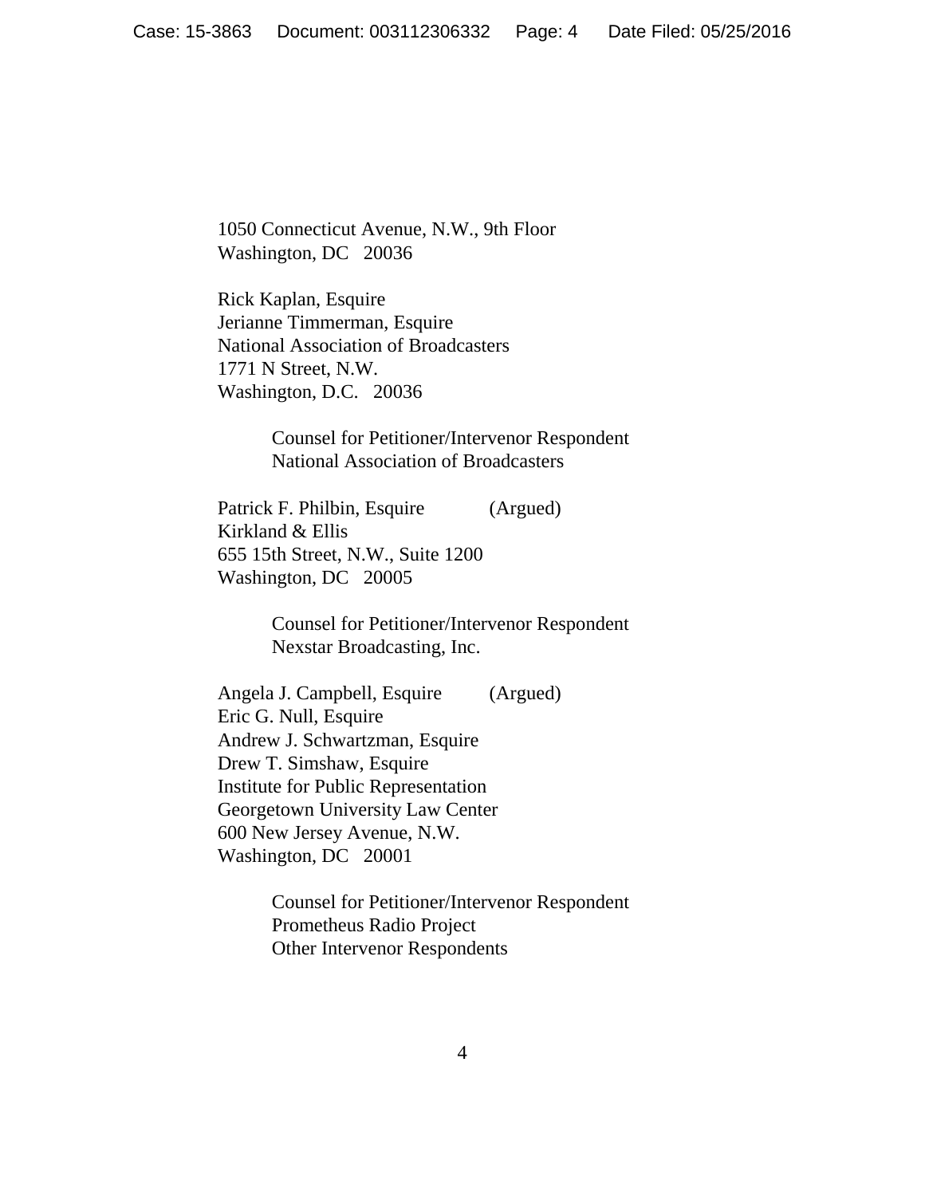1050 Connecticut Avenue, N.W., 9th Floor
Washington, DC 20036

Rick Kaplan, Esquire
Jerianne Timmerman, Esquire
National Association of Broadcasters
1771 N Street, N.W.
Washington, D.C. 20036

Counsel for Petitioner/Intervenor Respondent
National Association of Broadcasters

Patrick F. Philbin, Esquire (Argued)
Kirkland & Ellis
655 15th Street, N.W., Suite 1200
Washington, DC 20005

Counsel for Petitioner/Intervenor Respondent
Nexstar Broadcasting, Inc.

Angela J. Campbell, Esquire (Argued)
Eric G. Null, Esquire
Andrew J. Schwartzman, Esquire
Drew T. Simshaw, Esquire
Institute for Public Representation
Georgetown University Law Center
600 New Jersey Avenue, N.W.
Washington, DC 20001

Counsel for Petitioner/Intervenor Respondent
Prometheus Radio Project
Other Intervenor Respondents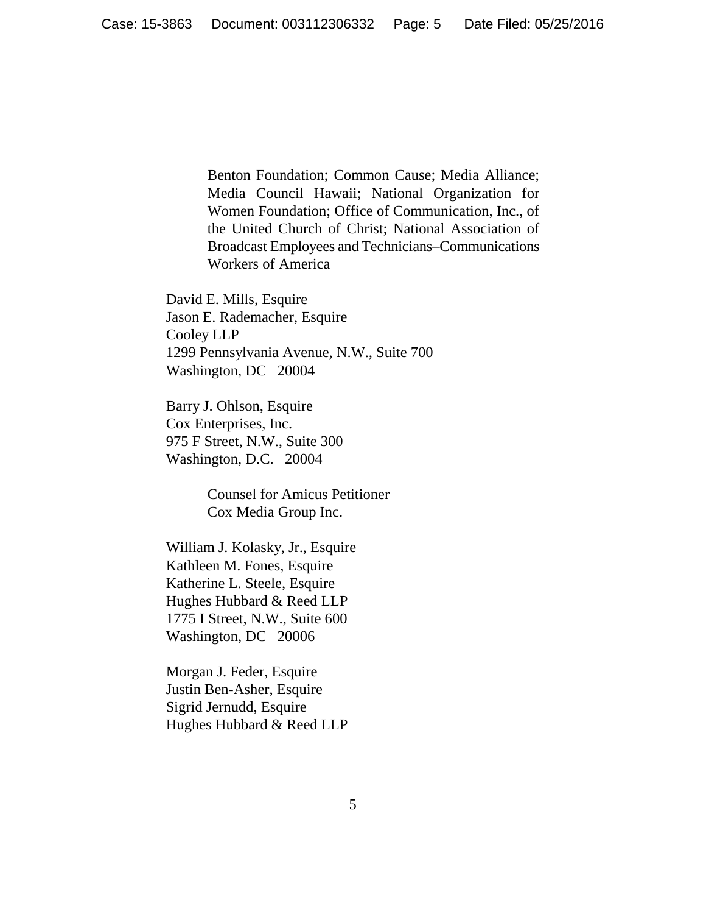Benton Foundation; Common Cause; Media Alliance; Media Council Hawaii; National Organization for Women Foundation; Office of Communication, Inc., of the United Church of Christ; National Association of Broadcast Employees and Technicians–Communications Workers of America

David E. Mills, Esquire
Jason E. Rademacher, Esquire
Cooley LLP
1299 Pennsylvania Avenue, N.W., Suite 700
Washington, DC 20004

Barry J. Ohlson, Esquire
Cox Enterprises, Inc.
975 F Street, N.W., Suite 300
Washington, D.C. 20004

Counsel for Amicus Petitioner
Cox Media Group Inc.

William J. Kolasky, Jr., Esquire
Kathleen M. Fones, Esquire
Katherine L. Steele, Esquire
Hughes Hubbard & Reed LLP
1775 I Street, N.W., Suite 600
Washington, DC 20006

Morgan J. Feder, Esquire
Justin Ben-Asher, Esquire
Sigrid Jernudd, Esquire
Hughes Hubbard & Reed LLP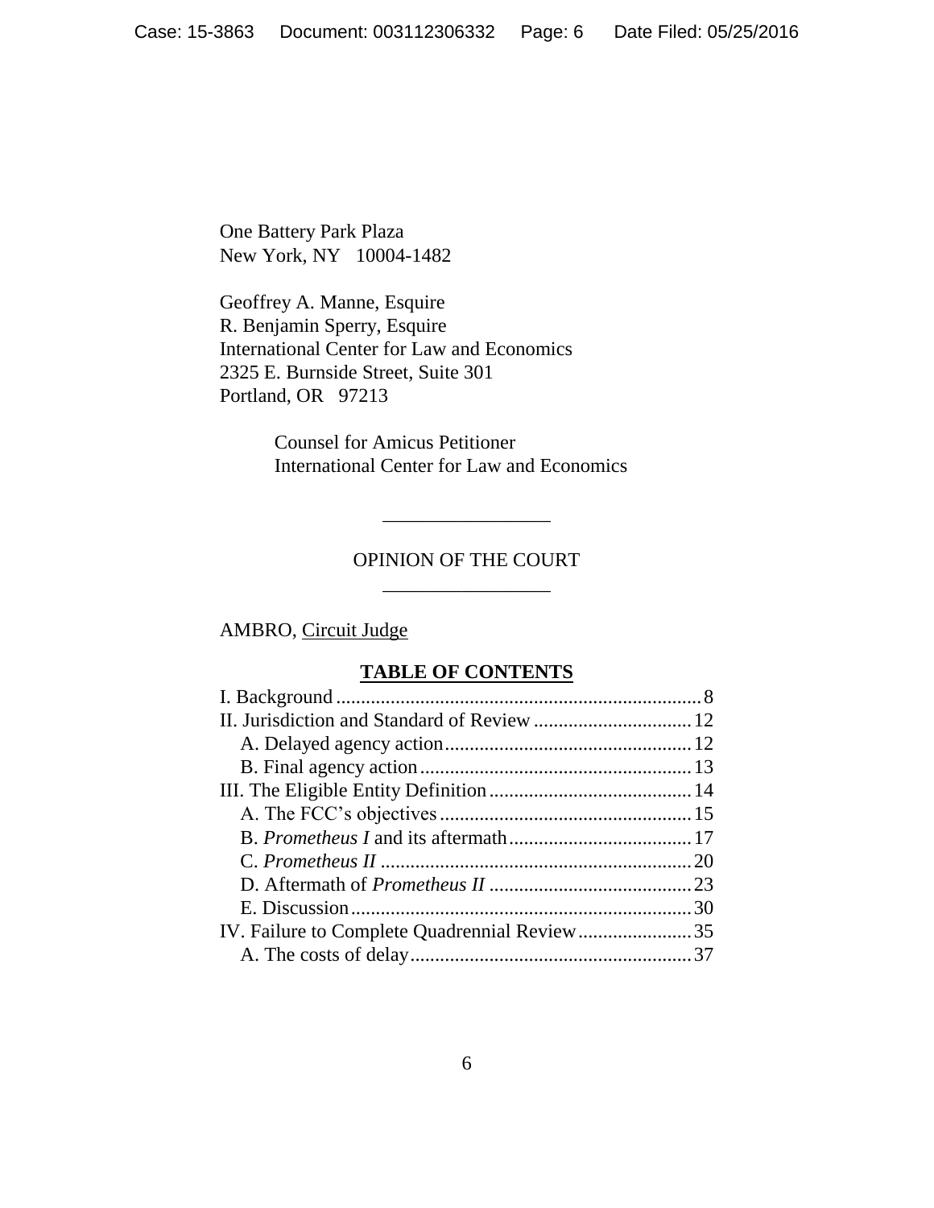One Battery Park Plaza
New York, NY 10004-1482

Geoffrey A. Manne, Esquire
R. Benjamin Sperry, Esquire
International Center for Law and Economics
2325 E. Burnside Street, Suite 301
Portland, OR 97213

Counsel for Amicus Petitioner
International Center for Law and Economics

\_\_\_\_\_\_\_\_\_\_\_\_\_\_\_\_

OPINION OF THE COURT

\_\_\_\_\_\_\_\_\_\_\_\_\_\_\_\_

AMBRO, Circuit Judge

**TABLE OF CONTENTS**

I. Background .......... 8
II. Jurisdiction and Standard of Review .......... 12
  A. Delayed agency action .......... 12
  B. Final agency action .......... 13
III. The Eligible Entity Definition .......... 14
  A. The FCC's objectives .......... 15
  B. *Prometheus I* and its aftermath .......... 17
  C. *Prometheus II* .......... 20
  D. Aftermath of *Prometheus II* .......... 23
  E. Discussion .......... 30
IV. Failure to Complete Quadrennial Review .......... 35
  A. The costs of delay .......... 37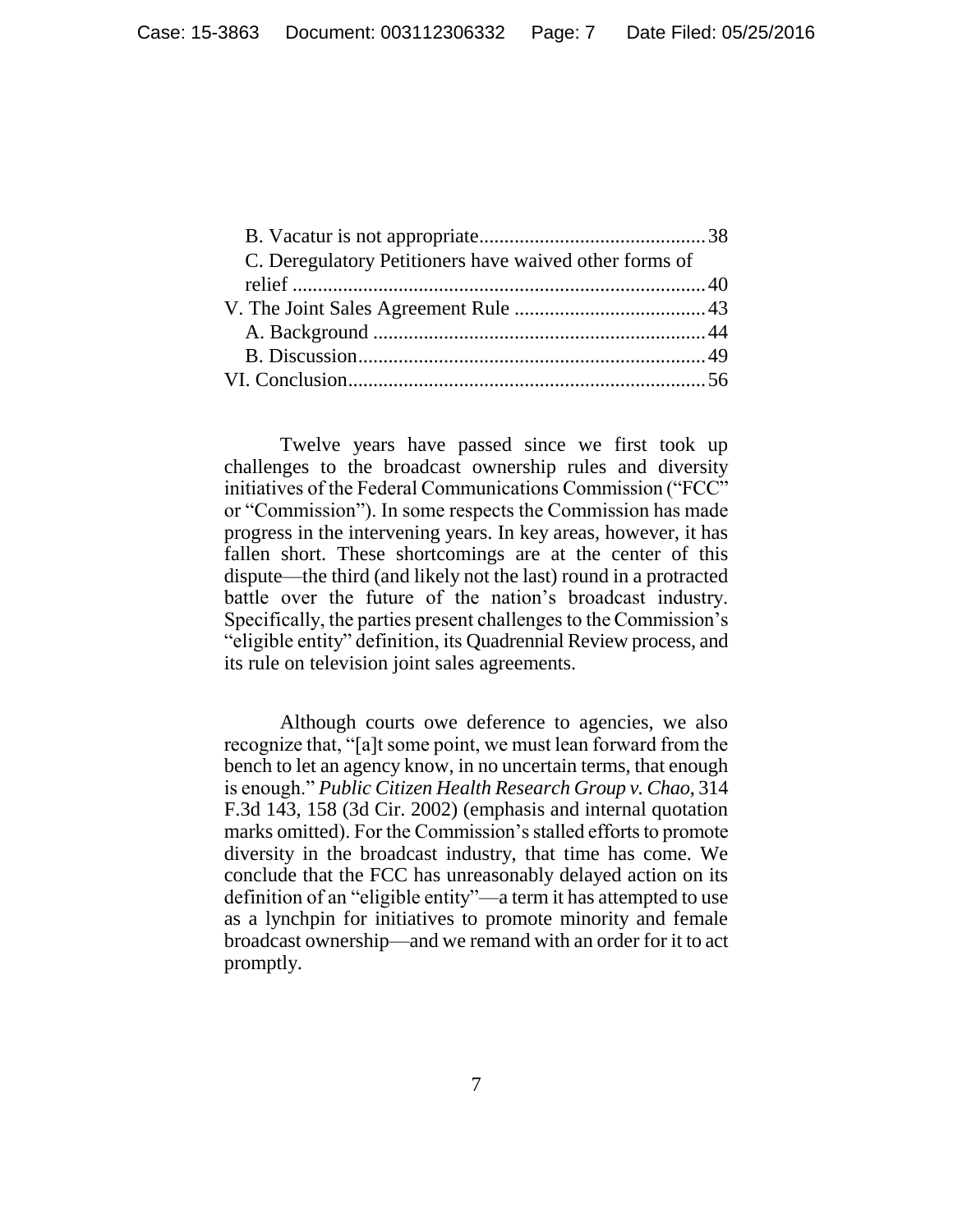B. Vacatur is not appropriate............................................ 38
C. Deregulatory Petitioners have waived other forms of relief ................................................................................ 40
V. The Joint Sales Agreement Rule ...................................... 43
A. Background ................................................................. 44
B. Discussion................................................................... 49
VI. Conclusion...................................................................... 56

Twelve years have passed since we first took up challenges to the broadcast ownership rules and diversity initiatives of the Federal Communications Commission ("FCC" or "Commission"). In some respects the Commission has made progress in the intervening years. In key areas, however, it has fallen short. These shortcomings are at the center of this dispute—the third (and likely not the last) round in a protracted battle over the future of the nation's broadcast industry. Specifically, the parties present challenges to the Commission's "eligible entity" definition, its Quadrennial Review process, and its rule on television joint sales agreements.

Although courts owe deference to agencies, we also recognize that, "[a]t some point, we must lean forward from the bench to let an agency know, in no uncertain terms, that enough is enough." *Public Citizen Health Research Group v. Chao*, 314 F.3d 143, 158 (3d Cir. 2002) (emphasis and internal quotation marks omitted). For the Commission's stalled efforts to promote diversity in the broadcast industry, that time has come. We conclude that the FCC has unreasonably delayed action on its definition of an "eligible entity"—a term it has attempted to use as a lynchpin for initiatives to promote minority and female broadcast ownership—and we remand with an order for it to act promptly.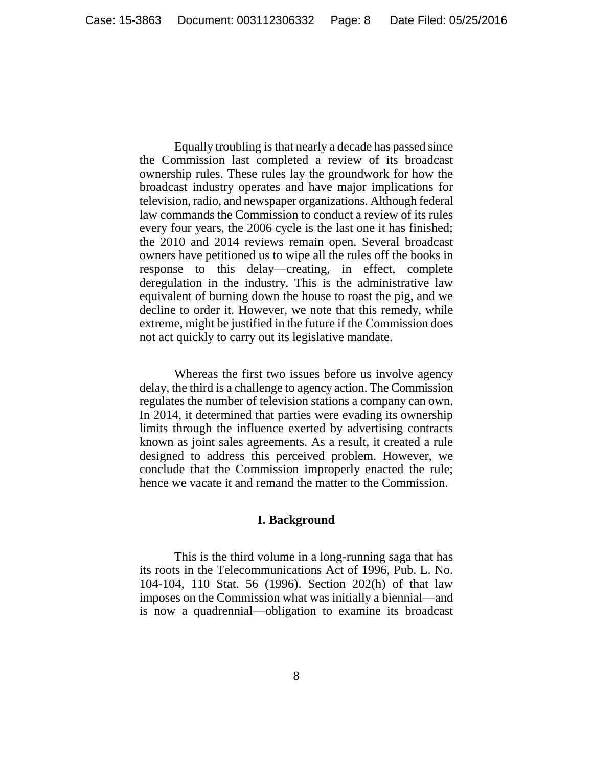Equally troubling is that nearly a decade has passed since the Commission last completed a review of its broadcast ownership rules. These rules lay the groundwork for how the broadcast industry operates and have major implications for television, radio, and newspaper organizations. Although federal law commands the Commission to conduct a review of its rules every four years, the 2006 cycle is the last one it has finished; the 2010 and 2014 reviews remain open. Several broadcast owners have petitioned us to wipe all the rules off the books in response to this delay—creating, in effect, complete deregulation in the industry. This is the administrative law equivalent of burning down the house to roast the pig, and we decline to order it. However, we note that this remedy, while extreme, might be justified in the future if the Commission does not act quickly to carry out its legislative mandate.

Whereas the first two issues before us involve agency delay, the third is a challenge to agency action. The Commission regulates the number of television stations a company can own. In 2014, it determined that parties were evading its ownership limits through the influence exerted by advertising contracts known as joint sales agreements. As a result, it created a rule designed to address this perceived problem. However, we conclude that the Commission improperly enacted the rule; hence we vacate it and remand the matter to the Commission.

## I. Background

This is the third volume in a long-running saga that has its roots in the Telecommunications Act of 1996, Pub. L. No. 104-104, 110 Stat. 56 (1996). Section 202(h) of that law imposes on the Commission what was initially a biennial—and is now a quadrennial—obligation to examine its broadcast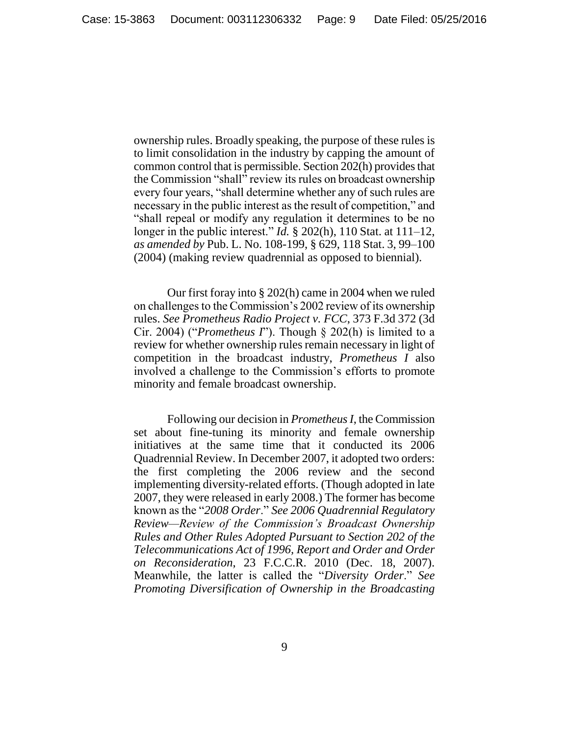ownership rules. Broadly speaking, the purpose of these rules is to limit consolidation in the industry by capping the amount of common control that is permissible. Section 202(h) provides that the Commission "shall" review its rules on broadcast ownership every four years, "shall determine whether any of such rules are necessary in the public interest as the result of competition," and "shall repeal or modify any regulation it determines to be no longer in the public interest." *Id.* § 202(h), 110 Stat. at 111–12, *as amended by* Pub. L. No. 108-199, § 629, 118 Stat. 3, 99–100 (2004) (making review quadrennial as opposed to biennial).

Our first foray into § 202(h) came in 2004 when we ruled on challenges to the Commission's 2002 review of its ownership rules. *See Prometheus Radio Project v. FCC*, 373 F.3d 372 (3d Cir. 2004) ("*Prometheus I*"). Though § 202(h) is limited to a review for whether ownership rules remain necessary in light of competition in the broadcast industry, *Prometheus I* also involved a challenge to the Commission's efforts to promote minority and female broadcast ownership.

Following our decision in *Prometheus I*, the Commission set about fine-tuning its minority and female ownership initiatives at the same time that it conducted its 2006 Quadrennial Review. In December 2007, it adopted two orders: the first completing the 2006 review and the second implementing diversity-related efforts. (Though adopted in late 2007, they were released in early 2008.) The former has become known as the "*2008 Order*." *See 2006 Quadrennial Regulatory Review—Review of the Commission's Broadcast Ownership Rules and Other Rules Adopted Pursuant to Section 202 of the Telecommunications Act of 1996, Report and Order and Order on Reconsideration*, 23 F.C.C.R. 2010 (Dec. 18, 2007). Meanwhile, the latter is called the "*Diversity Order*." *See Promoting Diversification of Ownership in the Broadcasting*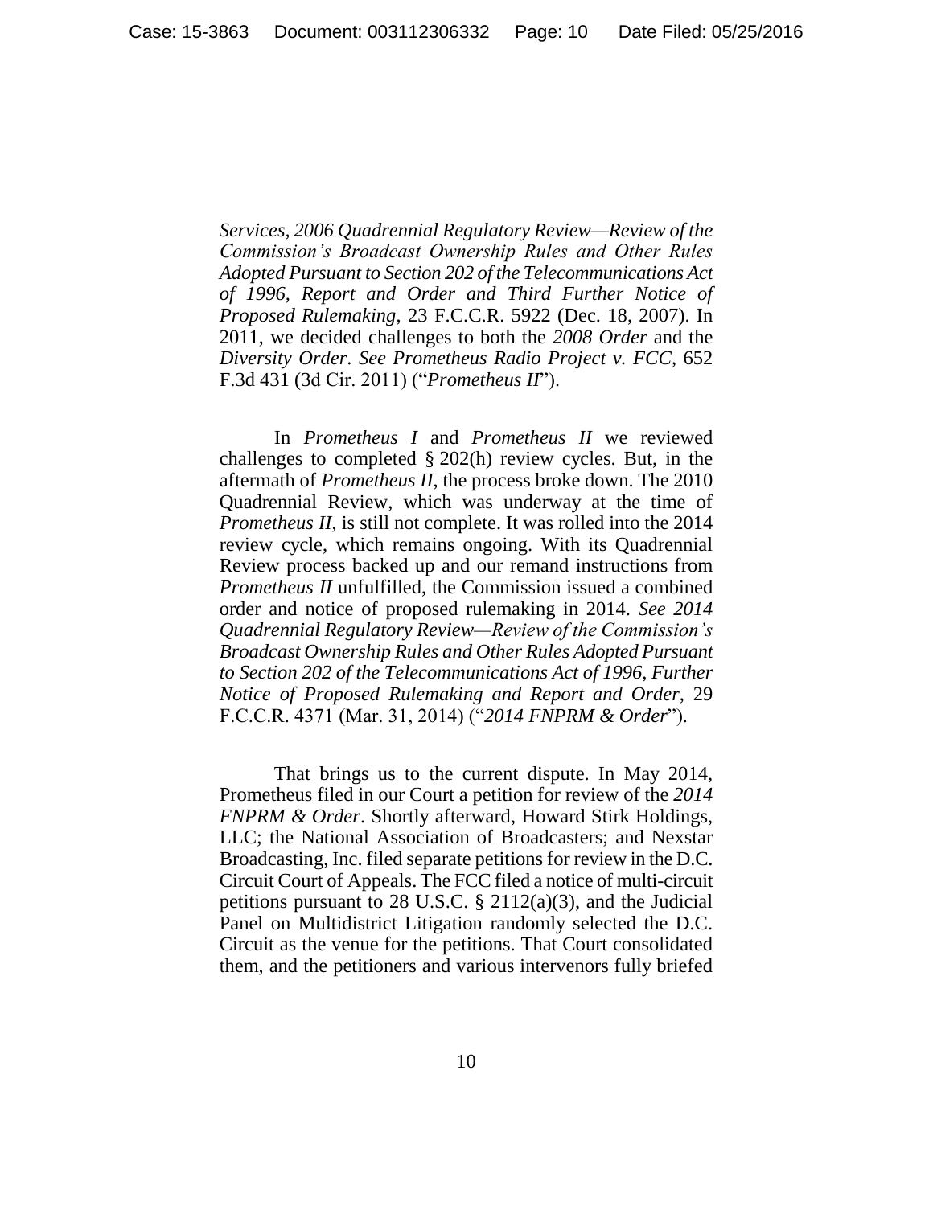*Services, 2006 Quadrennial Regulatory Review—Review of the Commission's Broadcast Ownership Rules and Other Rules Adopted Pursuant to Section 202 of the Telecommunications Act of 1996, Report and Order and Third Further Notice of Proposed Rulemaking*, 23 F.C.C.R. 5922 (Dec. 18, 2007). In 2011, we decided challenges to both the *2008 Order* and the *Diversity Order*. *See Prometheus Radio Project v. FCC*, 652 F.3d 431 (3d Cir. 2011) ("*Prometheus II*").

In *Prometheus I* and *Prometheus II* we reviewed challenges to completed § 202(h) review cycles. But, in the aftermath of *Prometheus II*, the process broke down. The 2010 Quadrennial Review, which was underway at the time of *Prometheus II*, is still not complete. It was rolled into the 2014 review cycle, which remains ongoing. With its Quadrennial Review process backed up and our remand instructions from *Prometheus II* unfulfilled, the Commission issued a combined order and notice of proposed rulemaking in 2014. *See 2014 Quadrennial Regulatory Review—Review of the Commission's Broadcast Ownership Rules and Other Rules Adopted Pursuant to Section 202 of the Telecommunications Act of 1996, Further Notice of Proposed Rulemaking and Report and Order*, 29 F.C.C.R. 4371 (Mar. 31, 2014) ("*2014 FNPRM & Order*").

That brings us to the current dispute. In May 2014, Prometheus filed in our Court a petition for review of the *2014 FNPRM & Order*. Shortly afterward, Howard Stirk Holdings, LLC; the National Association of Broadcasters; and Nexstar Broadcasting, Inc. filed separate petitions for review in the D.C. Circuit Court of Appeals. The FCC filed a notice of multi-circuit petitions pursuant to 28 U.S.C. § 2112(a)(3), and the Judicial Panel on Multidistrict Litigation randomly selected the D.C. Circuit as the venue for the petitions. That Court consolidated them, and the petitioners and various intervenors fully briefed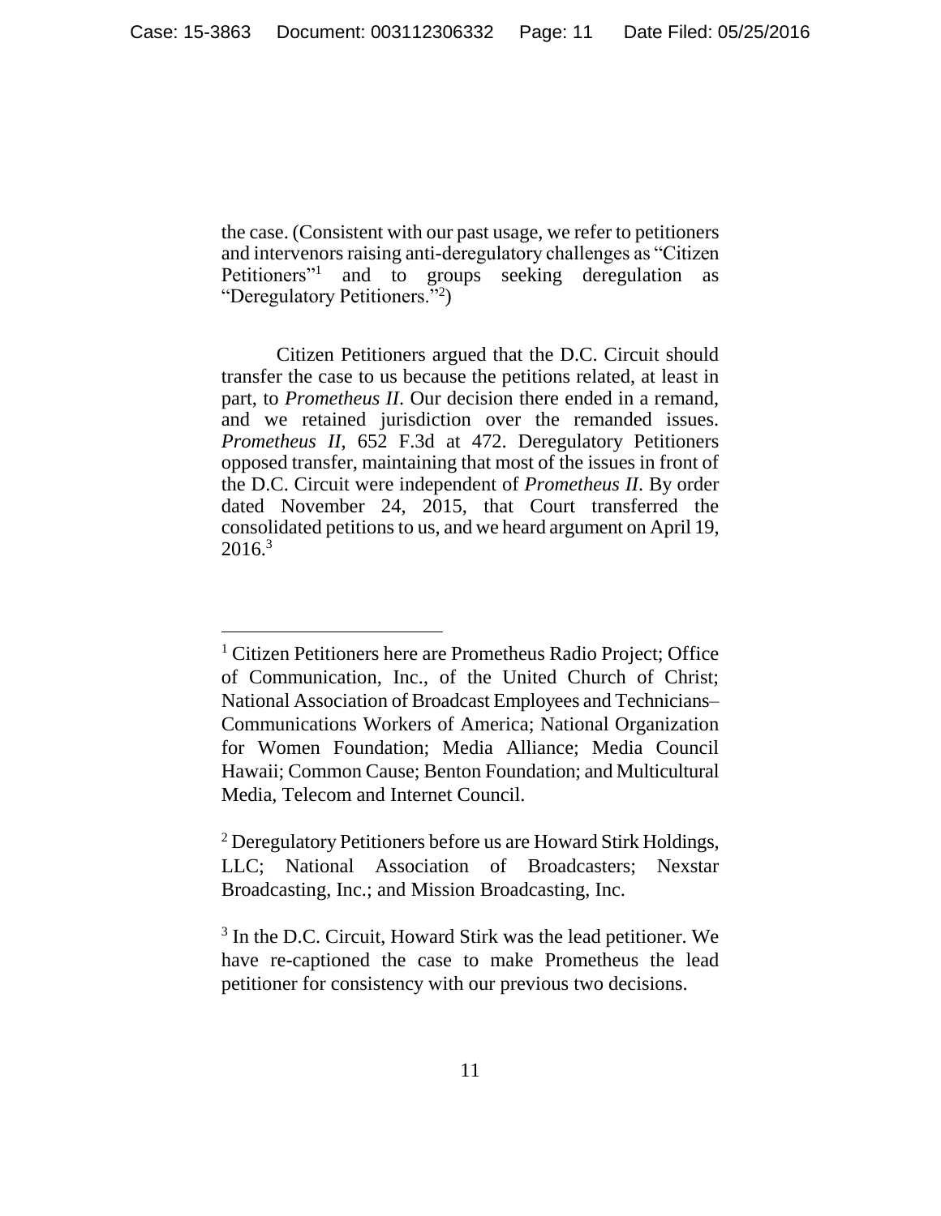the case. (Consistent with our past usage, we refer to petitioners and intervenors raising anti-deregulatory challenges as "Citizen Petitioners"[1] and to groups seeking deregulation as "Deregulatory Petitioners."[2])

Citizen Petitioners argued that the D.C. Circuit should transfer the case to us because the petitions related, at least in part, to *Prometheus II*. Our decision there ended in a remand, and we retained jurisdiction over the remanded issues. *Prometheus II*, 652 F.3d at 472. Deregulatory Petitioners opposed transfer, maintaining that most of the issues in front of the D.C. Circuit were independent of *Prometheus II*. By order dated November 24, 2015, that Court transferred the consolidated petitions to us, and we heard argument on April 19, 2016.[3]

---

[1] Citizen Petitioners here are Prometheus Radio Project; Office of Communication, Inc., of the United Church of Christ; National Association of Broadcast Employees and Technicians–Communications Workers of America; National Organization for Women Foundation; Media Alliance; Media Council Hawaii; Common Cause; Benton Foundation; and Multicultural Media, Telecom and Internet Council.

[2] Deregulatory Petitioners before us are Howard Stirk Holdings, LLC; National Association of Broadcasters; Nexstar Broadcasting, Inc.; and Mission Broadcasting, Inc.

[3] In the D.C. Circuit, Howard Stirk was the lead petitioner. We have re-captioned the case to make Prometheus the lead petitioner for consistency with our previous two decisions.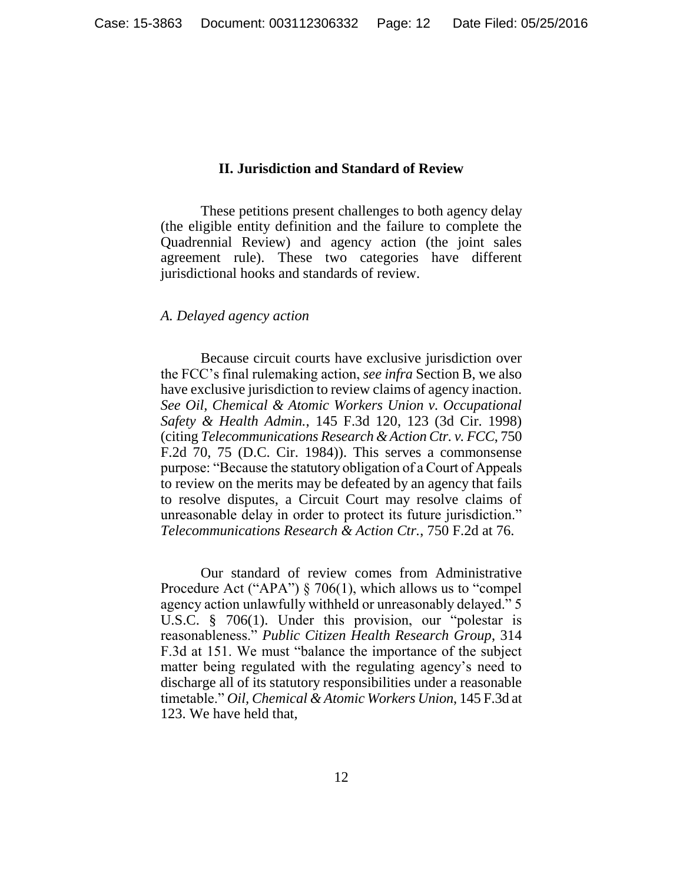## II. Jurisdiction and Standard of Review

These petitions present challenges to both agency delay (the eligible entity definition and the failure to complete the Quadrennial Review) and agency action (the joint sales agreement rule). These two categories have different jurisdictional hooks and standards of review.

### *A. Delayed agency action*

Because circuit courts have exclusive jurisdiction over the FCC's final rulemaking action, *see infra* Section B, we also have exclusive jurisdiction to review claims of agency inaction. *See Oil, Chemical & Atomic Workers Union v. Occupational Safety & Health Admin.*, 145 F.3d 120, 123 (3d Cir. 1998) (citing *Telecommunications Research & Action Ctr. v. FCC*, 750 F.2d 70, 75 (D.C. Cir. 1984)). This serves a commonsense purpose: "Because the statutory obligation of a Court of Appeals to review on the merits may be defeated by an agency that fails to resolve disputes, a Circuit Court may resolve claims of unreasonable delay in order to protect its future jurisdiction." *Telecommunications Research & Action Ctr.*, 750 F.2d at 76.

Our standard of review comes from Administrative Procedure Act ("APA") § 706(1), which allows us to "compel agency action unlawfully withheld or unreasonably delayed." 5 U.S.C. § 706(1). Under this provision, our "polestar is reasonableness." *Public Citizen Health Research Group*, 314 F.3d at 151. We must "balance the importance of the subject matter being regulated with the regulating agency's need to discharge all of its statutory responsibilities under a reasonable timetable." *Oil, Chemical & Atomic Workers Union*, 145 F.3d at 123. We have held that,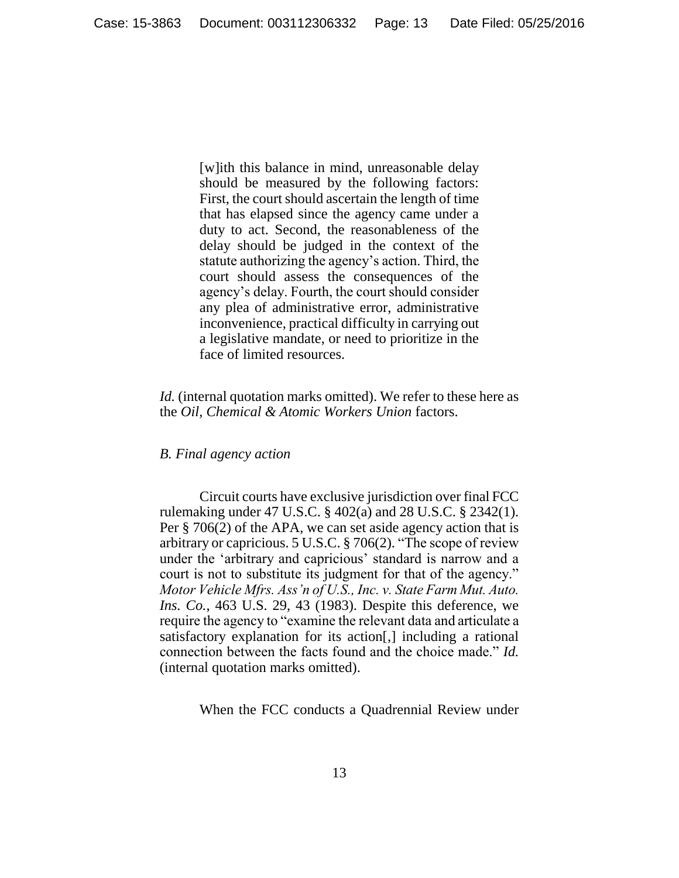> [w]ith this balance in mind, unreasonable delay should be measured by the following factors: First, the court should ascertain the length of time that has elapsed since the agency came under a duty to act. Second, the reasonableness of the delay should be judged in the context of the statute authorizing the agency's action. Third, the court should assess the consequences of the agency's delay. Fourth, the court should consider any plea of administrative error, administrative inconvenience, practical difficulty in carrying out a legislative mandate, or need to prioritize in the face of limited resources.

*Id.* (internal quotation marks omitted). We refer to these here as the *Oil, Chemical & Atomic Workers Union* factors.

*B. Final agency action*

Circuit courts have exclusive jurisdiction over final FCC rulemaking under 47 U.S.C. § 402(a) and 28 U.S.C. § 2342(1). Per § 706(2) of the APA, we can set aside agency action that is arbitrary or capricious. 5 U.S.C. § 706(2). "The scope of review under the 'arbitrary and capricious' standard is narrow and a court is not to substitute its judgment for that of the agency." *Motor Vehicle Mfrs. Ass'n of U.S., Inc. v. State Farm Mut. Auto. Ins. Co.*, 463 U.S. 29, 43 (1983). Despite this deference, we require the agency to "examine the relevant data and articulate a satisfactory explanation for its action[,] including a rational connection between the facts found and the choice made." *Id.* (internal quotation marks omitted).

When the FCC conducts a Quadrennial Review under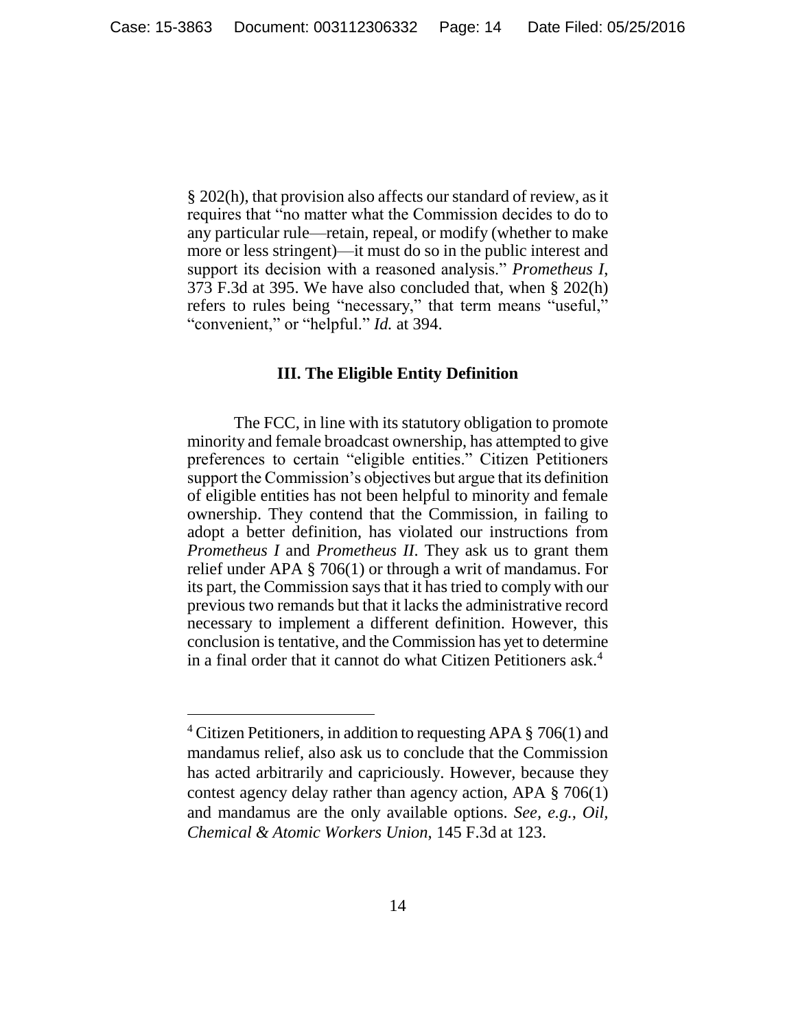§ 202(h), that provision also affects our standard of review, as it requires that "no matter what the Commission decides to do to any particular rule—retain, repeal, or modify (whether to make more or less stringent)—it must do so in the public interest and support its decision with a reasoned analysis." *Prometheus I*, 373 F.3d at 395. We have also concluded that, when § 202(h) refers to rules being "necessary," that term means "useful," "convenient," or "helpful." *Id.* at 394.

### III. The Eligible Entity Definition

The FCC, in line with its statutory obligation to promote minority and female broadcast ownership, has attempted to give preferences to certain "eligible entities." Citizen Petitioners support the Commission's objectives but argue that its definition of eligible entities has not been helpful to minority and female ownership. They contend that the Commission, in failing to adopt a better definition, has violated our instructions from *Prometheus I* and *Prometheus II*. They ask us to grant them relief under APA § 706(1) or through a writ of mandamus. For its part, the Commission says that it has tried to comply with our previous two remands but that it lacks the administrative record necessary to implement a different definition. However, this conclusion is tentative, and the Commission has yet to determine in a final order that it cannot do what Citizen Petitioners ask.[4]

[4] Citizen Petitioners, in addition to requesting APA § 706(1) and mandamus relief, also ask us to conclude that the Commission has acted arbitrarily and capriciously. However, because they contest agency delay rather than agency action, APA § 706(1) and mandamus are the only available options. *See, e.g.*, *Oil, Chemical & Atomic Workers Union*, 145 F.3d at 123.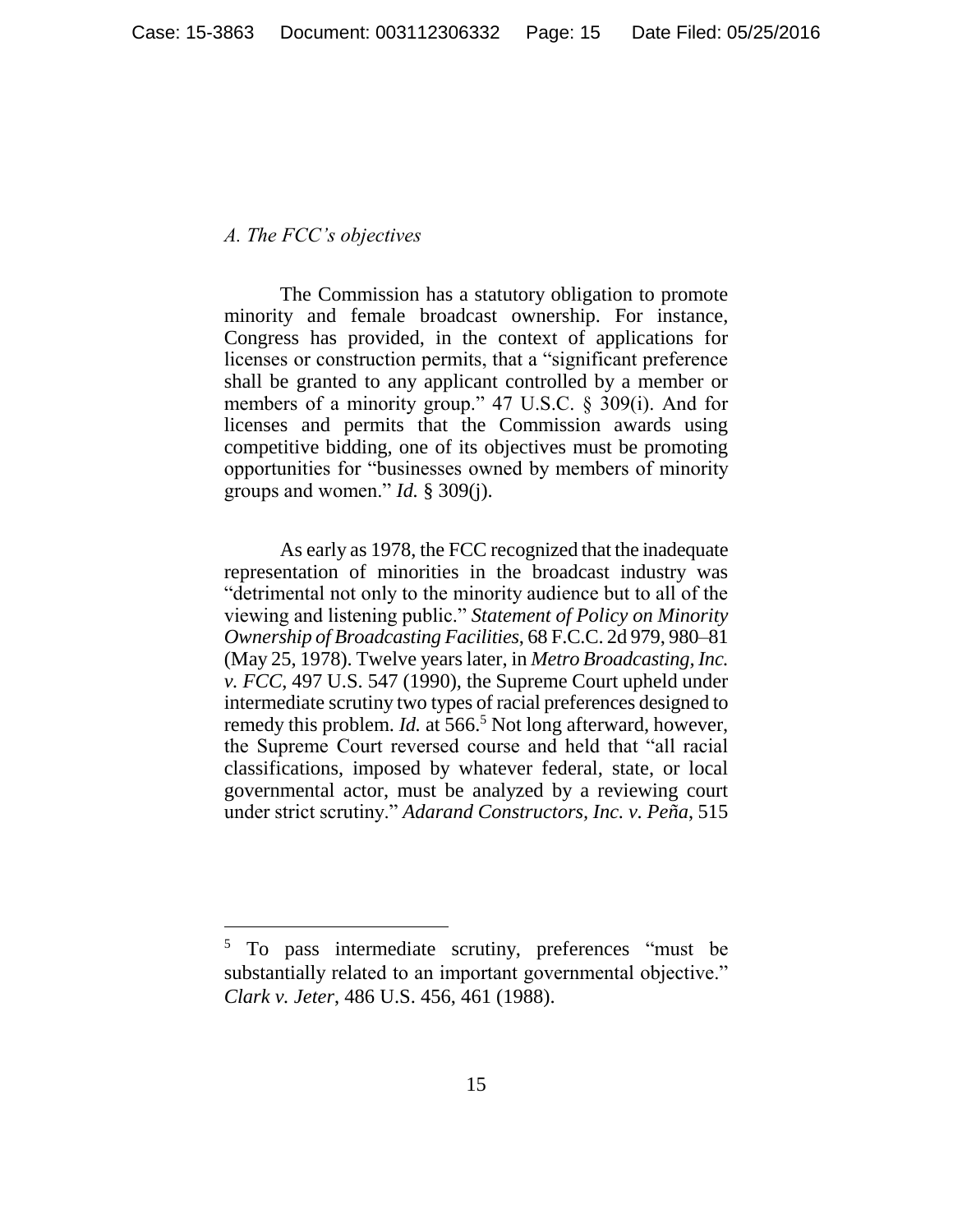*A. The FCC's objectives*

The Commission has a statutory obligation to promote minority and female broadcast ownership. For instance, Congress has provided, in the context of applications for licenses or construction permits, that a "significant preference shall be granted to any applicant controlled by a member or members of a minority group." 47 U.S.C. § 309(i). And for licenses and permits that the Commission awards using competitive bidding, one of its objectives must be promoting opportunities for "businesses owned by members of minority groups and women." *Id.* § 309(j).

As early as 1978, the FCC recognized that the inadequate representation of minorities in the broadcast industry was "detrimental not only to the minority audience but to all of the viewing and listening public." *Statement of Policy on Minority Ownership of Broadcasting Facilities*, 68 F.C.C. 2d 979, 980–81 (May 25, 1978). Twelve years later, in *Metro Broadcasting, Inc. v. FCC*, 497 U.S. 547 (1990), the Supreme Court upheld under intermediate scrutiny two types of racial preferences designed to remedy this problem. *Id.* at 566.[5] Not long afterward, however, the Supreme Court reversed course and held that "all racial classifications, imposed by whatever federal, state, or local governmental actor, must be analyzed by a reviewing court under strict scrutiny." *Adarand Constructors, Inc. v. Peña*, 515

---

[5] To pass intermediate scrutiny, preferences "must be substantially related to an important governmental objective." *Clark v. Jeter*, 486 U.S. 456, 461 (1988).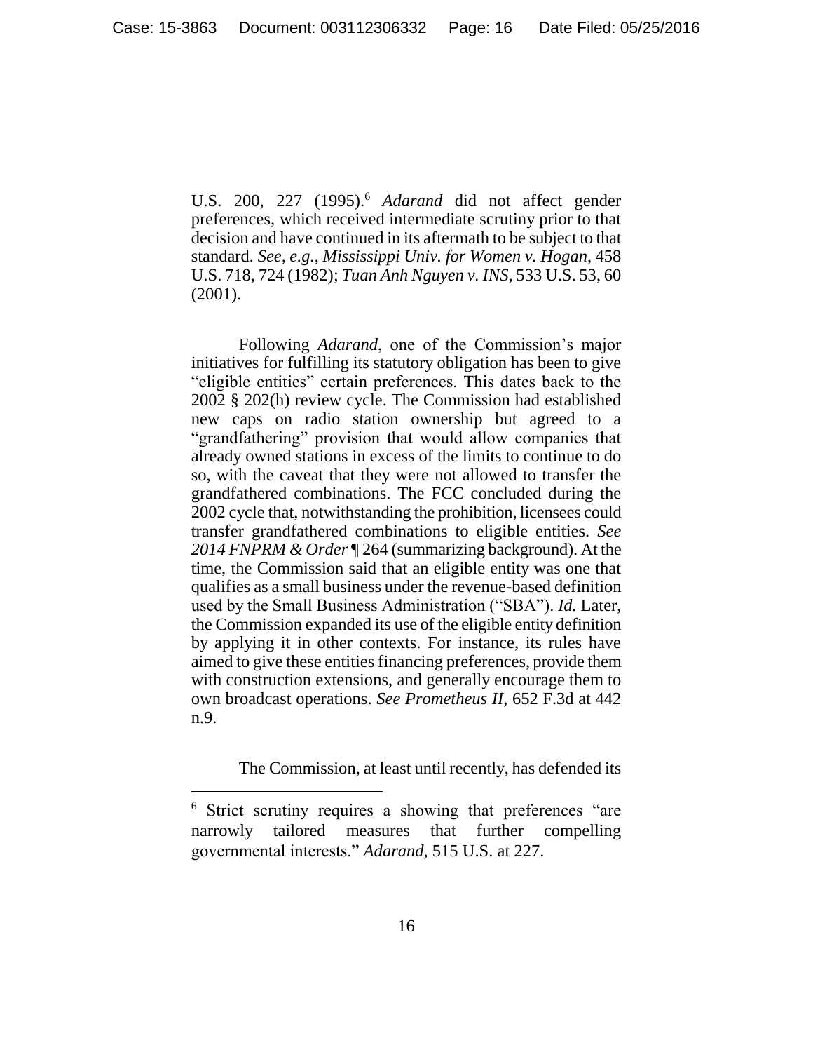U.S. 200, 227 (1995).[6] *Adarand* did not affect gender preferences, which received intermediate scrutiny prior to that decision and have continued in its aftermath to be subject to that standard. *See, e.g.*, *Mississippi Univ. for Women v. Hogan*, 458 U.S. 718, 724 (1982); *Tuan Anh Nguyen v. INS*, 533 U.S. 53, 60 (2001).

Following *Adarand*, one of the Commission's major initiatives for fulfilling its statutory obligation has been to give "eligible entities" certain preferences. This dates back to the 2002 § 202(h) review cycle. The Commission had established new caps on radio station ownership but agreed to a "grandfathering" provision that would allow companies that already owned stations in excess of the limits to continue to do so, with the caveat that they were not allowed to transfer the grandfathered combinations. The FCC concluded during the 2002 cycle that, notwithstanding the prohibition, licensees could transfer grandfathered combinations to eligible entities. *See 2014 FNPRM & Order* ¶ 264 (summarizing background). At the time, the Commission said that an eligible entity was one that qualifies as a small business under the revenue-based definition used by the Small Business Administration ("SBA"). *Id.* Later, the Commission expanded its use of the eligible entity definition by applying it in other contexts. For instance, its rules have aimed to give these entities financing preferences, provide them with construction extensions, and generally encourage them to own broadcast operations. *See Prometheus II*, 652 F.3d at 442 n.9.

The Commission, at least until recently, has defended its

[6] Strict scrutiny requires a showing that preferences "are narrowly tailored measures that further compelling governmental interests." *Adarand*, 515 U.S. at 227.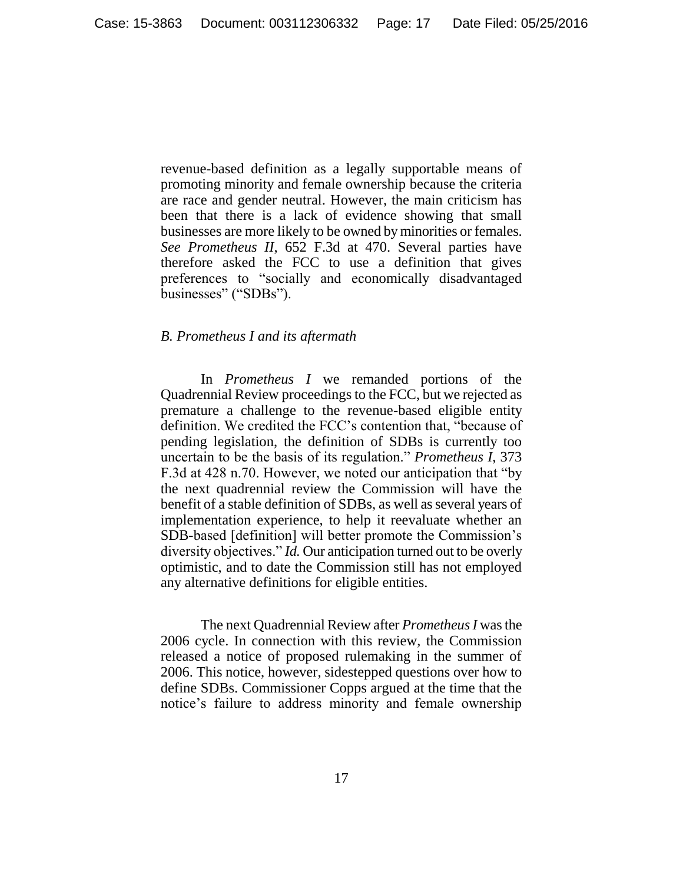revenue-based definition as a legally supportable means of promoting minority and female ownership because the criteria are race and gender neutral. However, the main criticism has been that there is a lack of evidence showing that small businesses are more likely to be owned by minorities or females. *See Prometheus II*, 652 F.3d at 470. Several parties have therefore asked the FCC to use a definition that gives preferences to "socially and economically disadvantaged businesses" ("SDBs").

### *B. Prometheus I and its aftermath*

In *Prometheus I* we remanded portions of the Quadrennial Review proceedings to the FCC, but we rejected as premature a challenge to the revenue-based eligible entity definition. We credited the FCC's contention that, "because of pending legislation, the definition of SDBs is currently too uncertain to be the basis of its regulation." *Prometheus I*, 373 F.3d at 428 n.70. However, we noted our anticipation that "by the next quadrennial review the Commission will have the benefit of a stable definition of SDBs, as well as several years of implementation experience, to help it reevaluate whether an SDB-based [definition] will better promote the Commission's diversity objectives." *Id.* Our anticipation turned out to be overly optimistic, and to date the Commission still has not employed any alternative definitions for eligible entities.

The next Quadrennial Review after *Prometheus I* was the 2006 cycle. In connection with this review, the Commission released a notice of proposed rulemaking in the summer of 2006. This notice, however, sidestepped questions over how to define SDBs. Commissioner Copps argued at the time that the notice's failure to address minority and female ownership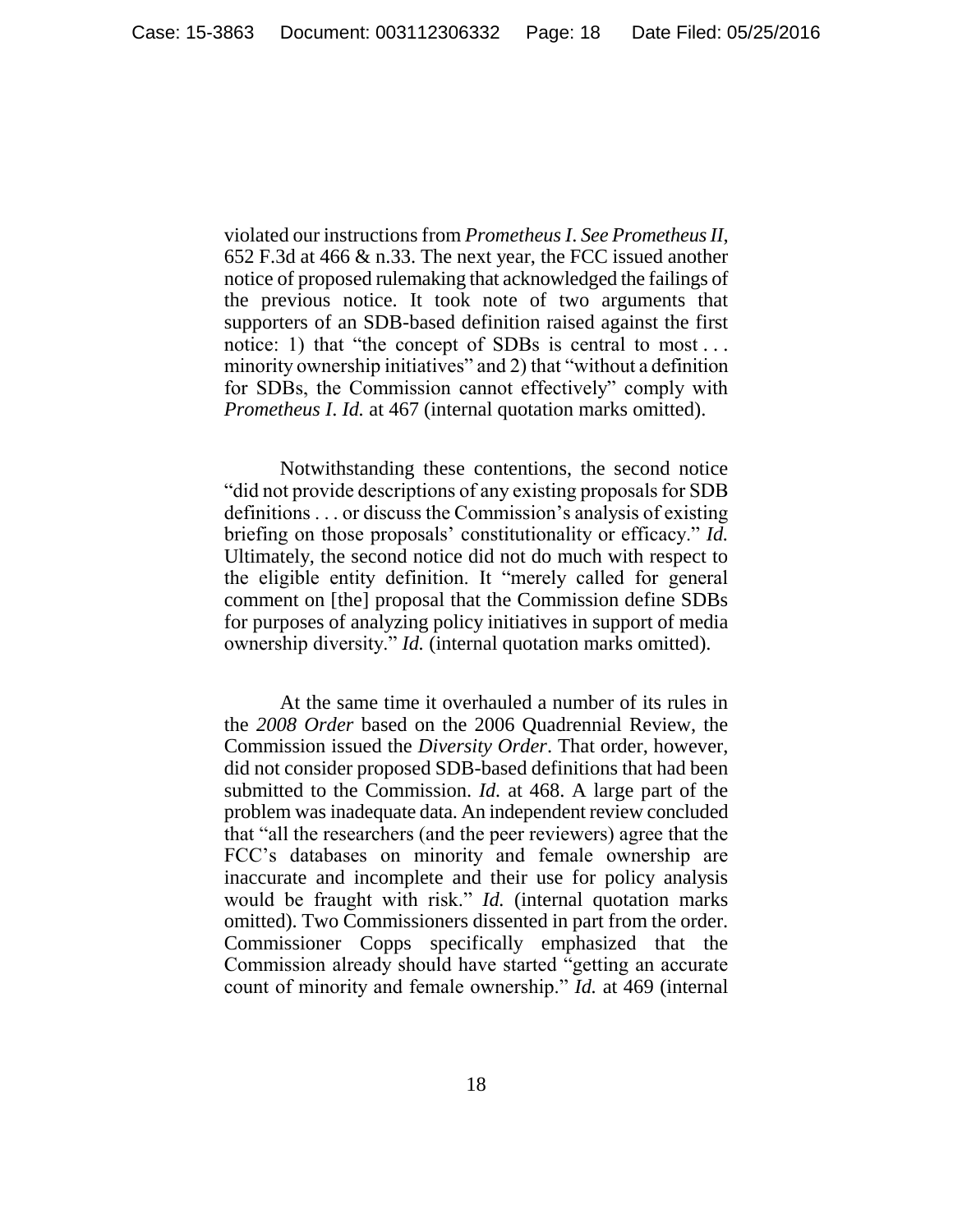violated our instructions from *Prometheus I*. *See Prometheus II*, 652 F.3d at 466 & n.33. The next year, the FCC issued another notice of proposed rulemaking that acknowledged the failings of the previous notice. It took note of two arguments that supporters of an SDB-based definition raised against the first notice: 1) that "the concept of SDBs is central to most . . . minority ownership initiatives" and 2) that "without a definition for SDBs, the Commission cannot effectively" comply with *Prometheus I*. *Id.* at 467 (internal quotation marks omitted).

Notwithstanding these contentions, the second notice "did not provide descriptions of any existing proposals for SDB definitions . . . or discuss the Commission's analysis of existing briefing on those proposals' constitutionality or efficacy." *Id.* Ultimately, the second notice did not do much with respect to the eligible entity definition. It "merely called for general comment on [the] proposal that the Commission define SDBs for purposes of analyzing policy initiatives in support of media ownership diversity." *Id.* (internal quotation marks omitted).

At the same time it overhauled a number of its rules in the *2008 Order* based on the 2006 Quadrennial Review, the Commission issued the *Diversity Order*. That order, however, did not consider proposed SDB-based definitions that had been submitted to the Commission. *Id.* at 468. A large part of the problem was inadequate data. An independent review concluded that "all the researchers (and the peer reviewers) agree that the FCC's databases on minority and female ownership are inaccurate and incomplete and their use for policy analysis would be fraught with risk." *Id.* (internal quotation marks omitted). Two Commissioners dissented in part from the order. Commissioner Copps specifically emphasized that the Commission already should have started "getting an accurate count of minority and female ownership." *Id.* at 469 (internal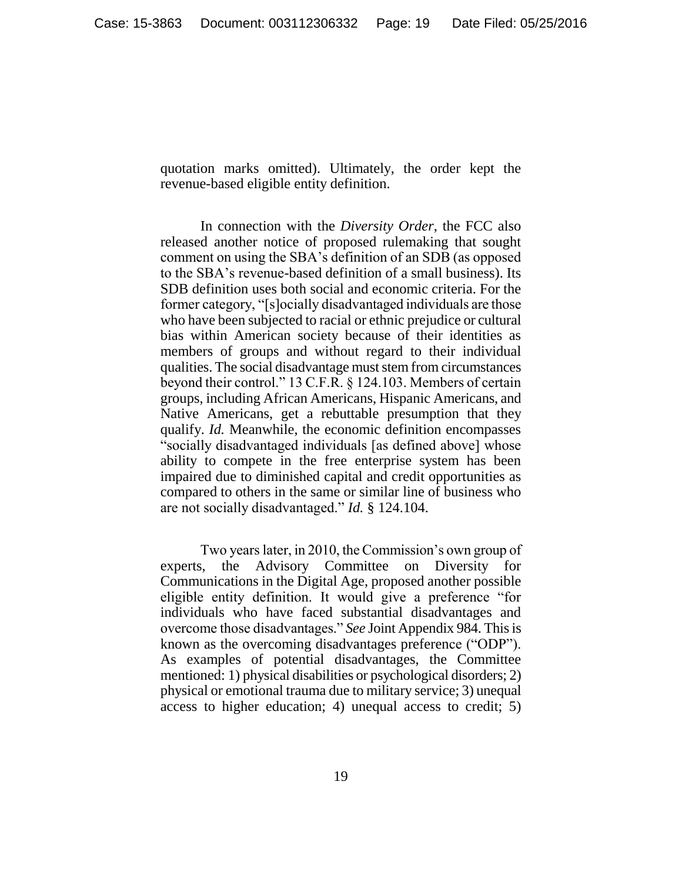quotation marks omitted). Ultimately, the order kept the revenue-based eligible entity definition.

In connection with the *Diversity Order*, the FCC also released another notice of proposed rulemaking that sought comment on using the SBA's definition of an SDB (as opposed to the SBA's revenue-based definition of a small business). Its SDB definition uses both social and economic criteria. For the former category, "[s]ocially disadvantaged individuals are those who have been subjected to racial or ethnic prejudice or cultural bias within American society because of their identities as members of groups and without regard to their individual qualities. The social disadvantage must stem from circumstances beyond their control." 13 C.F.R. § 124.103. Members of certain groups, including African Americans, Hispanic Americans, and Native Americans, get a rebuttable presumption that they qualify. *Id.* Meanwhile, the economic definition encompasses "socially disadvantaged individuals [as defined above] whose ability to compete in the free enterprise system has been impaired due to diminished capital and credit opportunities as compared to others in the same or similar line of business who are not socially disadvantaged." *Id.* § 124.104.

Two years later, in 2010, the Commission's own group of experts, the Advisory Committee on Diversity for Communications in the Digital Age, proposed another possible eligible entity definition. It would give a preference "for individuals who have faced substantial disadvantages and overcome those disadvantages." *See* Joint Appendix 984. This is known as the overcoming disadvantages preference ("ODP"). As examples of potential disadvantages, the Committee mentioned: 1) physical disabilities or psychological disorders; 2) physical or emotional trauma due to military service; 3) unequal access to higher education; 4) unequal access to credit; 5)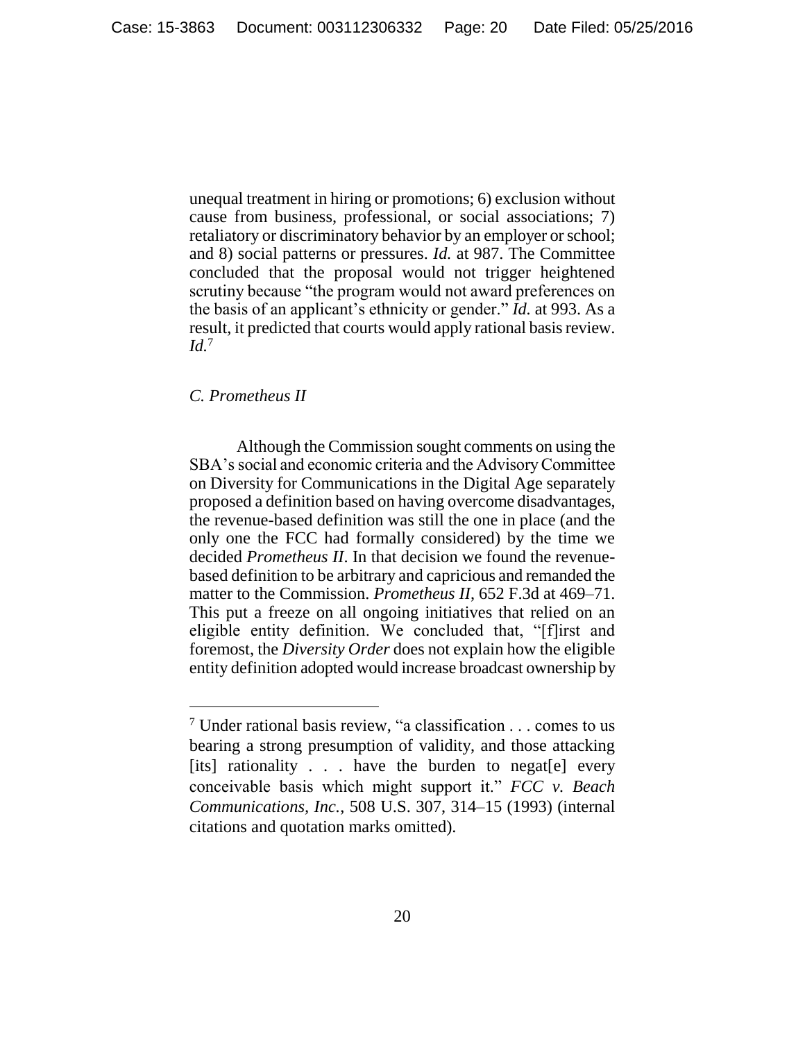unequal treatment in hiring or promotions; 6) exclusion without cause from business, professional, or social associations; 7) retaliatory or discriminatory behavior by an employer or school; and 8) social patterns or pressures. *Id.* at 987. The Committee concluded that the proposal would not trigger heightened scrutiny because "the program would not award preferences on the basis of an applicant's ethnicity or gender." *Id.* at 993. As a result, it predicted that courts would apply rational basis review. *Id.*[7]

### *C. Prometheus II*

Although the Commission sought comments on using the SBA's social and economic criteria and the Advisory Committee on Diversity for Communications in the Digital Age separately proposed a definition based on having overcome disadvantages, the revenue-based definition was still the one in place (and the only one the FCC had formally considered) by the time we decided *Prometheus II*. In that decision we found the revenue-based definition to be arbitrary and capricious and remanded the matter to the Commission. *Prometheus II*, 652 F.3d at 469–71. This put a freeze on all ongoing initiatives that relied on an eligible entity definition. We concluded that, "[f]irst and foremost, the *Diversity Order* does not explain how the eligible entity definition adopted would increase broadcast ownership by

---

[7] Under rational basis review, "a classification . . . comes to us bearing a strong presumption of validity, and those attacking [its] rationality . . . have the burden to negat[e] every conceivable basis which might support it." *FCC v. Beach Communications, Inc.*, 508 U.S. 307, 314–15 (1993) (internal citations and quotation marks omitted).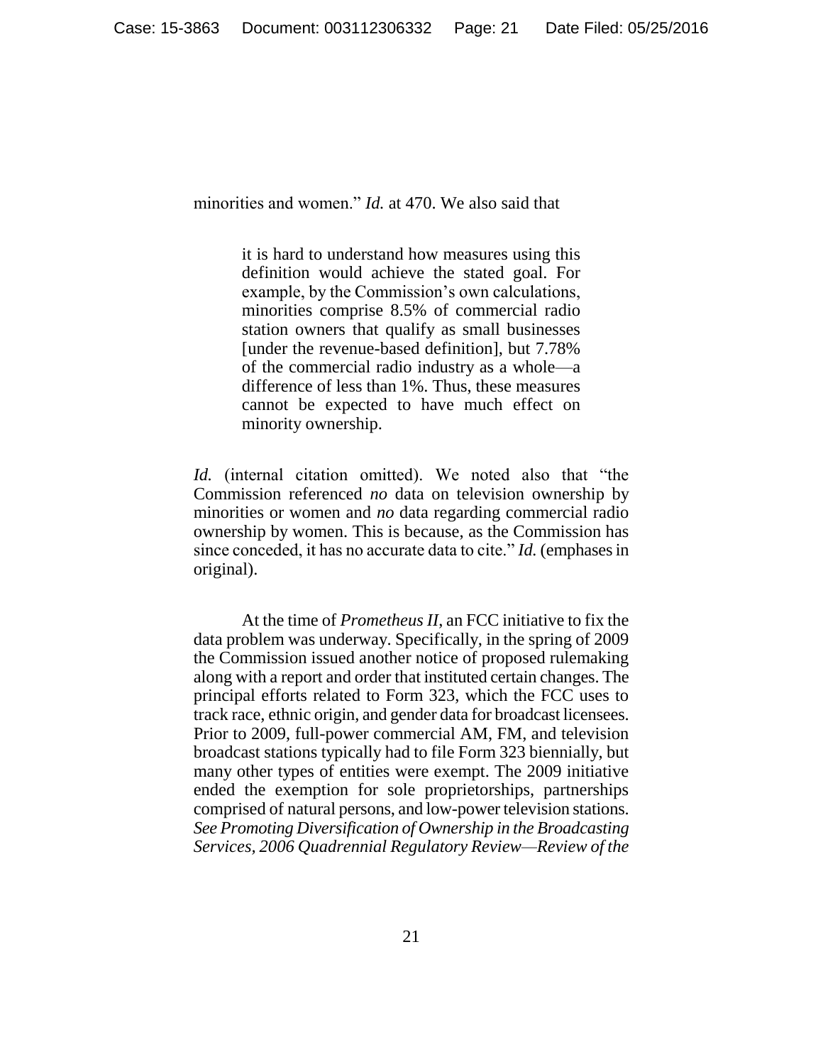minorities and women." *Id.* at 470. We also said that

> it is hard to understand how measures using this definition would achieve the stated goal. For example, by the Commission's own calculations, minorities comprise 8.5% of commercial radio station owners that qualify as small businesses [under the revenue-based definition], but 7.78% of the commercial radio industry as a whole—a difference of less than 1%. Thus, these measures cannot be expected to have much effect on minority ownership.

*Id.* (internal citation omitted). We noted also that "the Commission referenced *no* data on television ownership by minorities or women and *no* data regarding commercial radio ownership by women. This is because, as the Commission has since conceded, it has no accurate data to cite." *Id.* (emphases in original).

At the time of *Prometheus II*, an FCC initiative to fix the data problem was underway. Specifically, in the spring of 2009 the Commission issued another notice of proposed rulemaking along with a report and order that instituted certain changes. The principal efforts related to Form 323, which the FCC uses to track race, ethnic origin, and gender data for broadcast licensees. Prior to 2009, full-power commercial AM, FM, and television broadcast stations typically had to file Form 323 biennially, but many other types of entities were exempt. The 2009 initiative ended the exemption for sole proprietorships, partnerships comprised of natural persons, and low-power television stations. *See Promoting Diversification of Ownership in the Broadcasting Services, 2006 Quadrennial Regulatory Review—Review of the*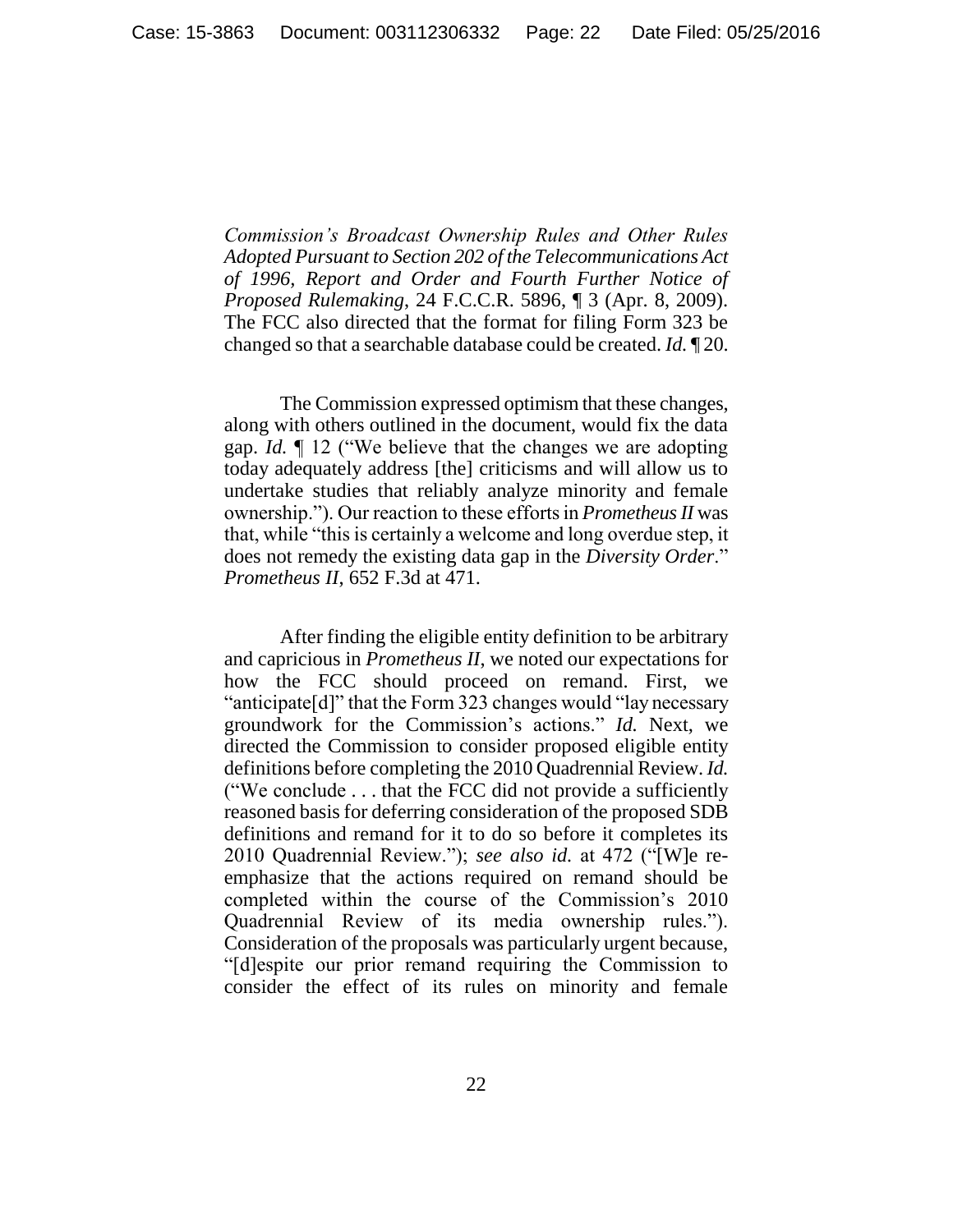*Commission's Broadcast Ownership Rules and Other Rules Adopted Pursuant to Section 202 of the Telecommunications Act of 1996, Report and Order and Fourth Further Notice of Proposed Rulemaking*, 24 F.C.C.R. 5896, ¶ 3 (Apr. 8, 2009). The FCC also directed that the format for filing Form 323 be changed so that a searchable database could be created. *Id.* ¶ 20.

The Commission expressed optimism that these changes, along with others outlined in the document, would fix the data gap. *Id.* ¶ 12 ("We believe that the changes we are adopting today adequately address [the] criticisms and will allow us to undertake studies that reliably analyze minority and female ownership."). Our reaction to these efforts in *Prometheus II* was that, while "this is certainly a welcome and long overdue step, it does not remedy the existing data gap in the *Diversity Order*." *Prometheus II*, 652 F.3d at 471.

After finding the eligible entity definition to be arbitrary and capricious in *Prometheus II*, we noted our expectations for how the FCC should proceed on remand. First, we "anticipate[d]" that the Form 323 changes would "lay necessary groundwork for the Commission's actions." *Id.* Next, we directed the Commission to consider proposed eligible entity definitions before completing the 2010 Quadrennial Review. *Id.* ("We conclude . . . that the FCC did not provide a sufficiently reasoned basis for deferring consideration of the proposed SDB definitions and remand for it to do so before it completes its 2010 Quadrennial Review."); *see also id.* at 472 ("[W]e re-emphasize that the actions required on remand should be completed within the course of the Commission's 2010 Quadrennial Review of its media ownership rules."). Consideration of the proposals was particularly urgent because, "[d]espite our prior remand requiring the Commission to consider the effect of its rules on minority and female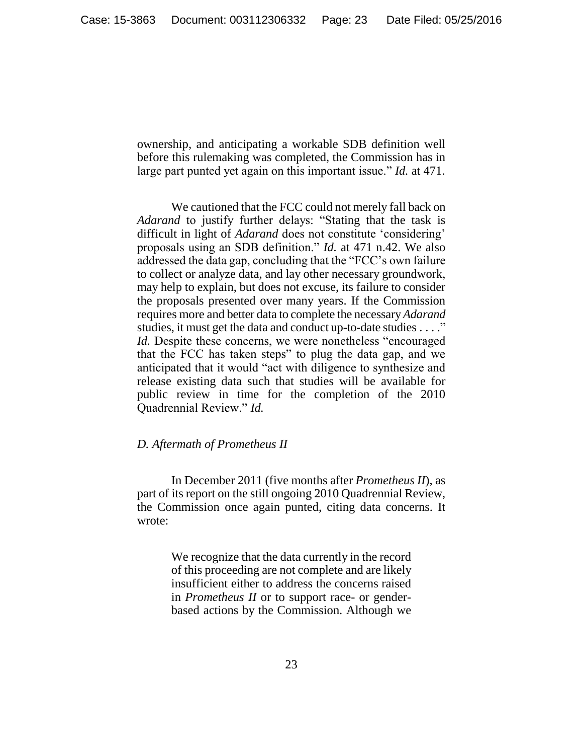ownership, and anticipating a workable SDB definition well before this rulemaking was completed, the Commission has in large part punted yet again on this important issue." *Id.* at 471.

We cautioned that the FCC could not merely fall back on *Adarand* to justify further delays: "Stating that the task is difficult in light of *Adarand* does not constitute 'considering' proposals using an SDB definition." *Id.* at 471 n.42. We also addressed the data gap, concluding that the "FCC's own failure to collect or analyze data, and lay other necessary groundwork, may help to explain, but does not excuse, its failure to consider the proposals presented over many years. If the Commission requires more and better data to complete the necessary *Adarand* studies, it must get the data and conduct up-to-date studies . . . ." *Id.* Despite these concerns, we were nonetheless "encouraged that the FCC has taken steps" to plug the data gap, and we anticipated that it would "act with diligence to synthesize and release existing data such that studies will be available for public review in time for the completion of the 2010 Quadrennial Review." *Id.*

*D. Aftermath of Prometheus II*

In December 2011 (five months after *Prometheus II*), as part of its report on the still ongoing 2010 Quadrennial Review, the Commission once again punted, citing data concerns. It wrote:

> We recognize that the data currently in the record of this proceeding are not complete and are likely insufficient either to address the concerns raised in *Prometheus II* or to support race- or gender-based actions by the Commission. Although we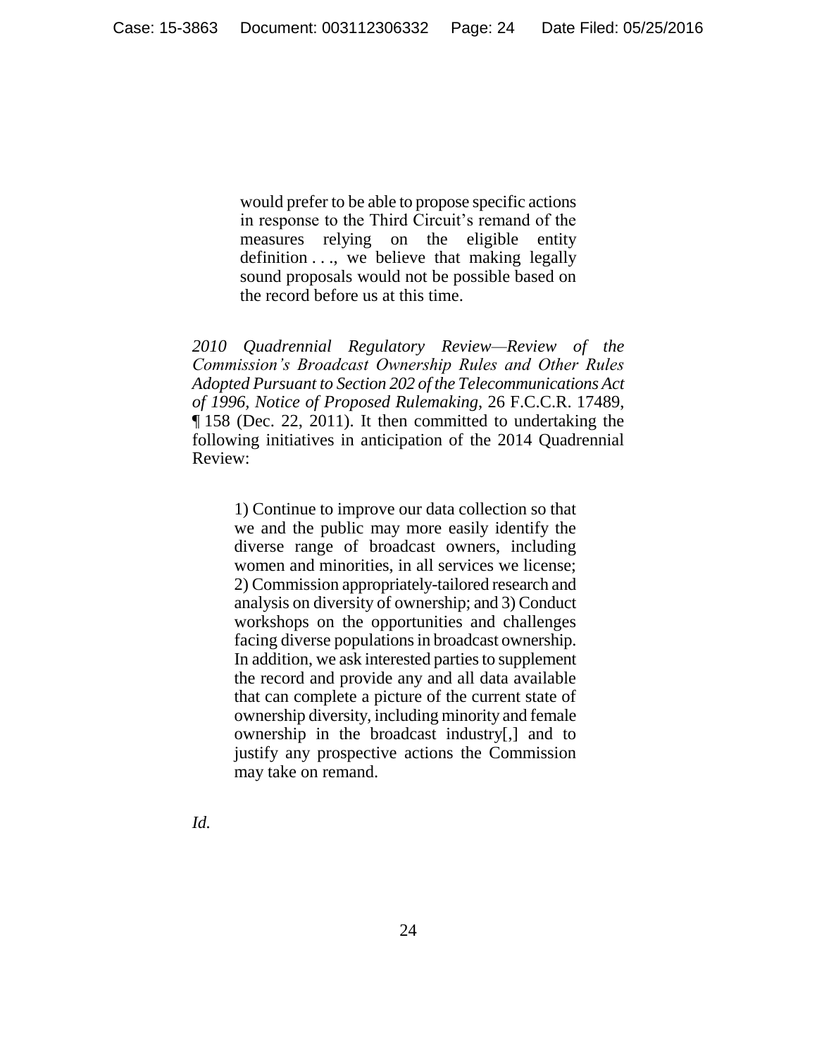> would prefer to be able to propose specific actions in response to the Third Circuit's remand of the measures relying on the eligible entity definition . . ., we believe that making legally sound proposals would not be possible based on the record before us at this time.

*2010 Quadrennial Regulatory Review—Review of the Commission's Broadcast Ownership Rules and Other Rules Adopted Pursuant to Section 202 of the Telecommunications Act of 1996, Notice of Proposed Rulemaking*, 26 F.C.C.R. 17489, ¶ 158 (Dec. 22, 2011). It then committed to undertaking the following initiatives in anticipation of the 2014 Quadrennial Review:

> 1) Continue to improve our data collection so that we and the public may more easily identify the diverse range of broadcast owners, including women and minorities, in all services we license; 2) Commission appropriately-tailored research and analysis on diversity of ownership; and 3) Conduct workshops on the opportunities and challenges facing diverse populations in broadcast ownership. In addition, we ask interested parties to supplement the record and provide any and all data available that can complete a picture of the current state of ownership diversity, including minority and female ownership in the broadcast industry[,] and to justify any prospective actions the Commission may take on remand.

*Id.*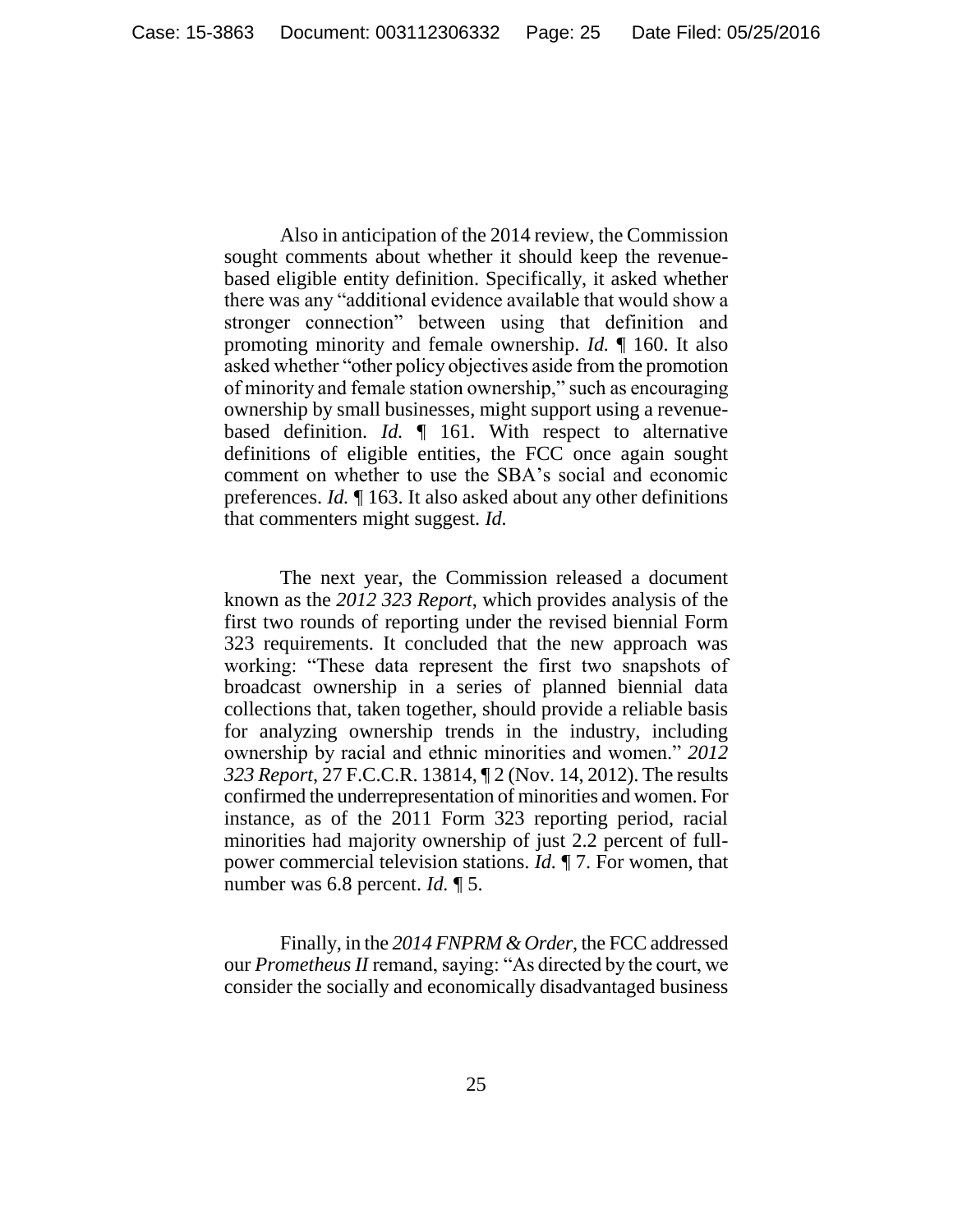Also in anticipation of the 2014 review, the Commission sought comments about whether it should keep the revenue-based eligible entity definition. Specifically, it asked whether there was any "additional evidence available that would show a stronger connection" between using that definition and promoting minority and female ownership. *Id.* ¶ 160. It also asked whether "other policy objectives aside from the promotion of minority and female station ownership," such as encouraging ownership by small businesses, might support using a revenue-based definition. *Id.* ¶ 161. With respect to alternative definitions of eligible entities, the FCC once again sought comment on whether to use the SBA's social and economic preferences. *Id.* ¶ 163. It also asked about any other definitions that commenters might suggest. *Id.*

The next year, the Commission released a document known as the *2012 323 Report*, which provides analysis of the first two rounds of reporting under the revised biennial Form 323 requirements. It concluded that the new approach was working: "These data represent the first two snapshots of broadcast ownership in a series of planned biennial data collections that, taken together, should provide a reliable basis for analyzing ownership trends in the industry, including ownership by racial and ethnic minorities and women." *2012 323 Report*, 27 F.C.C.R. 13814, ¶ 2 (Nov. 14, 2012). The results confirmed the underrepresentation of minorities and women. For instance, as of the 2011 Form 323 reporting period, racial minorities had majority ownership of just 2.2 percent of full-power commercial television stations. *Id.* ¶ 7. For women, that number was 6.8 percent. *Id.* ¶ 5.

Finally, in the *2014 FNPRM & Order*, the FCC addressed our *Prometheus II* remand, saying: "As directed by the court, we consider the socially and economically disadvantaged business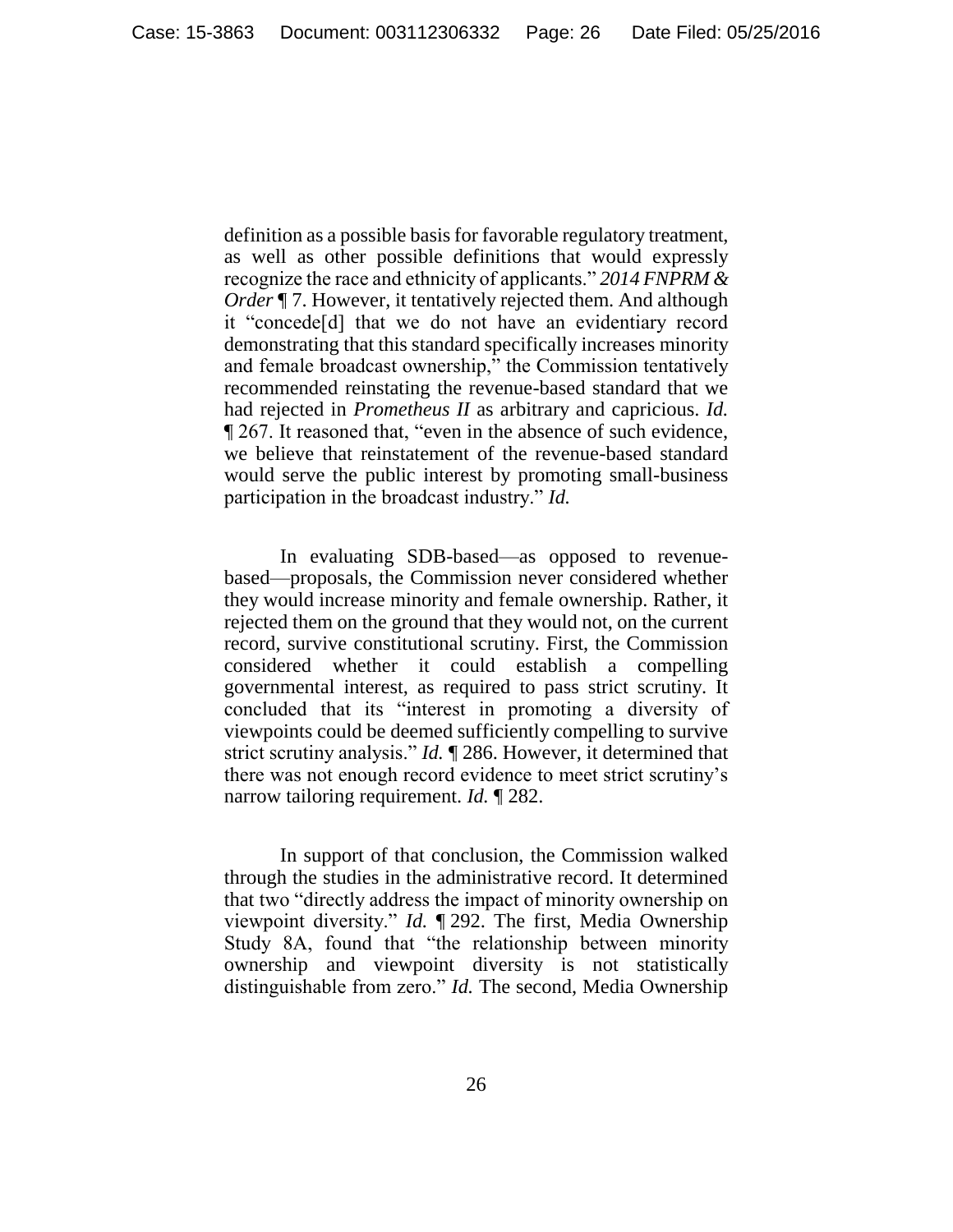definition as a possible basis for favorable regulatory treatment, as well as other possible definitions that would expressly recognize the race and ethnicity of applicants." *2014 FNPRM & Order* ¶ 7. However, it tentatively rejected them. And although it "concede[d] that we do not have an evidentiary record demonstrating that this standard specifically increases minority and female broadcast ownership," the Commission tentatively recommended reinstating the revenue-based standard that we had rejected in *Prometheus II* as arbitrary and capricious. *Id.* ¶ 267. It reasoned that, "even in the absence of such evidence, we believe that reinstatement of the revenue-based standard would serve the public interest by promoting small-business participation in the broadcast industry." *Id.*

In evaluating SDB-based—as opposed to revenue-based—proposals, the Commission never considered whether they would increase minority and female ownership. Rather, it rejected them on the ground that they would not, on the current record, survive constitutional scrutiny. First, the Commission considered whether it could establish a compelling governmental interest, as required to pass strict scrutiny. It concluded that its "interest in promoting a diversity of viewpoints could be deemed sufficiently compelling to survive strict scrutiny analysis." *Id.* ¶ 286. However, it determined that there was not enough record evidence to meet strict scrutiny's narrow tailoring requirement. *Id.* ¶ 282.

In support of that conclusion, the Commission walked through the studies in the administrative record. It determined that two "directly address the impact of minority ownership on viewpoint diversity." *Id.* ¶ 292. The first, Media Ownership Study 8A, found that "the relationship between minority ownership and viewpoint diversity is not statistically distinguishable from zero." *Id.* The second, Media Ownership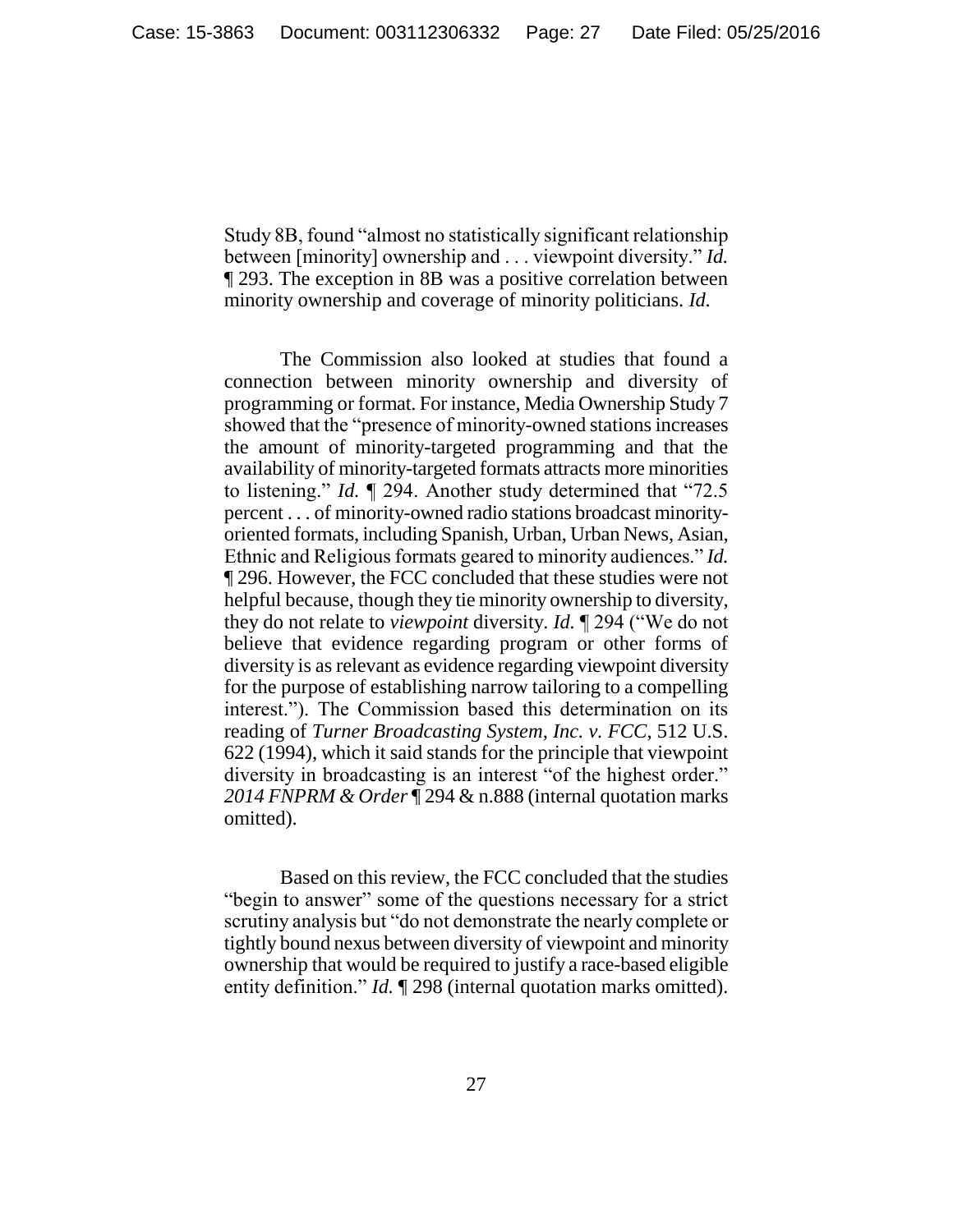Study 8B, found "almost no statistically significant relationship between [minority] ownership and . . . viewpoint diversity." *Id.* ¶ 293. The exception in 8B was a positive correlation between minority ownership and coverage of minority politicians. *Id.*

The Commission also looked at studies that found a connection between minority ownership and diversity of programming or format. For instance, Media Ownership Study 7 showed that the "presence of minority-owned stations increases the amount of minority-targeted programming and that the availability of minority-targeted formats attracts more minorities to listening." *Id.* ¶ 294. Another study determined that "72.5 percent . . . of minority-owned radio stations broadcast minority-oriented formats, including Spanish, Urban, Urban News, Asian, Ethnic and Religious formats geared to minority audiences." *Id.* ¶ 296. However, the FCC concluded that these studies were not helpful because, though they tie minority ownership to diversity, they do not relate to *viewpoint* diversity. *Id.* ¶ 294 ("We do not believe that evidence regarding program or other forms of diversity is as relevant as evidence regarding viewpoint diversity for the purpose of establishing narrow tailoring to a compelling interest."). The Commission based this determination on its reading of *Turner Broadcasting System, Inc. v. FCC*, 512 U.S. 622 (1994), which it said stands for the principle that viewpoint diversity in broadcasting is an interest "of the highest order." *2014 FNPRM & Order* ¶ 294 & n.888 (internal quotation marks omitted).

Based on this review, the FCC concluded that the studies "begin to answer" some of the questions necessary for a strict scrutiny analysis but "do not demonstrate the nearly complete or tightly bound nexus between diversity of viewpoint and minority ownership that would be required to justify a race-based eligible entity definition." *Id.* ¶ 298 (internal quotation marks omitted).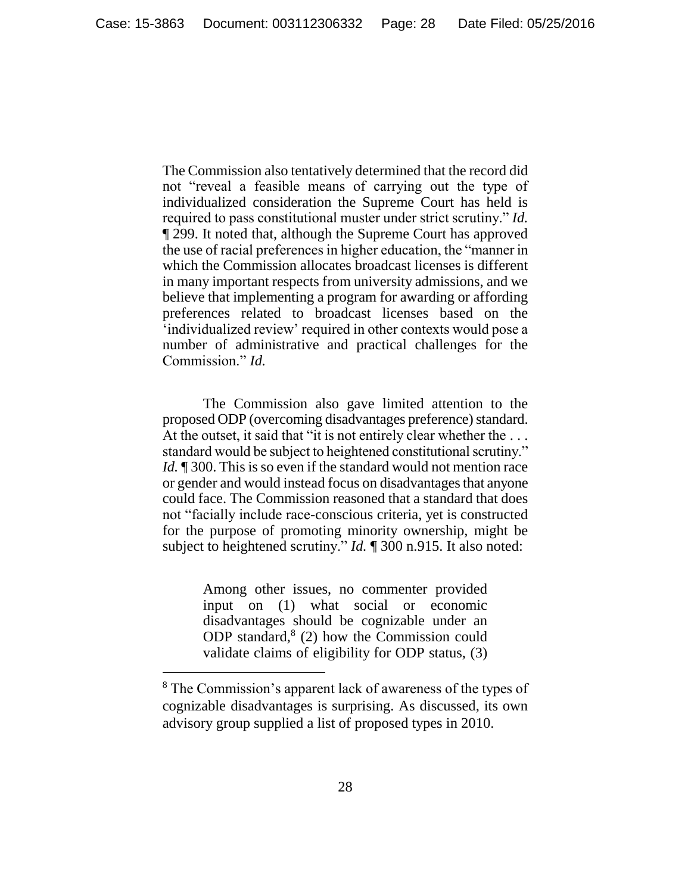The Commission also tentatively determined that the record did not "reveal a feasible means of carrying out the type of individualized consideration the Supreme Court has held is required to pass constitutional muster under strict scrutiny." *Id.* ¶ 299. It noted that, although the Supreme Court has approved the use of racial preferences in higher education, the "manner in which the Commission allocates broadcast licenses is different in many important respects from university admissions, and we believe that implementing a program for awarding or affording preferences related to broadcast licenses based on the 'individualized review' required in other contexts would pose a number of administrative and practical challenges for the Commission." *Id.*

The Commission also gave limited attention to the proposed ODP (overcoming disadvantages preference) standard. At the outset, it said that "it is not entirely clear whether the . . . standard would be subject to heightened constitutional scrutiny." *Id.* ¶ 300. This is so even if the standard would not mention race or gender and would instead focus on disadvantages that anyone could face. The Commission reasoned that a standard that does not "facially include race-conscious criteria, yet is constructed for the purpose of promoting minority ownership, might be subject to heightened scrutiny." *Id.* ¶ 300 n.915. It also noted:

> Among other issues, no commenter provided input on (1) what social or economic disadvantages should be cognizable under an ODP standard,[8] (2) how the Commission could validate claims of eligibility for ODP status, (3)

[8] The Commission's apparent lack of awareness of the types of cognizable disadvantages is surprising. As discussed, its own advisory group supplied a list of proposed types in 2010.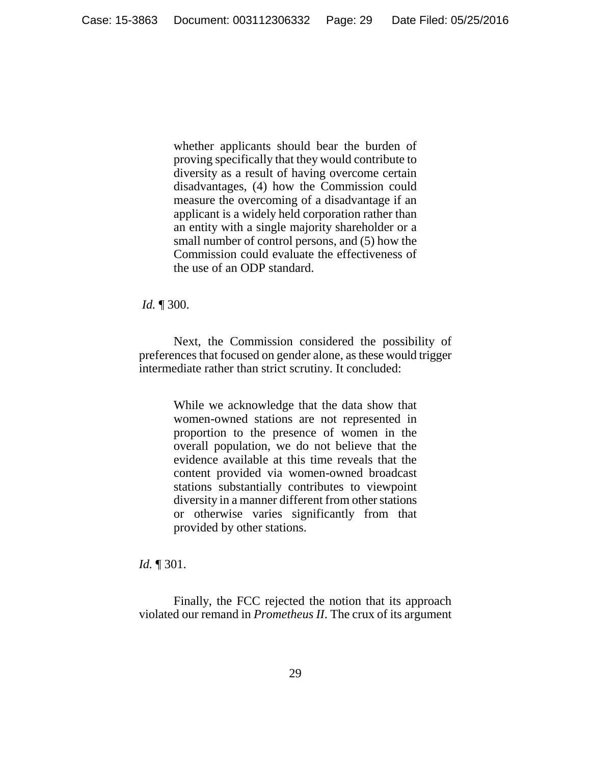> whether applicants should bear the burden of proving specifically that they would contribute to diversity as a result of having overcome certain disadvantages, (4) how the Commission could measure the overcoming of a disadvantage if an applicant is a widely held corporation rather than an entity with a single majority shareholder or a small number of control persons, and (5) how the Commission could evaluate the effectiveness of the use of an ODP standard.

*Id.* ¶ 300.

Next, the Commission considered the possibility of preferences that focused on gender alone, as these would trigger intermediate rather than strict scrutiny. It concluded:

> While we acknowledge that the data show that women-owned stations are not represented in proportion to the presence of women in the overall population, we do not believe that the evidence available at this time reveals that the content provided via women-owned broadcast stations substantially contributes to viewpoint diversity in a manner different from other stations or otherwise varies significantly from that provided by other stations.

*Id.* ¶ 301.

Finally, the FCC rejected the notion that its approach violated our remand in *Prometheus II*. The crux of its argument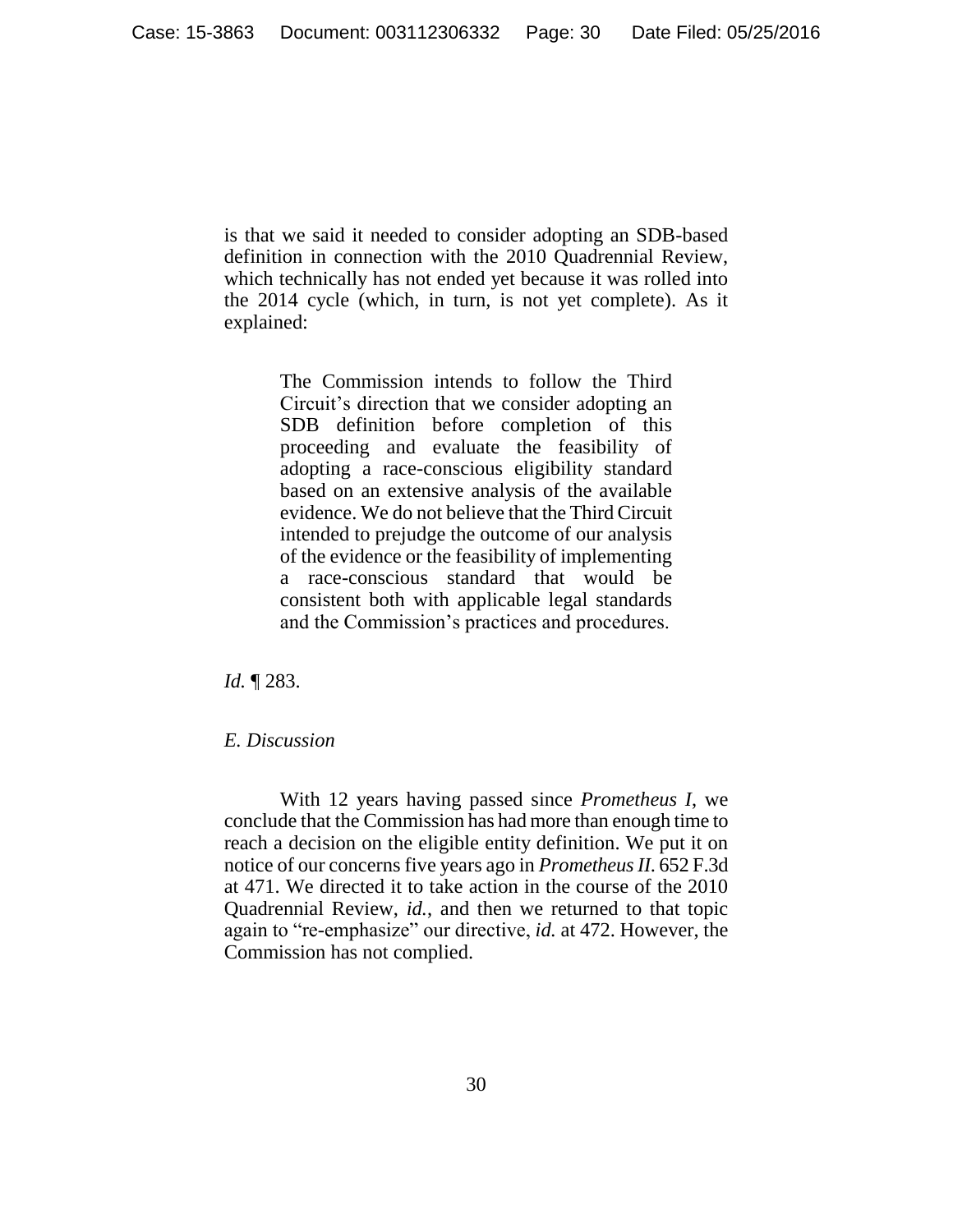is that we said it needed to consider adopting an SDB-based definition in connection with the 2010 Quadrennial Review, which technically has not ended yet because it was rolled into the 2014 cycle (which, in turn, is not yet complete). As it explained:

> The Commission intends to follow the Third Circuit's direction that we consider adopting an SDB definition before completion of this proceeding and evaluate the feasibility of adopting a race-conscious eligibility standard based on an extensive analysis of the available evidence. We do not believe that the Third Circuit intended to prejudge the outcome of our analysis of the evidence or the feasibility of implementing a race-conscious standard that would be consistent both with applicable legal standards and the Commission's practices and procedures.

*Id.* ¶ 283.

*E. Discussion*

With 12 years having passed since *Prometheus I*, we conclude that the Commission has had more than enough time to reach a decision on the eligible entity definition. We put it on notice of our concerns five years ago in *Prometheus II*. 652 F.3d at 471. We directed it to take action in the course of the 2010 Quadrennial Review, *id.*, and then we returned to that topic again to "re-emphasize" our directive, *id.* at 472. However, the Commission has not complied.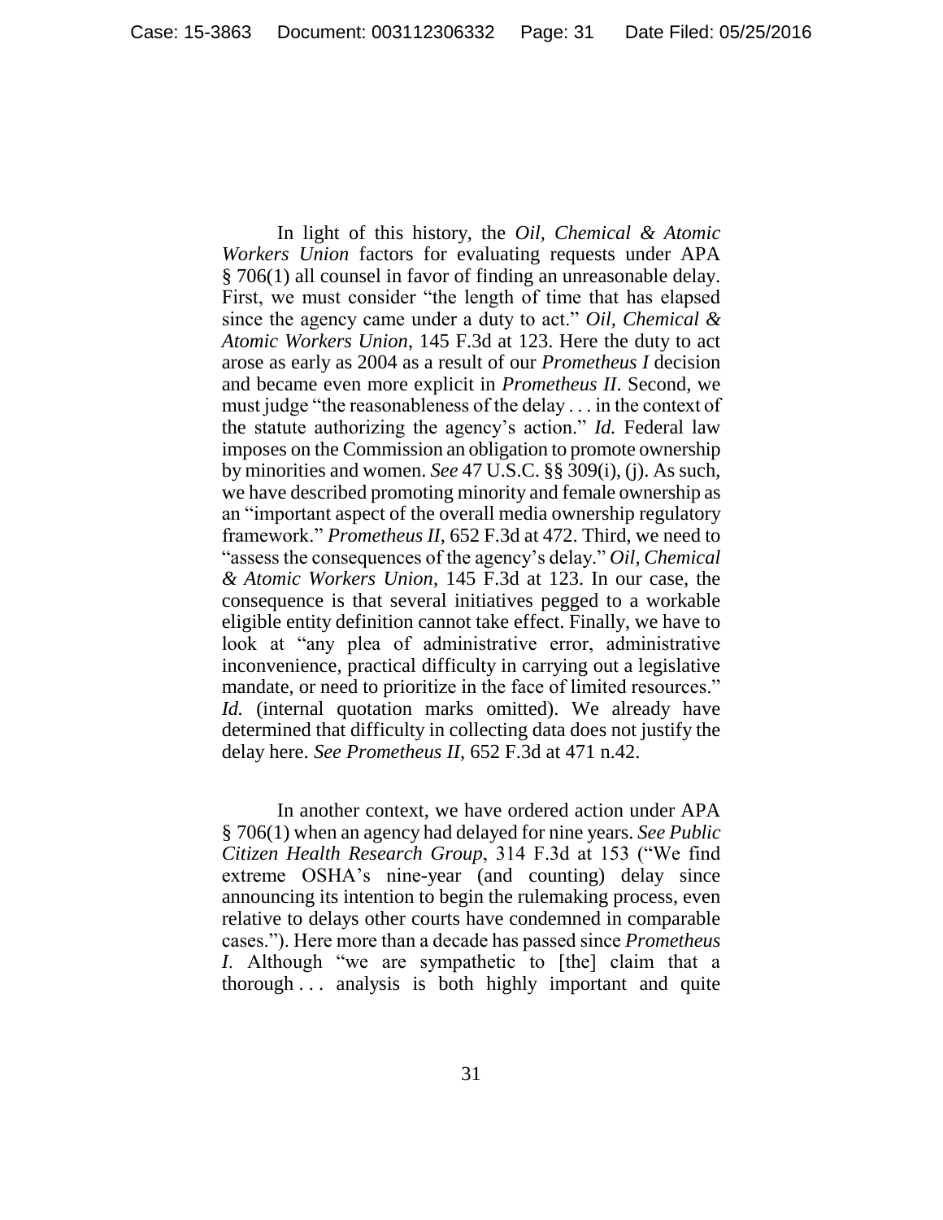In light of this history, the *Oil, Chemical & Atomic Workers Union* factors for evaluating requests under APA § 706(1) all counsel in favor of finding an unreasonable delay. First, we must consider "the length of time that has elapsed since the agency came under a duty to act." *Oil, Chemical & Atomic Workers Union*, 145 F.3d at 123. Here the duty to act arose as early as 2004 as a result of our *Prometheus I* decision and became even more explicit in *Prometheus II*. Second, we must judge "the reasonableness of the delay . . . in the context of the statute authorizing the agency's action." *Id.* Federal law imposes on the Commission an obligation to promote ownership by minorities and women. *See* 47 U.S.C. §§ 309(i), (j). As such, we have described promoting minority and female ownership as an "important aspect of the overall media ownership regulatory framework." *Prometheus II*, 652 F.3d at 472. Third, we need to "assess the consequences of the agency's delay." *Oil, Chemical & Atomic Workers Union*, 145 F.3d at 123. In our case, the consequence is that several initiatives pegged to a workable eligible entity definition cannot take effect. Finally, we have to look at "any plea of administrative error, administrative inconvenience, practical difficulty in carrying out a legislative mandate, or need to prioritize in the face of limited resources." *Id.* (internal quotation marks omitted). We already have determined that difficulty in collecting data does not justify the delay here. *See Prometheus II*, 652 F.3d at 471 n.42.

In another context, we have ordered action under APA § 706(1) when an agency had delayed for nine years. *See Public Citizen Health Research Group*, 314 F.3d at 153 ("We find extreme OSHA's nine-year (and counting) delay since announcing its intention to begin the rulemaking process, even relative to delays other courts have condemned in comparable cases."). Here more than a decade has passed since *Prometheus I*. Although "we are sympathetic to [the] claim that a thorough . . . analysis is both highly important and quite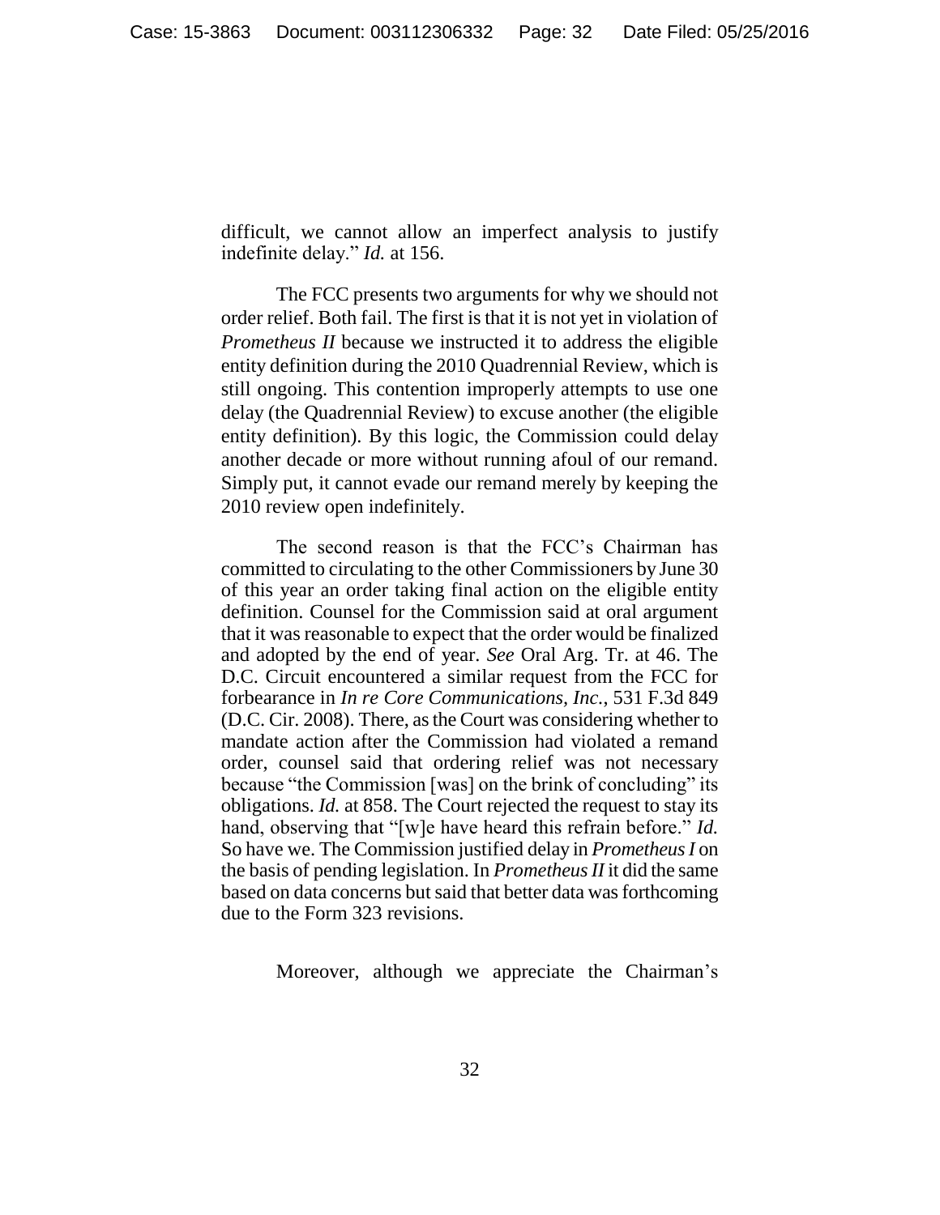difficult, we cannot allow an imperfect analysis to justify indefinite delay." *Id.* at 156.

The FCC presents two arguments for why we should not order relief. Both fail. The first is that it is not yet in violation of *Prometheus II* because we instructed it to address the eligible entity definition during the 2010 Quadrennial Review, which is still ongoing. This contention improperly attempts to use one delay (the Quadrennial Review) to excuse another (the eligible entity definition). By this logic, the Commission could delay another decade or more without running afoul of our remand. Simply put, it cannot evade our remand merely by keeping the 2010 review open indefinitely.

The second reason is that the FCC's Chairman has committed to circulating to the other Commissioners by June 30 of this year an order taking final action on the eligible entity definition. Counsel for the Commission said at oral argument that it was reasonable to expect that the order would be finalized and adopted by the end of year. *See* Oral Arg. Tr. at 46. The D.C. Circuit encountered a similar request from the FCC for forbearance in *In re Core Communications, Inc.*, 531 F.3d 849 (D.C. Cir. 2008). There, as the Court was considering whether to mandate action after the Commission had violated a remand order, counsel said that ordering relief was not necessary because "the Commission [was] on the brink of concluding" its obligations. *Id.* at 858. The Court rejected the request to stay its hand, observing that "[w]e have heard this refrain before." *Id.* So have we. The Commission justified delay in *Prometheus I* on the basis of pending legislation. In *Prometheus II* it did the same based on data concerns but said that better data was forthcoming due to the Form 323 revisions.

Moreover, although we appreciate the Chairman's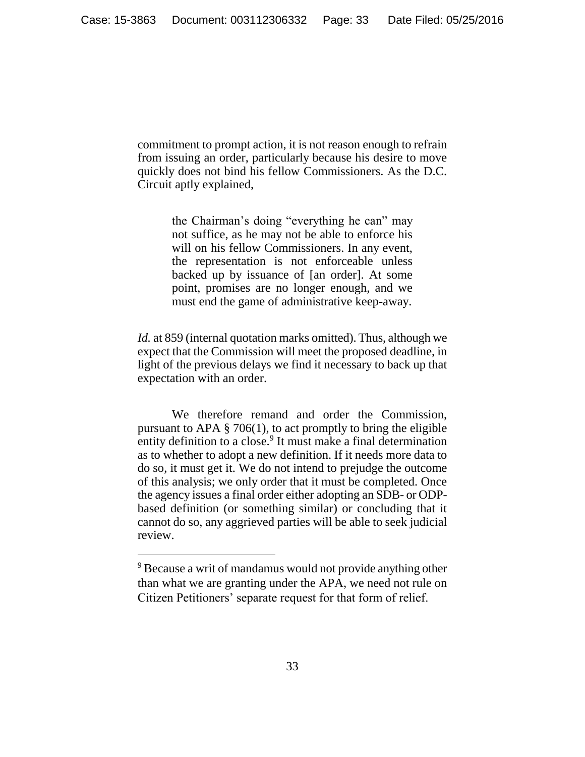commitment to prompt action, it is not reason enough to refrain from issuing an order, particularly because his desire to move quickly does not bind his fellow Commissioners. As the D.C. Circuit aptly explained,

> the Chairman's doing "everything he can" may not suffice, as he may not be able to enforce his will on his fellow Commissioners. In any event, the representation is not enforceable unless backed up by issuance of [an order]. At some point, promises are no longer enough, and we must end the game of administrative keep-away.

*Id.* at 859 (internal quotation marks omitted). Thus, although we expect that the Commission will meet the proposed deadline, in light of the previous delays we find it necessary to back up that expectation with an order.

We therefore remand and order the Commission, pursuant to APA § 706(1), to act promptly to bring the eligible entity definition to a close.[9] It must make a final determination as to whether to adopt a new definition. If it needs more data to do so, it must get it. We do not intend to prejudge the outcome of this analysis; we only order that it must be completed. Once the agency issues a final order either adopting an SDB- or ODP-based definition (or something similar) or concluding that it cannot do so, any aggrieved parties will be able to seek judicial review.

---

[9] Because a writ of mandamus would not provide anything other than what we are granting under the APA, we need not rule on Citizen Petitioners' separate request for that form of relief.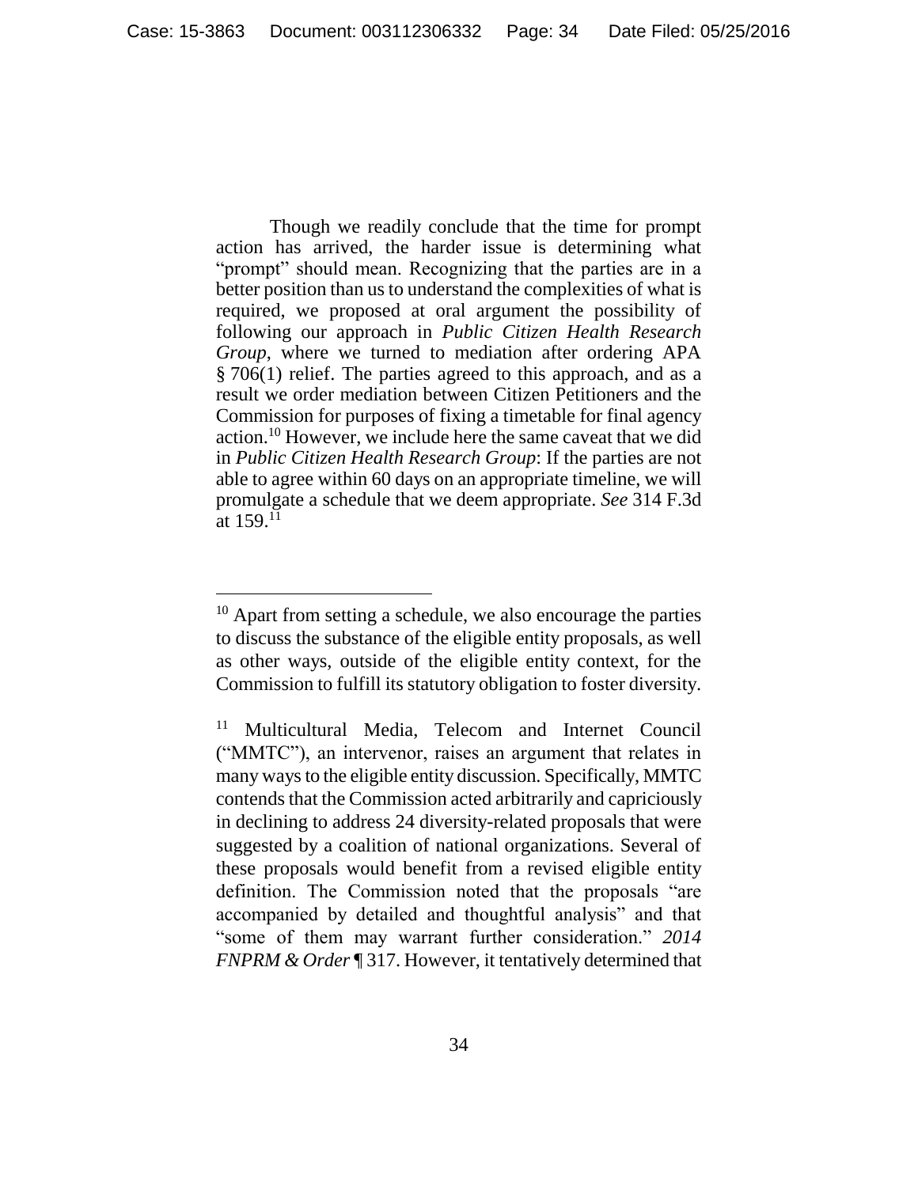Though we readily conclude that the time for prompt action has arrived, the harder issue is determining what "prompt" should mean. Recognizing that the parties are in a better position than us to understand the complexities of what is required, we proposed at oral argument the possibility of following our approach in *Public Citizen Health Research Group*, where we turned to mediation after ordering APA § 706(1) relief. The parties agreed to this approach, and as a result we order mediation between Citizen Petitioners and the Commission for purposes of fixing a timetable for final agency action.[10] However, we include here the same caveat that we did in *Public Citizen Health Research Group*: If the parties are not able to agree within 60 days on an appropriate timeline, we will promulgate a schedule that we deem appropriate. *See* 314 F.3d at 159.[11]

---

[10] Apart from setting a schedule, we also encourage the parties to discuss the substance of the eligible entity proposals, as well as other ways, outside of the eligible entity context, for the Commission to fulfill its statutory obligation to foster diversity.

[11] Multicultural Media, Telecom and Internet Council ("MMTC"), an intervenor, raises an argument that relates in many ways to the eligible entity discussion. Specifically, MMTC contends that the Commission acted arbitrarily and capriciously in declining to address 24 diversity-related proposals that were suggested by a coalition of national organizations. Several of these proposals would benefit from a revised eligible entity definition. The Commission noted that the proposals "are accompanied by detailed and thoughtful analysis" and that "some of them may warrant further consideration." *2014 FNPRM & Order* ¶ 317. However, it tentatively determined that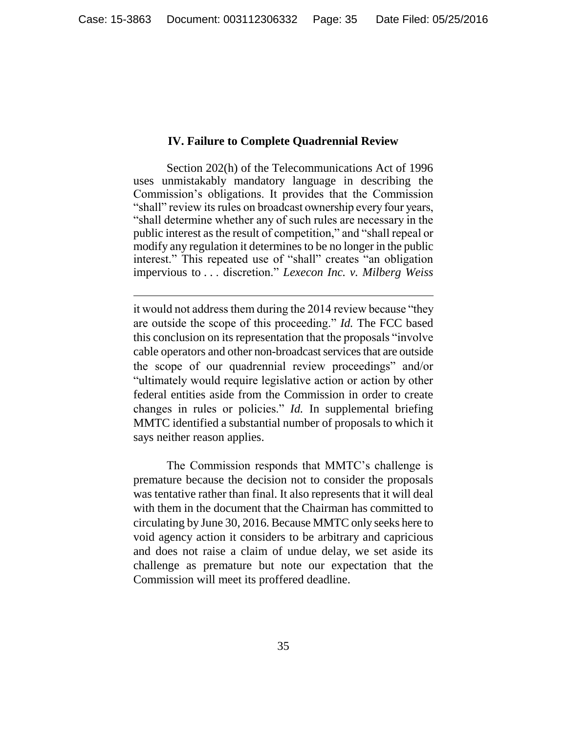### IV. Failure to Complete Quadrennial Review

Section 202(h) of the Telecommunications Act of 1996 uses unmistakably mandatory language in describing the Commission's obligations. It provides that the Commission "shall" review its rules on broadcast ownership every four years, "shall determine whether any of such rules are necessary in the public interest as the result of competition," and "shall repeal or modify any regulation it determines to be no longer in the public interest." This repeated use of "shall" creates "an obligation impervious to . . . discretion." *Lexecon Inc. v. Milberg Weiss*

---

it would not address them during the 2014 review because "they are outside the scope of this proceeding." *Id.* The FCC based this conclusion on its representation that the proposals "involve cable operators and other non-broadcast services that are outside the scope of our quadrennial review proceedings" and/or "ultimately would require legislative action or action by other federal entities aside from the Commission in order to create changes in rules or policies." *Id.* In supplemental briefing MMTC identified a substantial number of proposals to which it says neither reason applies.

The Commission responds that MMTC's challenge is premature because the decision not to consider the proposals was tentative rather than final. It also represents that it will deal with them in the document that the Chairman has committed to circulating by June 30, 2016. Because MMTC only seeks here to void agency action it considers to be arbitrary and capricious and does not raise a claim of undue delay, we set aside its challenge as premature but note our expectation that the Commission will meet its proffered deadline.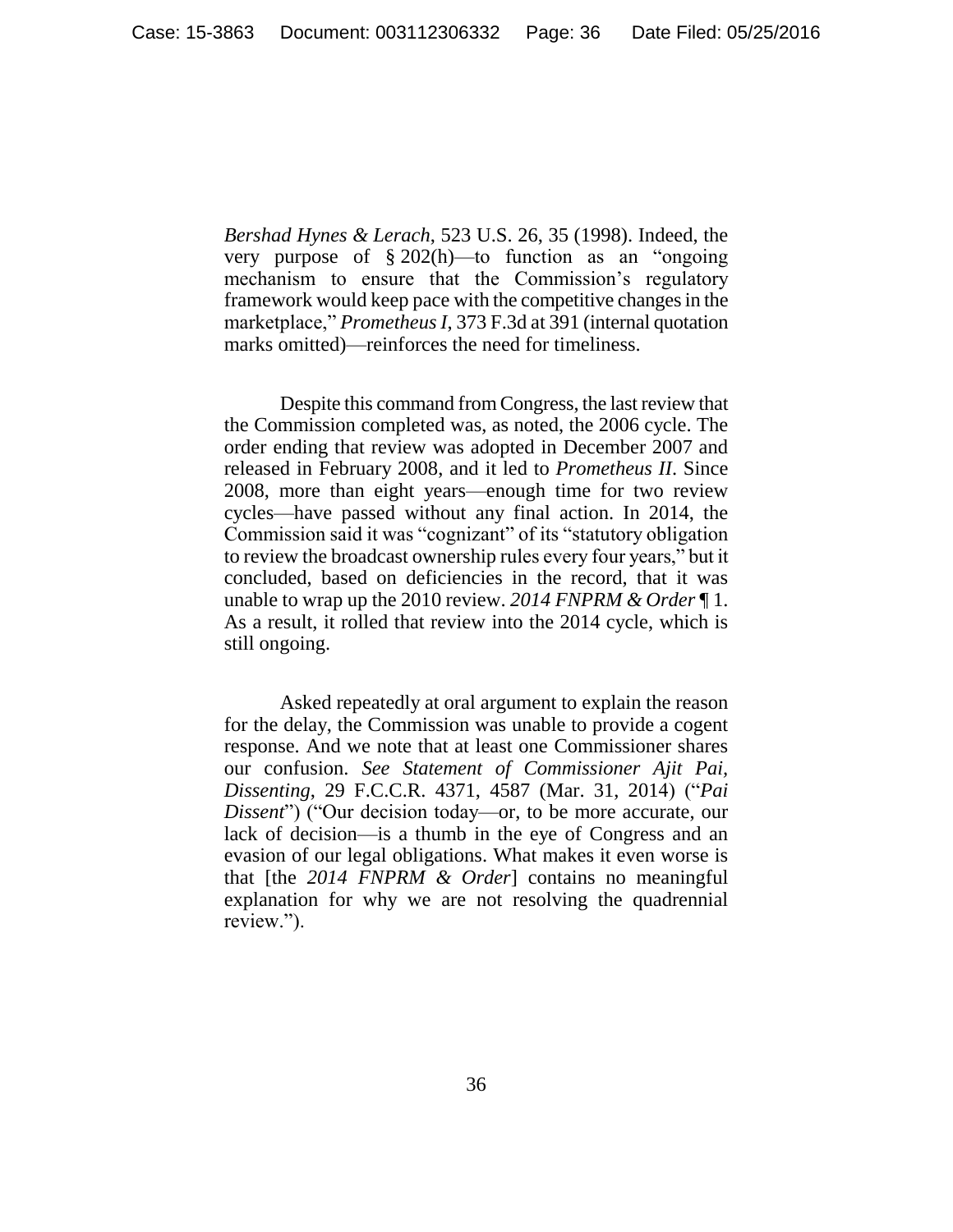*Bershad Hynes & Lerach*, 523 U.S. 26, 35 (1998). Indeed, the very purpose of § 202(h)—to function as an "ongoing mechanism to ensure that the Commission's regulatory framework would keep pace with the competitive changes in the marketplace," *Prometheus I*, 373 F.3d at 391 (internal quotation marks omitted)—reinforces the need for timeliness.

Despite this command from Congress, the last review that the Commission completed was, as noted, the 2006 cycle. The order ending that review was adopted in December 2007 and released in February 2008, and it led to *Prometheus II*. Since 2008, more than eight years—enough time for two review cycles—have passed without any final action. In 2014, the Commission said it was "cognizant" of its "statutory obligation to review the broadcast ownership rules every four years," but it concluded, based on deficiencies in the record, that it was unable to wrap up the 2010 review. *2014 FNPRM & Order* ¶ 1. As a result, it rolled that review into the 2014 cycle, which is still ongoing.

Asked repeatedly at oral argument to explain the reason for the delay, the Commission was unable to provide a cogent response. And we note that at least one Commissioner shares our confusion. *See Statement of Commissioner Ajit Pai, Dissenting*, 29 F.C.C.R. 4371, 4587 (Mar. 31, 2014) ("*Pai Dissent*") ("Our decision today—or, to be more accurate, our lack of decision—is a thumb in the eye of Congress and an evasion of our legal obligations. What makes it even worse is that [the *2014 FNPRM & Order*] contains no meaningful explanation for why we are not resolving the quadrennial review.").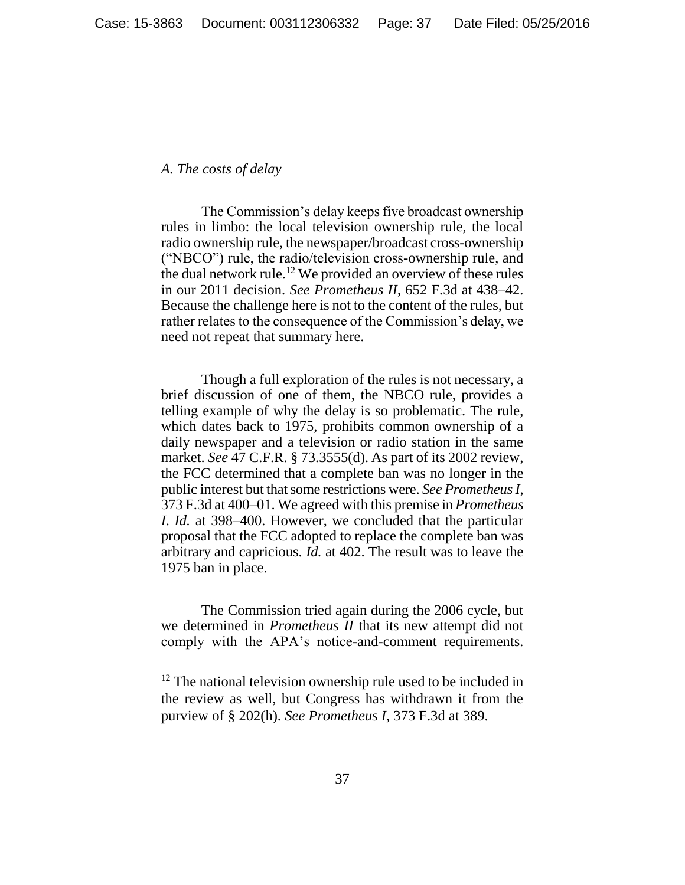*A. The costs of delay*

The Commission's delay keeps five broadcast ownership rules in limbo: the local television ownership rule, the local radio ownership rule, the newspaper/broadcast cross-ownership ("NBCO") rule, the radio/television cross-ownership rule, and the dual network rule.[12] We provided an overview of these rules in our 2011 decision. *See Prometheus II*, 652 F.3d at 438–42. Because the challenge here is not to the content of the rules, but rather relates to the consequence of the Commission's delay, we need not repeat that summary here.

Though a full exploration of the rules is not necessary, a brief discussion of one of them, the NBCO rule, provides a telling example of why the delay is so problematic. The rule, which dates back to 1975, prohibits common ownership of a daily newspaper and a television or radio station in the same market. *See* 47 C.F.R. § 73.3555(d). As part of its 2002 review, the FCC determined that a complete ban was no longer in the public interest but that some restrictions were. *See Prometheus I*, 373 F.3d at 400–01. We agreed with this premise in *Prometheus I*. *Id.* at 398–400. However, we concluded that the particular proposal that the FCC adopted to replace the complete ban was arbitrary and capricious. *Id.* at 402. The result was to leave the 1975 ban in place.

The Commission tried again during the 2006 cycle, but we determined in *Prometheus II* that its new attempt did not comply with the APA's notice-and-comment requirements.

---

[12] The national television ownership rule used to be included in the review as well, but Congress has withdrawn it from the purview of § 202(h). *See Prometheus I*, 373 F.3d at 389.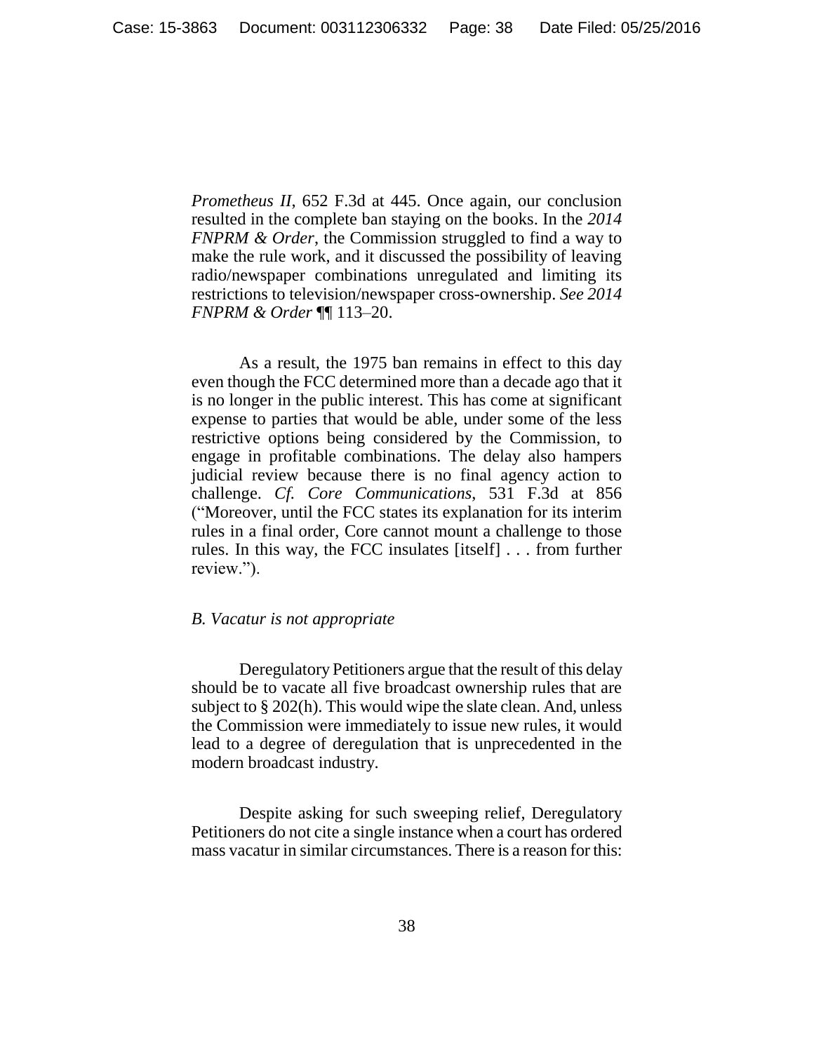*Prometheus II*, 652 F.3d at 445. Once again, our conclusion resulted in the complete ban staying on the books. In the *2014 FNPRM & Order*, the Commission struggled to find a way to make the rule work, and it discussed the possibility of leaving radio/newspaper combinations unregulated and limiting its restrictions to television/newspaper cross-ownership. *See 2014 FNPRM & Order* ¶¶ 113–20.

As a result, the 1975 ban remains in effect to this day even though the FCC determined more than a decade ago that it is no longer in the public interest. This has come at significant expense to parties that would be able, under some of the less restrictive options being considered by the Commission, to engage in profitable combinations. The delay also hampers judicial review because there is no final agency action to challenge. *Cf. Core Communications*, 531 F.3d at 856 ("Moreover, until the FCC states its explanation for its interim rules in a final order, Core cannot mount a challenge to those rules. In this way, the FCC insulates [itself] . . . from further review.").

*B. Vacatur is not appropriate*

Deregulatory Petitioners argue that the result of this delay should be to vacate all five broadcast ownership rules that are subject to § 202(h). This would wipe the slate clean. And, unless the Commission were immediately to issue new rules, it would lead to a degree of deregulation that is unprecedented in the modern broadcast industry.

Despite asking for such sweeping relief, Deregulatory Petitioners do not cite a single instance when a court has ordered mass vacatur in similar circumstances. There is a reason for this: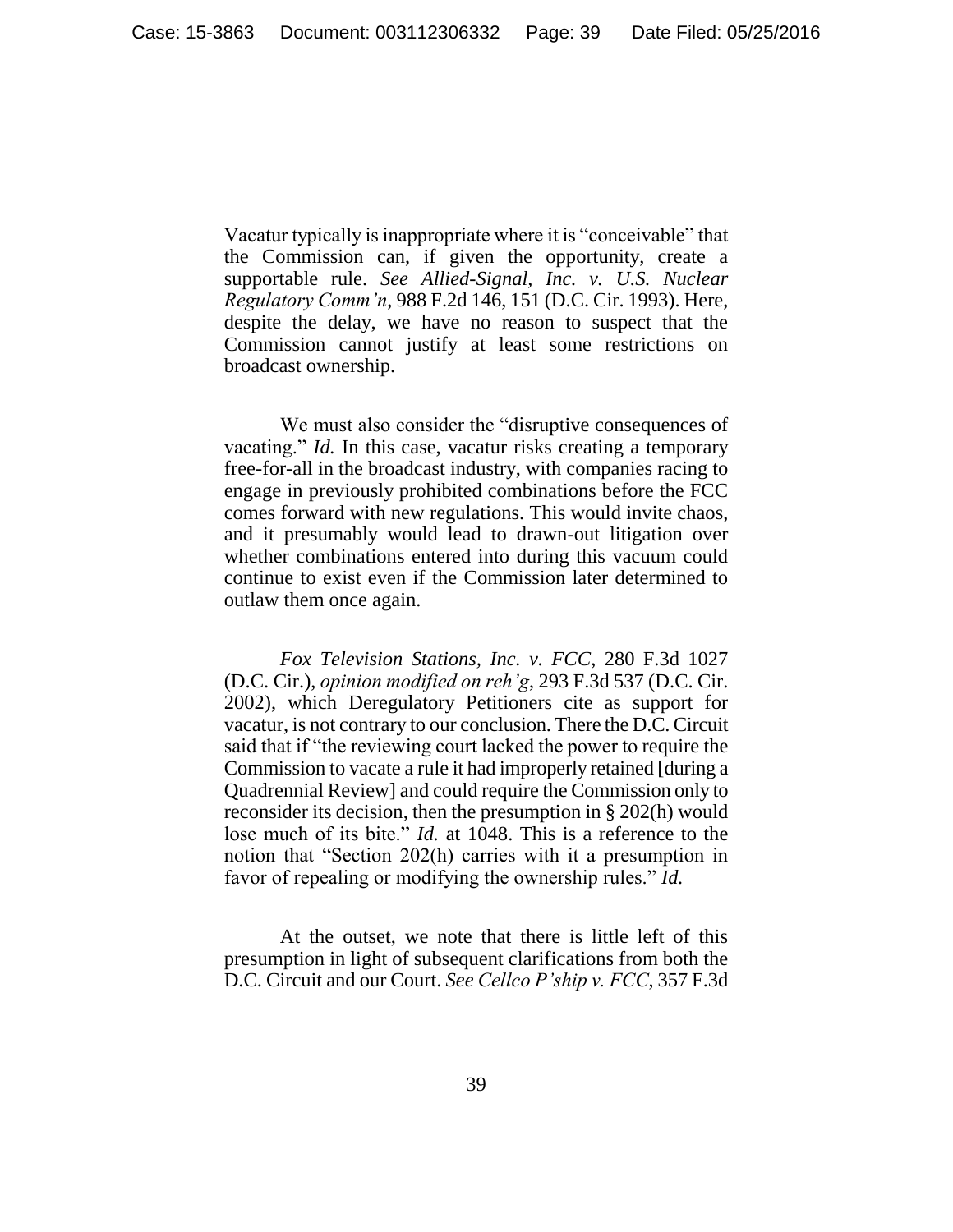Vacatur typically is inappropriate where it is "conceivable" that the Commission can, if given the opportunity, create a supportable rule. *See Allied-Signal, Inc. v. U.S. Nuclear Regulatory Comm'n*, 988 F.2d 146, 151 (D.C. Cir. 1993). Here, despite the delay, we have no reason to suspect that the Commission cannot justify at least some restrictions on broadcast ownership.

We must also consider the "disruptive consequences of vacating." *Id.* In this case, vacatur risks creating a temporary free-for-all in the broadcast industry, with companies racing to engage in previously prohibited combinations before the FCC comes forward with new regulations. This would invite chaos, and it presumably would lead to drawn-out litigation over whether combinations entered into during this vacuum could continue to exist even if the Commission later determined to outlaw them once again.

*Fox Television Stations, Inc. v. FCC*, 280 F.3d 1027 (D.C. Cir.), *opinion modified on reh'g*, 293 F.3d 537 (D.C. Cir. 2002), which Deregulatory Petitioners cite as support for vacatur, is not contrary to our conclusion. There the D.C. Circuit said that if "the reviewing court lacked the power to require the Commission to vacate a rule it had improperly retained [during a Quadrennial Review] and could require the Commission only to reconsider its decision, then the presumption in § 202(h) would lose much of its bite." *Id.* at 1048. This is a reference to the notion that "Section 202(h) carries with it a presumption in favor of repealing or modifying the ownership rules." *Id.*

At the outset, we note that there is little left of this presumption in light of subsequent clarifications from both the D.C. Circuit and our Court. *See Cellco P'ship v. FCC*, 357 F.3d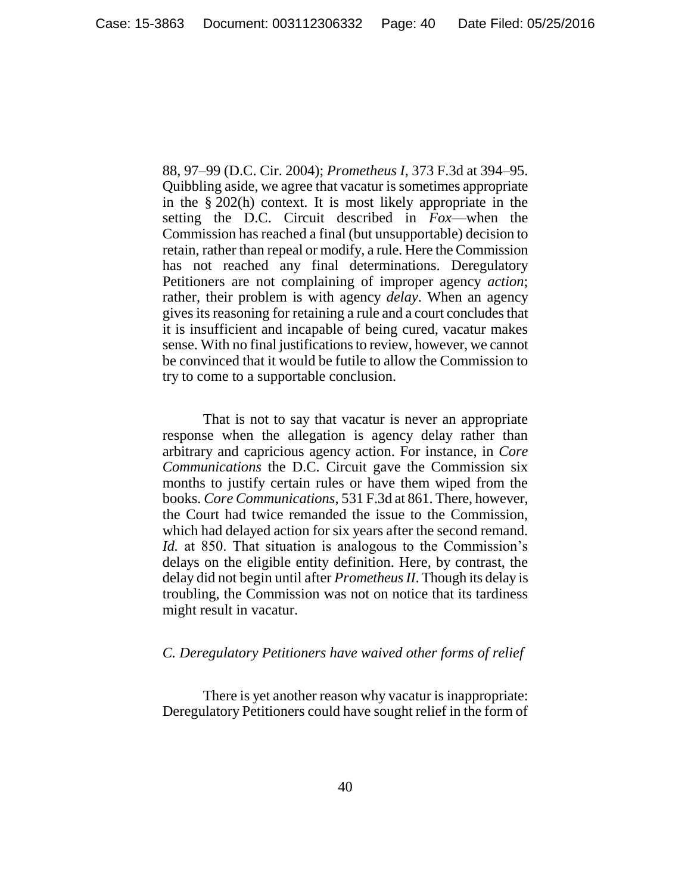88, 97–99 (D.C. Cir. 2004); *Prometheus I*, 373 F.3d at 394–95. Quibbling aside, we agree that vacatur is sometimes appropriate in the § 202(h) context. It is most likely appropriate in the setting the D.C. Circuit described in *Fox*—when the Commission has reached a final (but unsupportable) decision to retain, rather than repeal or modify, a rule. Here the Commission has not reached any final determinations. Deregulatory Petitioners are not complaining of improper agency *action*; rather, their problem is with agency *delay*. When an agency gives its reasoning for retaining a rule and a court concludes that it is insufficient and incapable of being cured, vacatur makes sense. With no final justifications to review, however, we cannot be convinced that it would be futile to allow the Commission to try to come to a supportable conclusion.

That is not to say that vacatur is never an appropriate response when the allegation is agency delay rather than arbitrary and capricious agency action. For instance, in *Core Communications* the D.C. Circuit gave the Commission six months to justify certain rules or have them wiped from the books. *Core Communications*, 531 F.3d at 861. There, however, the Court had twice remanded the issue to the Commission, which had delayed action for six years after the second remand. *Id.* at 850. That situation is analogous to the Commission's delays on the eligible entity definition. Here, by contrast, the delay did not begin until after *Prometheus II*. Though its delay is troubling, the Commission was not on notice that its tardiness might result in vacatur.

*C. Deregulatory Petitioners have waived other forms of relief*

There is yet another reason why vacatur is inappropriate: Deregulatory Petitioners could have sought relief in the form of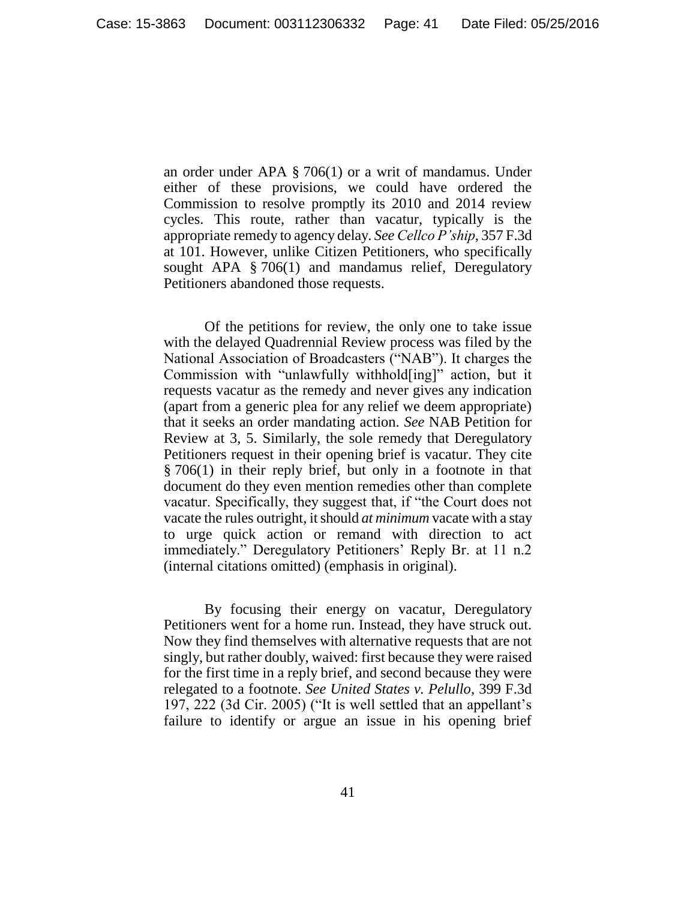an order under APA § 706(1) or a writ of mandamus. Under either of these provisions, we could have ordered the Commission to resolve promptly its 2010 and 2014 review cycles. This route, rather than vacatur, typically is the appropriate remedy to agency delay. *See Cellco P'ship*, 357 F.3d at 101. However, unlike Citizen Petitioners, who specifically sought APA § 706(1) and mandamus relief, Deregulatory Petitioners abandoned those requests.

Of the petitions for review, the only one to take issue with the delayed Quadrennial Review process was filed by the National Association of Broadcasters ("NAB"). It charges the Commission with "unlawfully withhold[ing]" action, but it requests vacatur as the remedy and never gives any indication (apart from a generic plea for any relief we deem appropriate) that it seeks an order mandating action. *See* NAB Petition for Review at 3, 5. Similarly, the sole remedy that Deregulatory Petitioners request in their opening brief is vacatur. They cite § 706(1) in their reply brief, but only in a footnote in that document do they even mention remedies other than complete vacatur. Specifically, they suggest that, if "the Court does not vacate the rules outright, it should *at minimum* vacate with a stay to urge quick action or remand with direction to act immediately." Deregulatory Petitioners' Reply Br. at 11 n.2 (internal citations omitted) (emphasis in original).

By focusing their energy on vacatur, Deregulatory Petitioners went for a home run. Instead, they have struck out. Now they find themselves with alternative requests that are not singly, but rather doubly, waived: first because they were raised for the first time in a reply brief, and second because they were relegated to a footnote. *See United States v. Pelullo*, 399 F.3d 197, 222 (3d Cir. 2005) ("It is well settled that an appellant's failure to identify or argue an issue in his opening brief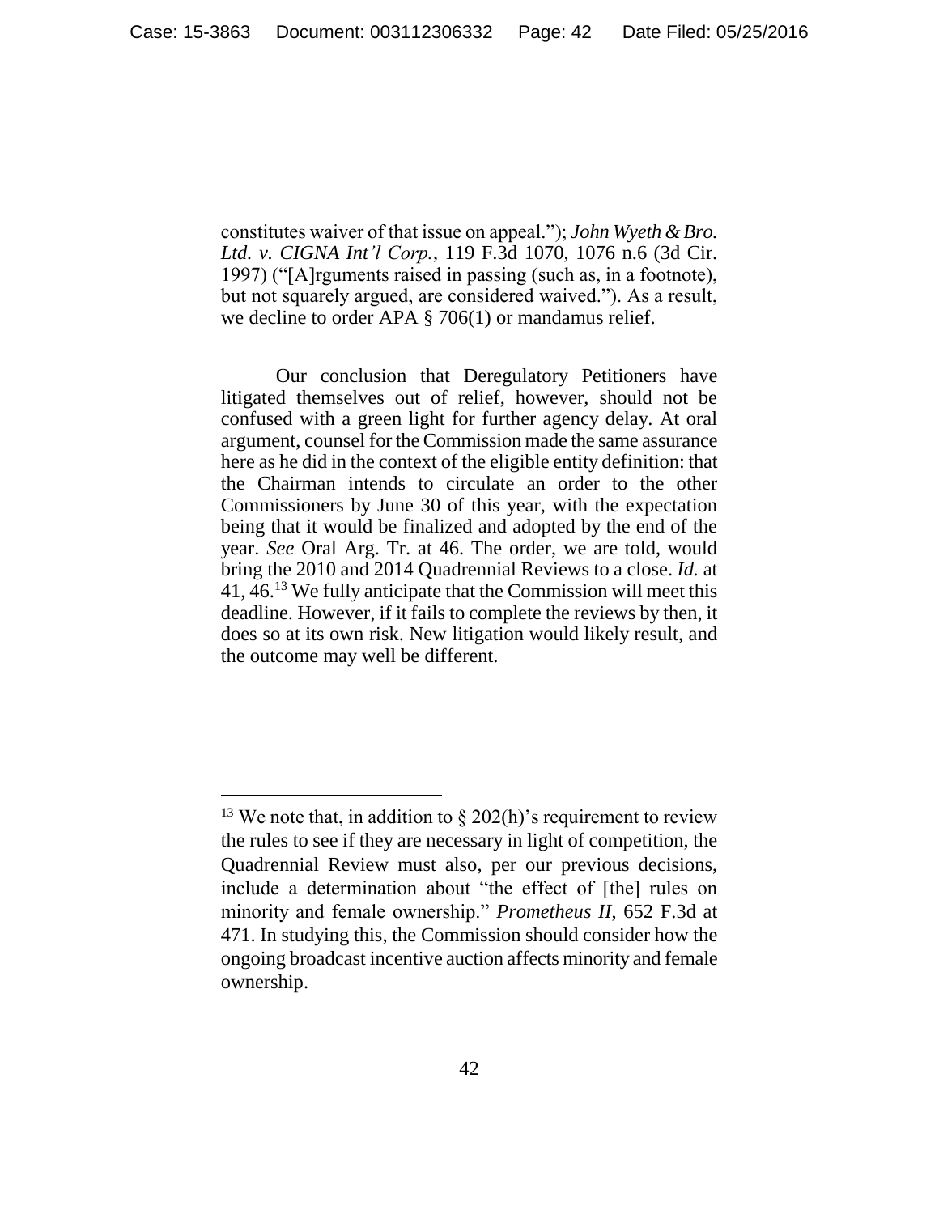constitutes waiver of that issue on appeal."); *John Wyeth & Bro. Ltd. v. CIGNA Int'l Corp.*, 119 F.3d 1070, 1076 n.6 (3d Cir. 1997) ("[A]rguments raised in passing (such as, in a footnote), but not squarely argued, are considered waived."). As a result, we decline to order APA § 706(1) or mandamus relief.

Our conclusion that Deregulatory Petitioners have litigated themselves out of relief, however, should not be confused with a green light for further agency delay. At oral argument, counsel for the Commission made the same assurance here as he did in the context of the eligible entity definition: that the Chairman intends to circulate an order to the other Commissioners by June 30 of this year, with the expectation being that it would be finalized and adopted by the end of the year. *See* Oral Arg. Tr. at 46. The order, we are told, would bring the 2010 and 2014 Quadrennial Reviews to a close. *Id.* at 41, 46.[13] We fully anticipate that the Commission will meet this deadline. However, if it fails to complete the reviews by then, it does so at its own risk. New litigation would likely result, and the outcome may well be different.

---

[13] We note that, in addition to § 202(h)'s requirement to review the rules to see if they are necessary in light of competition, the Quadrennial Review must also, per our previous decisions, include a determination about "the effect of [the] rules on minority and female ownership." *Prometheus II*, 652 F.3d at 471. In studying this, the Commission should consider how the ongoing broadcast incentive auction affects minority and female ownership.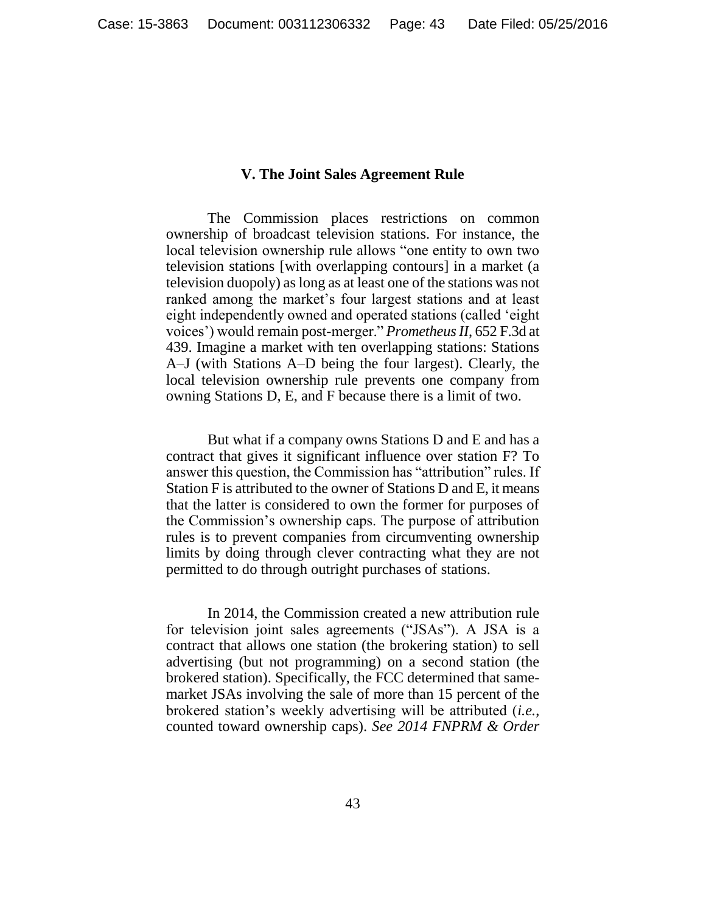## V. The Joint Sales Agreement Rule

The Commission places restrictions on common ownership of broadcast television stations. For instance, the local television ownership rule allows "one entity to own two television stations [with overlapping contours] in a market (a television duopoly) as long as at least one of the stations was not ranked among the market's four largest stations and at least eight independently owned and operated stations (called 'eight voices') would remain post-merger." *Prometheus II*, 652 F.3d at 439. Imagine a market with ten overlapping stations: Stations A–J (with Stations A–D being the four largest). Clearly, the local television ownership rule prevents one company from owning Stations D, E, and F because there is a limit of two.

But what if a company owns Stations D and E and has a contract that gives it significant influence over station F? To answer this question, the Commission has "attribution" rules. If Station F is attributed to the owner of Stations D and E, it means that the latter is considered to own the former for purposes of the Commission's ownership caps. The purpose of attribution rules is to prevent companies from circumventing ownership limits by doing through clever contracting what they are not permitted to do through outright purchases of stations.

In 2014, the Commission created a new attribution rule for television joint sales agreements ("JSAs"). A JSA is a contract that allows one station (the brokering station) to sell advertising (but not programming) on a second station (the brokered station). Specifically, the FCC determined that same-market JSAs involving the sale of more than 15 percent of the brokered station's weekly advertising will be attributed (*i.e.*, counted toward ownership caps). *See 2014 FNPRM & Order*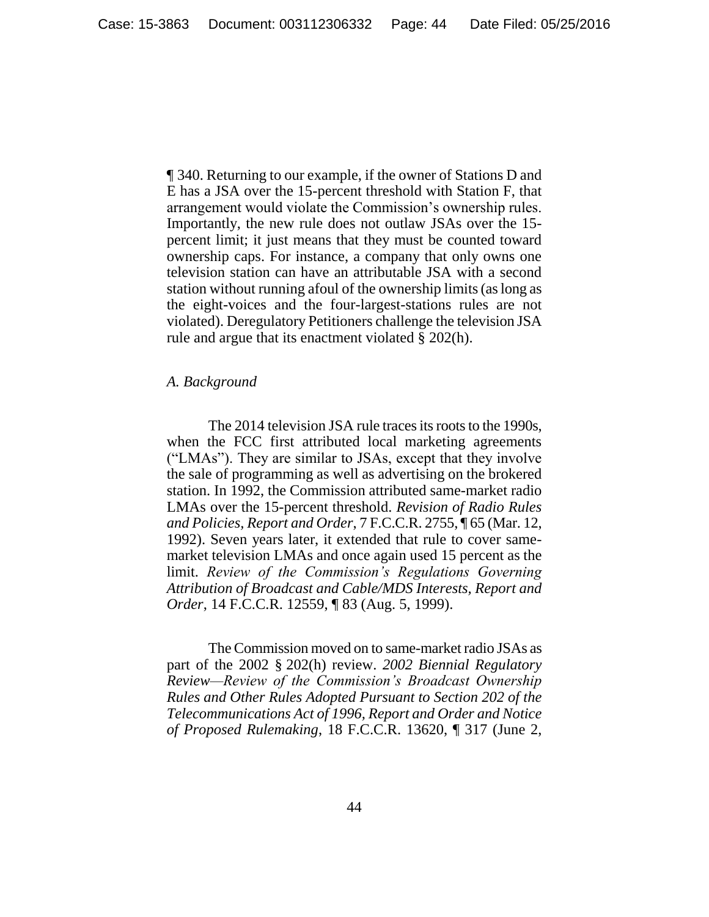¶ 340. Returning to our example, if the owner of Stations D and E has a JSA over the 15-percent threshold with Station F, that arrangement would violate the Commission's ownership rules. Importantly, the new rule does not outlaw JSAs over the 15-percent limit; it just means that they must be counted toward ownership caps. For instance, a company that only owns one television station can have an attributable JSA with a second station without running afoul of the ownership limits (as long as the eight-voices and the four-largest-stations rules are not violated). Deregulatory Petitioners challenge the television JSA rule and argue that its enactment violated § 202(h).

*A. Background*

The 2014 television JSA rule traces its roots to the 1990s, when the FCC first attributed local marketing agreements ("LMAs"). They are similar to JSAs, except that they involve the sale of programming as well as advertising on the brokered station. In 1992, the Commission attributed same-market radio LMAs over the 15-percent threshold. *Revision of Radio Rules and Policies, Report and Order*, 7 F.C.C.R. 2755, ¶ 65 (Mar. 12, 1992). Seven years later, it extended that rule to cover same-market television LMAs and once again used 15 percent as the limit. *Review of the Commission's Regulations Governing Attribution of Broadcast and Cable/MDS Interests, Report and Order*, 14 F.C.C.R. 12559, ¶ 83 (Aug. 5, 1999).

The Commission moved on to same-market radio JSAs as part of the 2002 § 202(h) review. *2002 Biennial Regulatory Review—Review of the Commission's Broadcast Ownership Rules and Other Rules Adopted Pursuant to Section 202 of the Telecommunications Act of 1996, Report and Order and Notice of Proposed Rulemaking*, 18 F.C.C.R. 13620, ¶ 317 (June 2,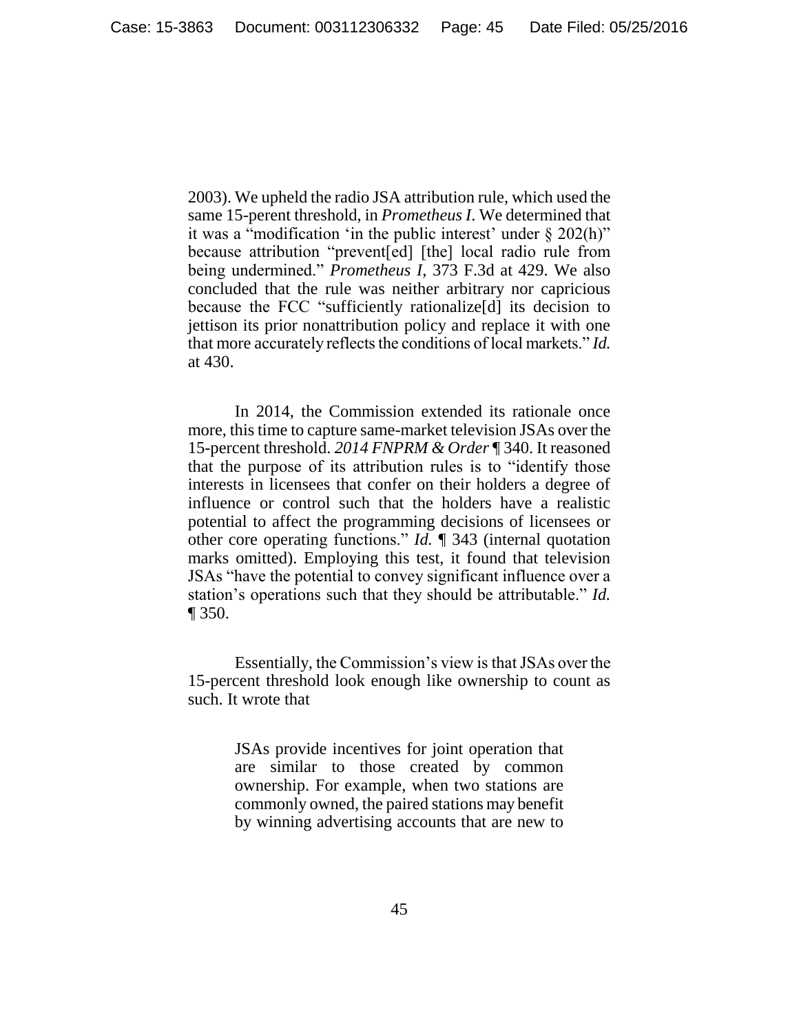2003). We upheld the radio JSA attribution rule, which used the same 15-perent threshold, in *Prometheus I*. We determined that it was a "modification 'in the public interest' under § 202(h)" because attribution "prevent[ed] [the] local radio rule from being undermined." *Prometheus I*, 373 F.3d at 429. We also concluded that the rule was neither arbitrary nor capricious because the FCC "sufficiently rationalize[d] its decision to jettison its prior nonattribution policy and replace it with one that more accurately reflects the conditions of local markets." *Id.* at 430.

In 2014, the Commission extended its rationale once more, this time to capture same-market television JSAs over the 15-percent threshold. *2014 FNPRM & Order* ¶ 340. It reasoned that the purpose of its attribution rules is to "identify those interests in licensees that confer on their holders a degree of influence or control such that the holders have a realistic potential to affect the programming decisions of licensees or other core operating functions." *Id.* ¶ 343 (internal quotation marks omitted). Employing this test, it found that television JSAs "have the potential to convey significant influence over a station's operations such that they should be attributable." *Id.* ¶ 350.

Essentially, the Commission's view is that JSAs over the 15-percent threshold look enough like ownership to count as such. It wrote that

> JSAs provide incentives for joint operation that are similar to those created by common ownership. For example, when two stations are commonly owned, the paired stations may benefit by winning advertising accounts that are new to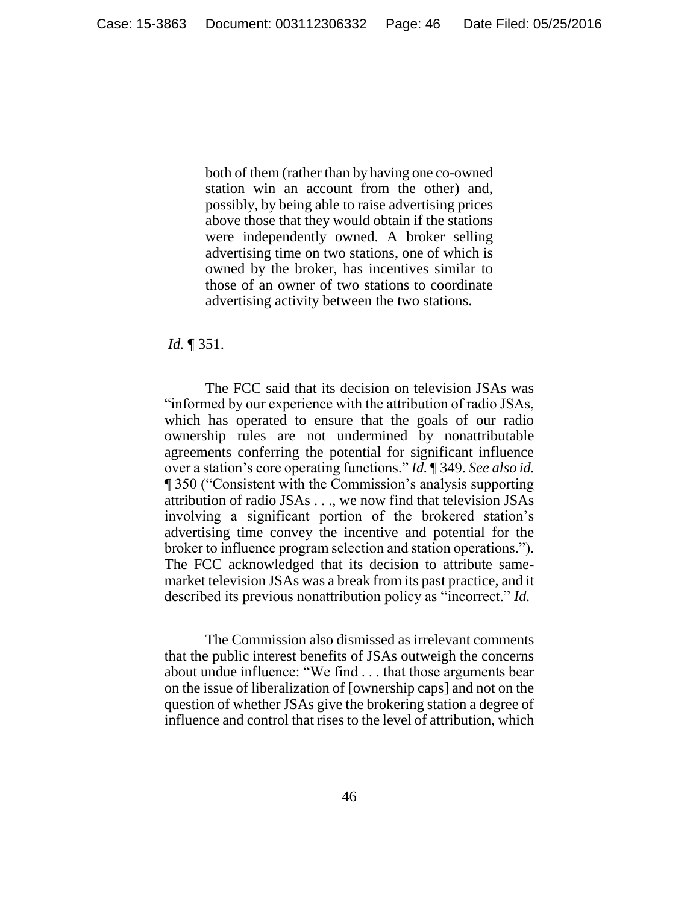> both of them (rather than by having one co-owned station win an account from the other) and, possibly, by being able to raise advertising prices above those that they would obtain if the stations were independently owned. A broker selling advertising time on two stations, one of which is owned by the broker, has incentives similar to those of an owner of two stations to coordinate advertising activity between the two stations.

*Id.* ¶ 351.

The FCC said that its decision on television JSAs was "informed by our experience with the attribution of radio JSAs, which has operated to ensure that the goals of our radio ownership rules are not undermined by nonattributable agreements conferring the potential for significant influence over a station's core operating functions." *Id.* ¶ 349. *See also id.* ¶ 350 ("Consistent with the Commission's analysis supporting attribution of radio JSAs . . ., we now find that television JSAs involving a significant portion of the brokered station's advertising time convey the incentive and potential for the broker to influence program selection and station operations."). The FCC acknowledged that its decision to attribute same-market television JSAs was a break from its past practice, and it described its previous nonattribution policy as "incorrect." *Id.*

The Commission also dismissed as irrelevant comments that the public interest benefits of JSAs outweigh the concerns about undue influence: "We find . . . that those arguments bear on the issue of liberalization of [ownership caps] and not on the question of whether JSAs give the brokering station a degree of influence and control that rises to the level of attribution, which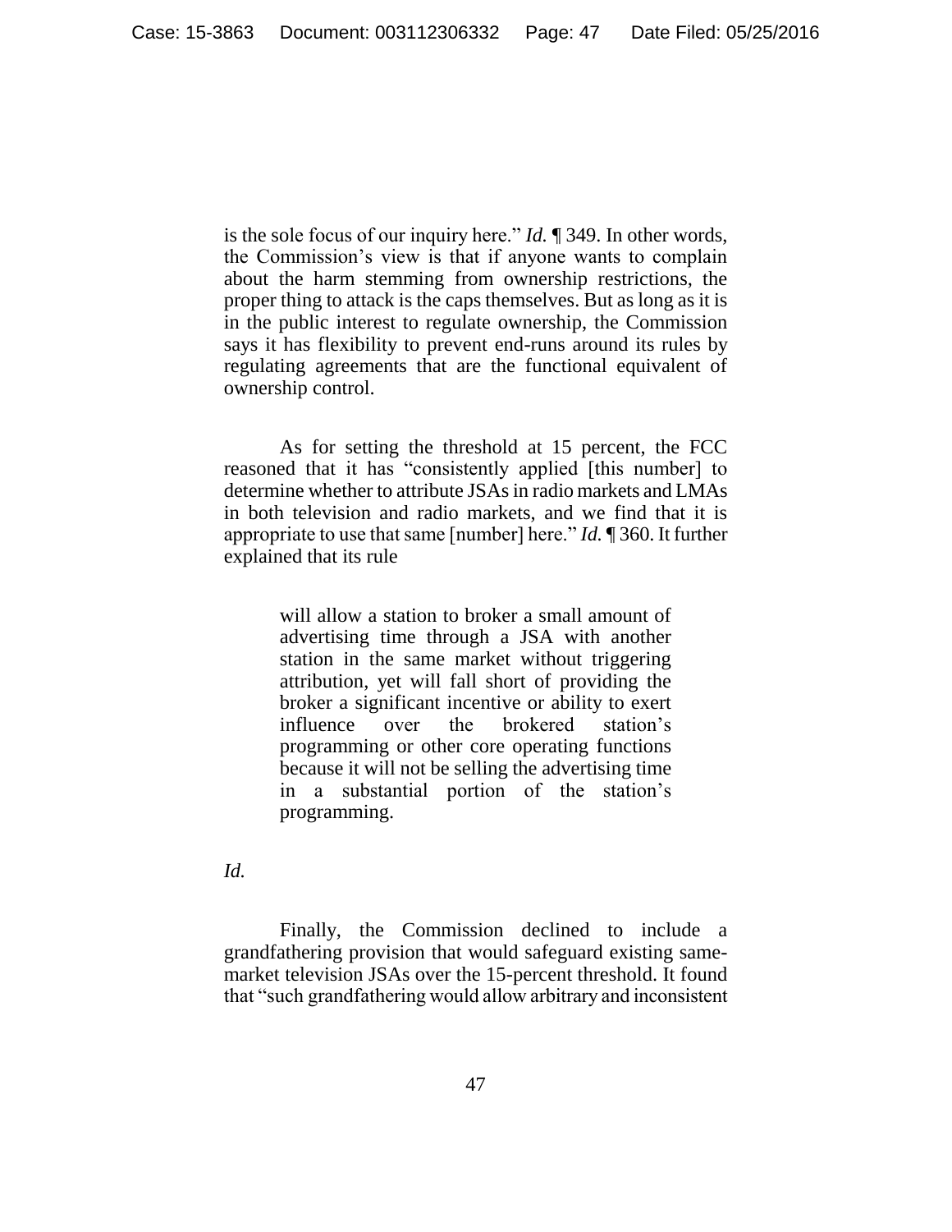is the sole focus of our inquiry here." *Id.* ¶ 349. In other words, the Commission's view is that if anyone wants to complain about the harm stemming from ownership restrictions, the proper thing to attack is the caps themselves. But as long as it is in the public interest to regulate ownership, the Commission says it has flexibility to prevent end-runs around its rules by regulating agreements that are the functional equivalent of ownership control.

As for setting the threshold at 15 percent, the FCC reasoned that it has "consistently applied [this number] to determine whether to attribute JSAs in radio markets and LMAs in both television and radio markets, and we find that it is appropriate to use that same [number] here." *Id.* ¶ 360. It further explained that its rule

> will allow a station to broker a small amount of advertising time through a JSA with another station in the same market without triggering attribution, yet will fall short of providing the broker a significant incentive or ability to exert influence over the brokered station's programming or other core operating functions because it will not be selling the advertising time in a substantial portion of the station's programming.

*Id.*

Finally, the Commission declined to include a grandfathering provision that would safeguard existing same-market television JSAs over the 15-percent threshold. It found that "such grandfathering would allow arbitrary and inconsistent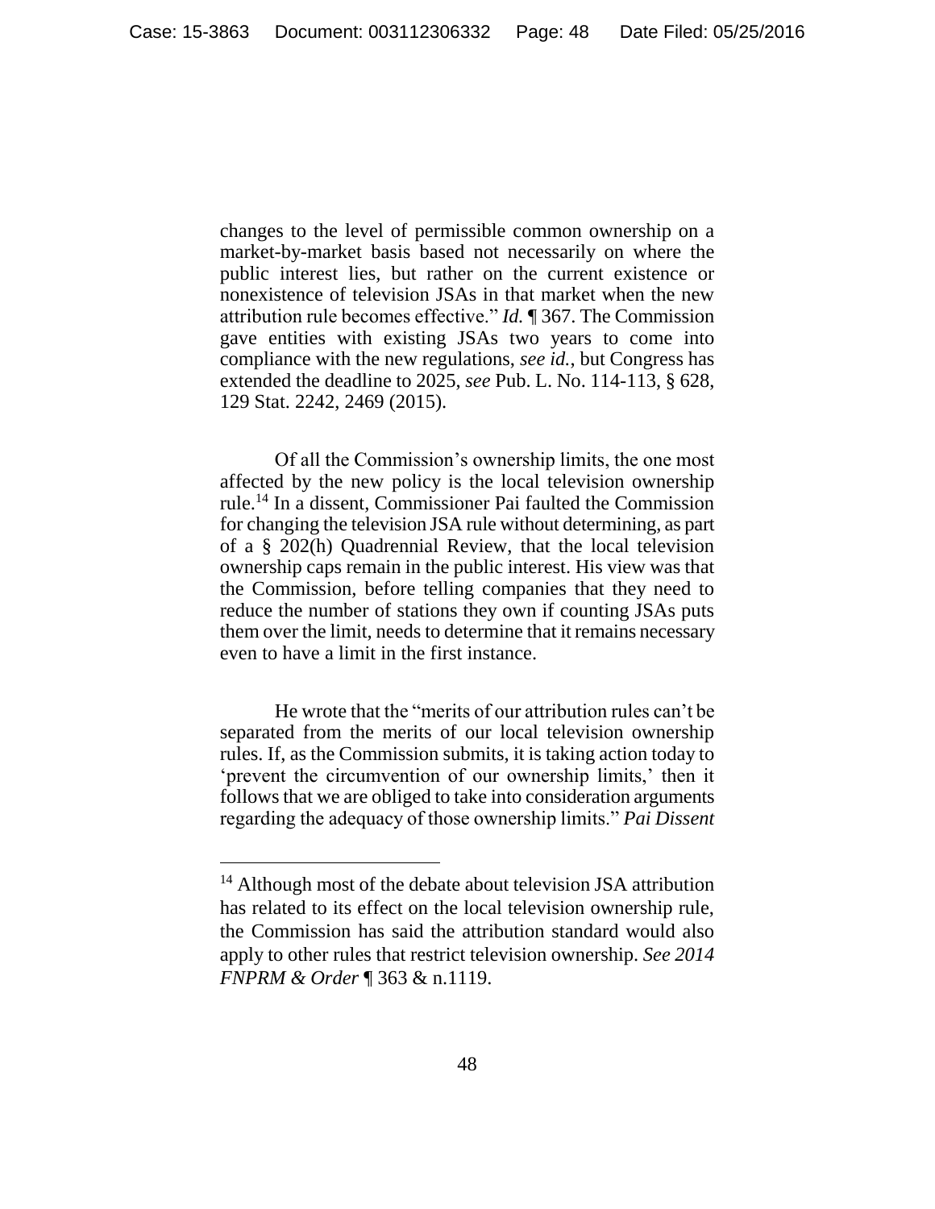changes to the level of permissible common ownership on a market-by-market basis based not necessarily on where the public interest lies, but rather on the current existence or nonexistence of television JSAs in that market when the new attribution rule becomes effective." *Id.* ¶ 367. The Commission gave entities with existing JSAs two years to come into compliance with the new regulations, *see id.*, but Congress has extended the deadline to 2025, *see* Pub. L. No. 114-113, § 628, 129 Stat. 2242, 2469 (2015).

Of all the Commission's ownership limits, the one most affected by the new policy is the local television ownership rule.[14] In a dissent, Commissioner Pai faulted the Commission for changing the television JSA rule without determining, as part of a § 202(h) Quadrennial Review, that the local television ownership caps remain in the public interest. His view was that the Commission, before telling companies that they need to reduce the number of stations they own if counting JSAs puts them over the limit, needs to determine that it remains necessary even to have a limit in the first instance.

He wrote that the "merits of our attribution rules can't be separated from the merits of our local television ownership rules. If, as the Commission submits, it is taking action today to 'prevent the circumvention of our ownership limits,' then it follows that we are obliged to take into consideration arguments regarding the adequacy of those ownership limits." *Pai Dissent*

---

[14] Although most of the debate about television JSA attribution has related to its effect on the local television ownership rule, the Commission has said the attribution standard would also apply to other rules that restrict television ownership. *See 2014 FNPRM & Order* ¶ 363 & n.1119.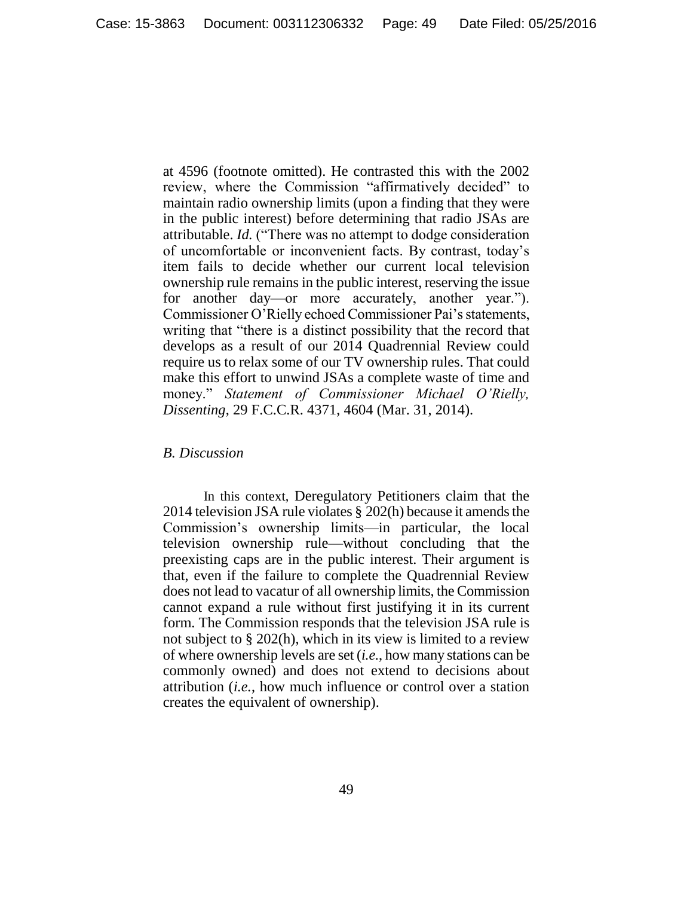at 4596 (footnote omitted). He contrasted this with the 2002 review, where the Commission "affirmatively decided" to maintain radio ownership limits (upon a finding that they were in the public interest) before determining that radio JSAs are attributable. *Id.* ("There was no attempt to dodge consideration of uncomfortable or inconvenient facts. By contrast, today's item fails to decide whether our current local television ownership rule remains in the public interest, reserving the issue for another day—or more accurately, another year."). Commissioner O'Rielly echoed Commissioner Pai's statements, writing that "there is a distinct possibility that the record that develops as a result of our 2014 Quadrennial Review could require us to relax some of our TV ownership rules. That could make this effort to unwind JSAs a complete waste of time and money." *Statement of Commissioner Michael O'Rielly, Dissenting*, 29 F.C.C.R. 4371, 4604 (Mar. 31, 2014).

*B. Discussion*

In this context, Deregulatory Petitioners claim that the 2014 television JSA rule violates § 202(h) because it amends the Commission's ownership limits—in particular, the local television ownership rule—without concluding that the preexisting caps are in the public interest. Their argument is that, even if the failure to complete the Quadrennial Review does not lead to vacatur of all ownership limits, the Commission cannot expand a rule without first justifying it in its current form. The Commission responds that the television JSA rule is not subject to § 202(h), which in its view is limited to a review of where ownership levels are set (*i.e.*, how many stations can be commonly owned) and does not extend to decisions about attribution (*i.e.*, how much influence or control over a station creates the equivalent of ownership).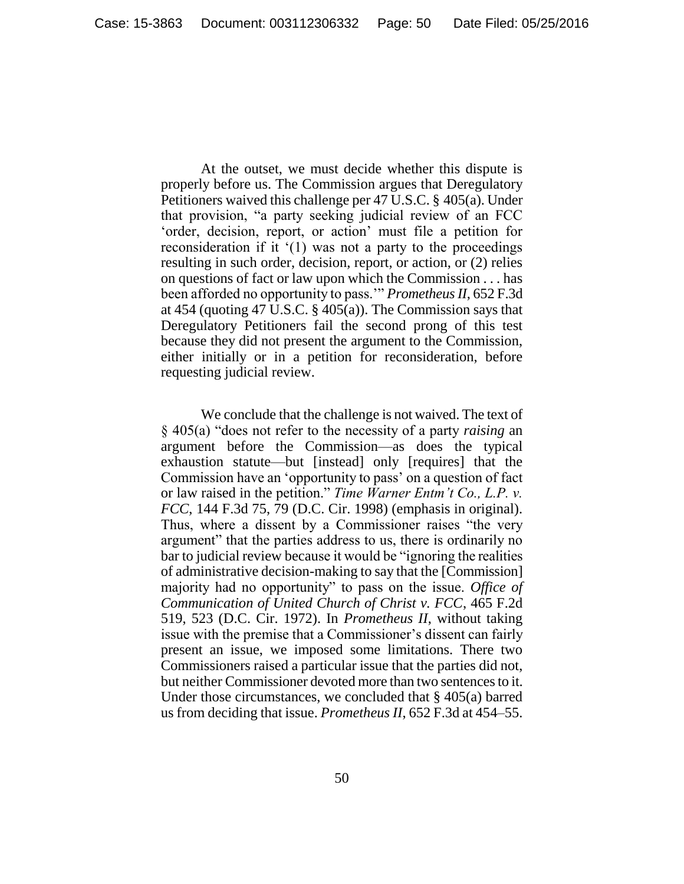At the outset, we must decide whether this dispute is properly before us. The Commission argues that Deregulatory Petitioners waived this challenge per 47 U.S.C. § 405(a). Under that provision, "a party seeking judicial review of an FCC 'order, decision, report, or action' must file a petition for reconsideration if it '(1) was not a party to the proceedings resulting in such order, decision, report, or action, or (2) relies on questions of fact or law upon which the Commission . . . has been afforded no opportunity to pass.'" *Prometheus II*, 652 F.3d at 454 (quoting 47 U.S.C. § 405(a)). The Commission says that Deregulatory Petitioners fail the second prong of this test because they did not present the argument to the Commission, either initially or in a petition for reconsideration, before requesting judicial review.

We conclude that the challenge is not waived. The text of § 405(a) "does not refer to the necessity of a party *raising* an argument before the Commission—as does the typical exhaustion statute—but [instead] only [requires] that the Commission have an 'opportunity to pass' on a question of fact or law raised in the petition." *Time Warner Entm't Co., L.P. v. FCC*, 144 F.3d 75, 79 (D.C. Cir. 1998) (emphasis in original). Thus, where a dissent by a Commissioner raises "the very argument" that the parties address to us, there is ordinarily no bar to judicial review because it would be "ignoring the realities of administrative decision-making to say that the [Commission] majority had no opportunity" to pass on the issue. *Office of Communication of United Church of Christ v. FCC*, 465 F.2d 519, 523 (D.C. Cir. 1972). In *Prometheus II*, without taking issue with the premise that a Commissioner's dissent can fairly present an issue, we imposed some limitations. There two Commissioners raised a particular issue that the parties did not, but neither Commissioner devoted more than two sentences to it. Under those circumstances, we concluded that § 405(a) barred us from deciding that issue. *Prometheus II*, 652 F.3d at 454–55.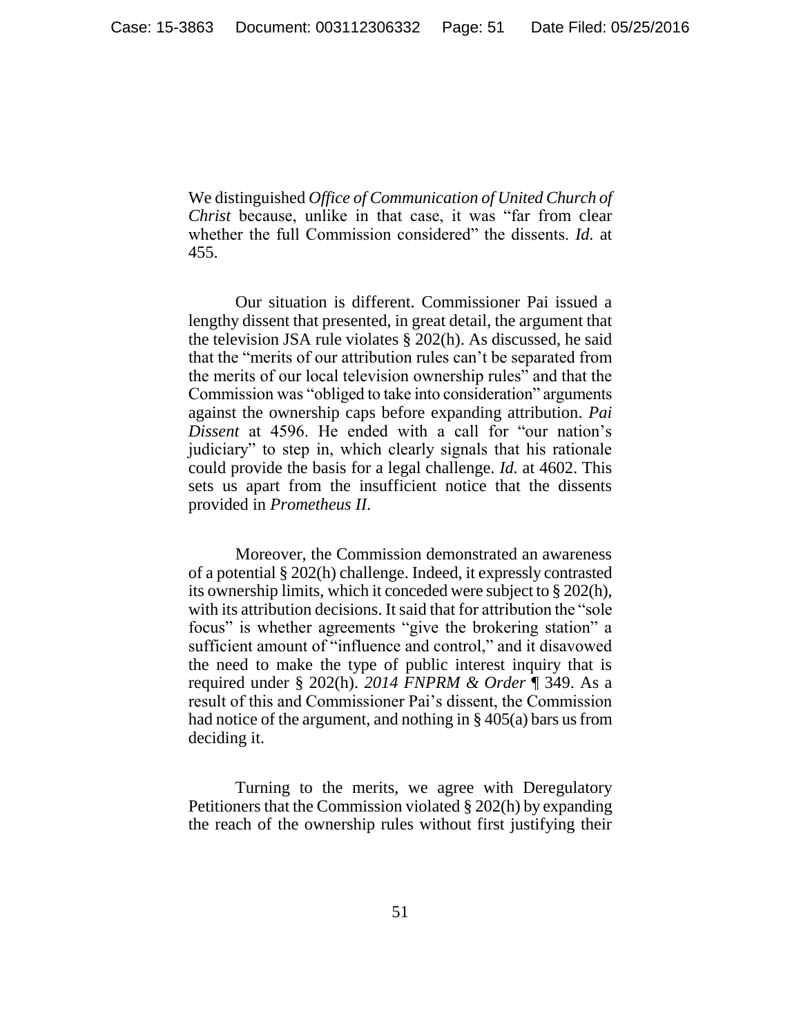We distinguished *Office of Communication of United Church of Christ* because, unlike in that case, it was "far from clear whether the full Commission considered" the dissents. *Id.* at 455.

Our situation is different. Commissioner Pai issued a lengthy dissent that presented, in great detail, the argument that the television JSA rule violates § 202(h). As discussed, he said that the "merits of our attribution rules can't be separated from the merits of our local television ownership rules" and that the Commission was "obliged to take into consideration" arguments against the ownership caps before expanding attribution. *Pai Dissent* at 4596. He ended with a call for "our nation's judiciary" to step in, which clearly signals that his rationale could provide the basis for a legal challenge. *Id.* at 4602. This sets us apart from the insufficient notice that the dissents provided in *Prometheus II*.

Moreover, the Commission demonstrated an awareness of a potential § 202(h) challenge. Indeed, it expressly contrasted its ownership limits, which it conceded were subject to § 202(h), with its attribution decisions. It said that for attribution the "sole focus" is whether agreements "give the brokering station" a sufficient amount of "influence and control," and it disavowed the need to make the type of public interest inquiry that is required under § 202(h). *2014 FNPRM & Order* ¶ 349. As a result of this and Commissioner Pai's dissent, the Commission had notice of the argument, and nothing in § 405(a) bars us from deciding it.

Turning to the merits, we agree with Deregulatory Petitioners that the Commission violated § 202(h) by expanding the reach of the ownership rules without first justifying their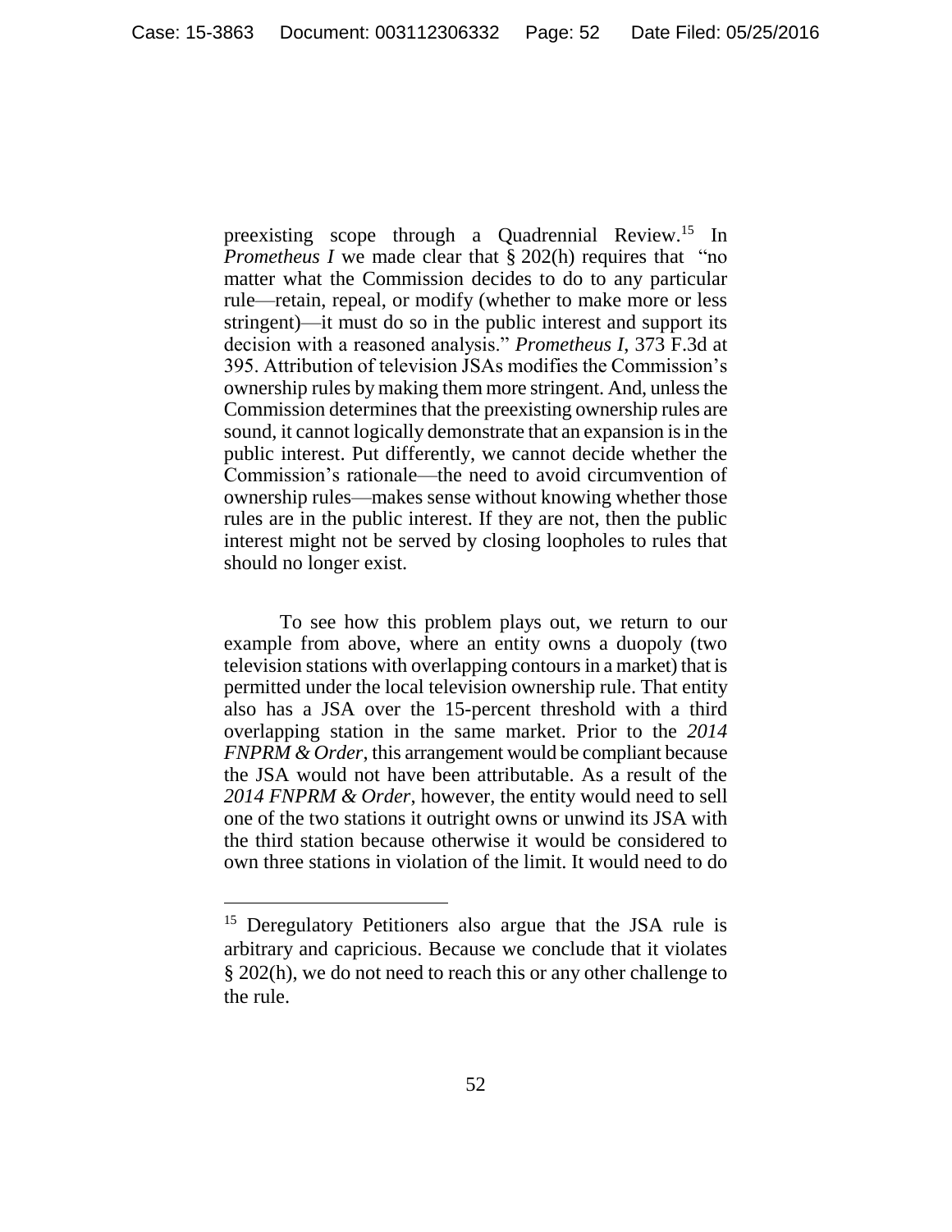preexisting scope through a Quadrennial Review.[15] In *Prometheus I* we made clear that § 202(h) requires that "no matter what the Commission decides to do to any particular rule—retain, repeal, or modify (whether to make more or less stringent)—it must do so in the public interest and support its decision with a reasoned analysis." *Prometheus I*, 373 F.3d at 395. Attribution of television JSAs modifies the Commission's ownership rules by making them more stringent. And, unless the Commission determines that the preexisting ownership rules are sound, it cannot logically demonstrate that an expansion is in the public interest. Put differently, we cannot decide whether the Commission's rationale—the need to avoid circumvention of ownership rules—makes sense without knowing whether those rules are in the public interest. If they are not, then the public interest might not be served by closing loopholes to rules that should no longer exist.

To see how this problem plays out, we return to our example from above, where an entity owns a duopoly (two television stations with overlapping contours in a market) that is permitted under the local television ownership rule. That entity also has a JSA over the 15-percent threshold with a third overlapping station in the same market. Prior to the *2014 FNPRM & Order*, this arrangement would be compliant because the JSA would not have been attributable. As a result of the *2014 FNPRM & Order*, however, the entity would need to sell one of the two stations it outright owns or unwind its JSA with the third station because otherwise it would be considered to own three stations in violation of the limit. It would need to do

[15] Deregulatory Petitioners also argue that the JSA rule is arbitrary and capricious. Because we conclude that it violates § 202(h), we do not need to reach this or any other challenge to the rule.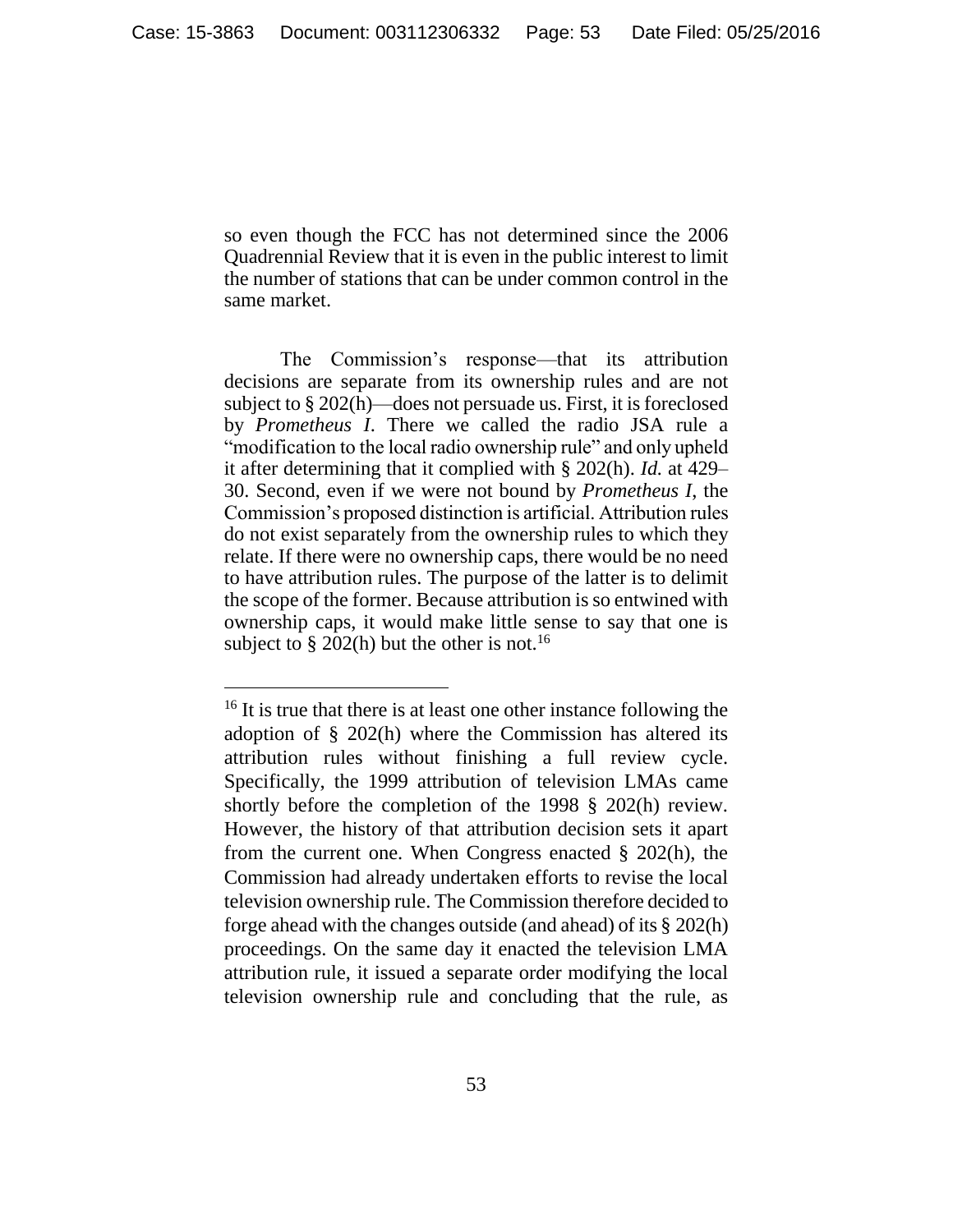so even though the FCC has not determined since the 2006 Quadrennial Review that it is even in the public interest to limit the number of stations that can be under common control in the same market.

The Commission's response—that its attribution decisions are separate from its ownership rules and are not subject to § 202(h)—does not persuade us. First, it is foreclosed by *Prometheus I*. There we called the radio JSA rule a "modification to the local radio ownership rule" and only upheld it after determining that it complied with § 202(h). *Id.* at 429–30. Second, even if we were not bound by *Prometheus I*, the Commission's proposed distinction is artificial. Attribution rules do not exist separately from the ownership rules to which they relate. If there were no ownership caps, there would be no need to have attribution rules. The purpose of the latter is to delimit the scope of the former. Because attribution is so entwined with ownership caps, it would make little sense to say that one is subject to § 202(h) but the other is not.[16]

---

[16] It is true that there is at least one other instance following the adoption of § 202(h) where the Commission has altered its attribution rules without finishing a full review cycle. Specifically, the 1999 attribution of television LMAs came shortly before the completion of the 1998 § 202(h) review. However, the history of that attribution decision sets it apart from the current one. When Congress enacted § 202(h), the Commission had already undertaken efforts to revise the local television ownership rule. The Commission therefore decided to forge ahead with the changes outside (and ahead) of its § 202(h) proceedings. On the same day it enacted the television LMA attribution rule, it issued a separate order modifying the local television ownership rule and concluding that the rule, as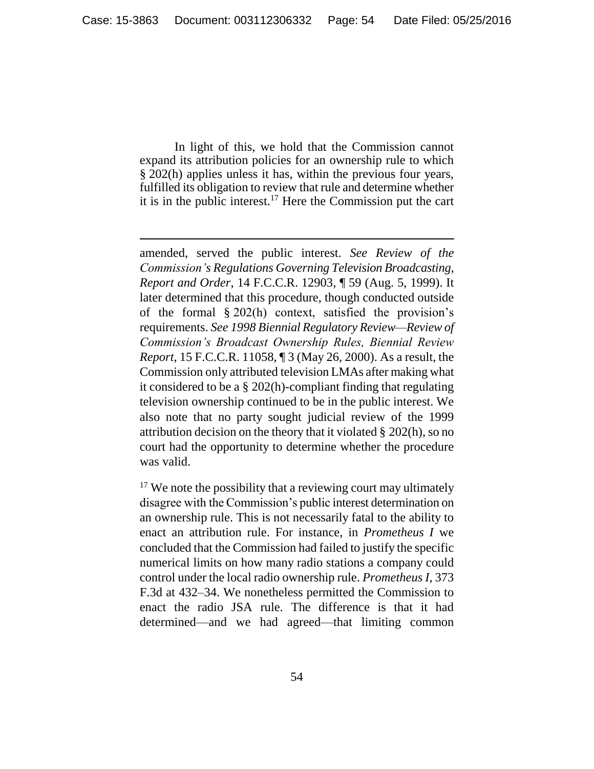In light of this, we hold that the Commission cannot expand its attribution policies for an ownership rule to which § 202(h) applies unless it has, within the previous four years, fulfilled its obligation to review that rule and determine whether it is in the public interest.[17] Here the Commission put the cart

---

amended, served the public interest. *See Review of the Commission's Regulations Governing Television Broadcasting, Report and Order*, 14 F.C.C.R. 12903, ¶ 59 (Aug. 5, 1999). It later determined that this procedure, though conducted outside of the formal § 202(h) context, satisfied the provision's requirements. *See 1998 Biennial Regulatory Review—Review of Commission's Broadcast Ownership Rules, Biennial Review Report*, 15 F.C.C.R. 11058, ¶ 3 (May 26, 2000). As a result, the Commission only attributed television LMAs after making what it considered to be a § 202(h)-compliant finding that regulating television ownership continued to be in the public interest. We also note that no party sought judicial review of the 1999 attribution decision on the theory that it violated § 202(h), so no court had the opportunity to determine whether the procedure was valid.

[17] We note the possibility that a reviewing court may ultimately disagree with the Commission's public interest determination on an ownership rule. This is not necessarily fatal to the ability to enact an attribution rule. For instance, in *Prometheus I* we concluded that the Commission had failed to justify the specific numerical limits on how many radio stations a company could control under the local radio ownership rule. *Prometheus I*, 373 F.3d at 432–34. We nonetheless permitted the Commission to enact the radio JSA rule. The difference is that it had determined—and we had agreed—that limiting common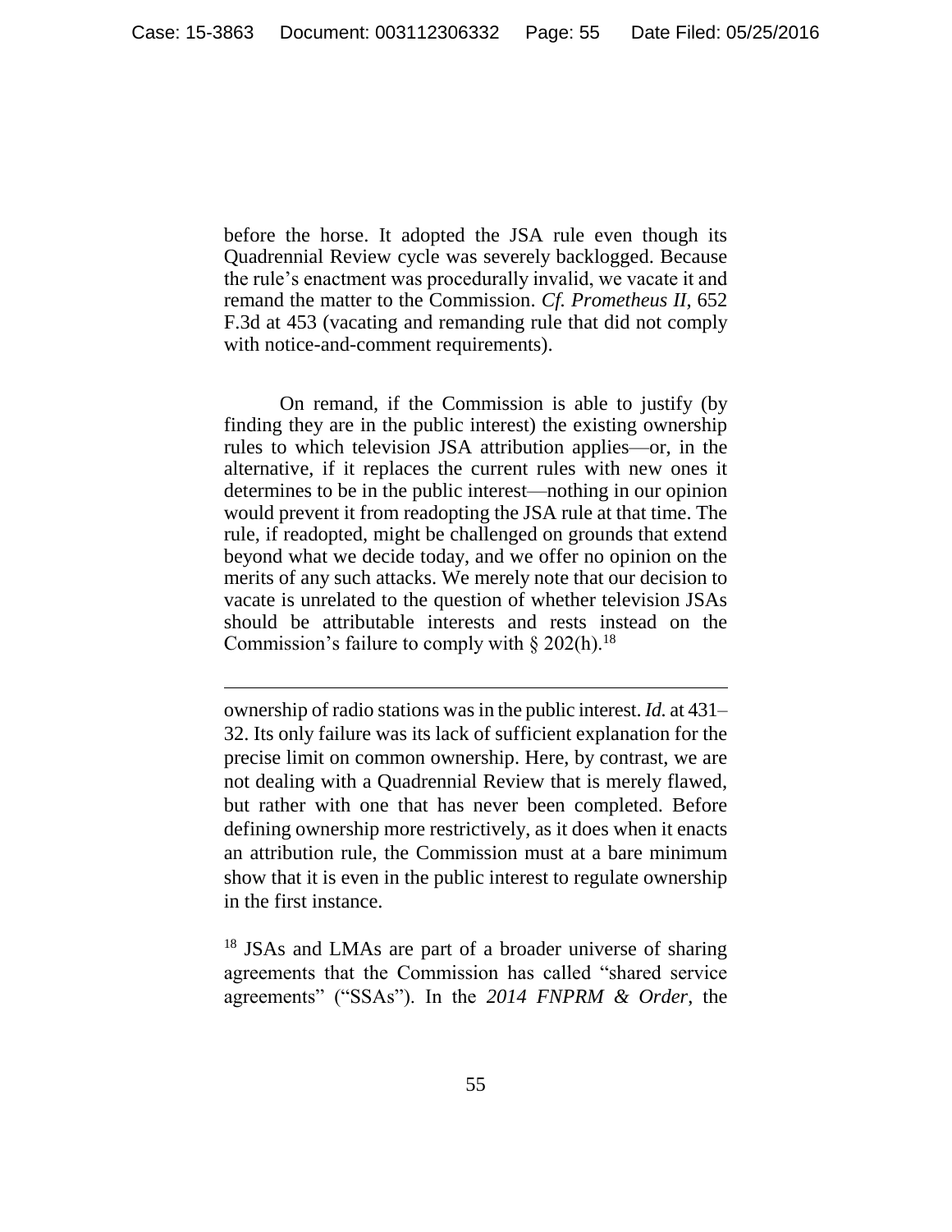before the horse. It adopted the JSA rule even though its Quadrennial Review cycle was severely backlogged. Because the rule's enactment was procedurally invalid, we vacate it and remand the matter to the Commission. *Cf. Prometheus II*, 652 F.3d at 453 (vacating and remanding rule that did not comply with notice-and-comment requirements).

On remand, if the Commission is able to justify (by finding they are in the public interest) the existing ownership rules to which television JSA attribution applies—or, in the alternative, if it replaces the current rules with new ones it determines to be in the public interest—nothing in our opinion would prevent it from readopting the JSA rule at that time. The rule, if readopted, might be challenged on grounds that extend beyond what we decide today, and we offer no opinion on the merits of any such attacks. We merely note that our decision to vacate is unrelated to the question of whether television JSAs should be attributable interests and rests instead on the Commission's failure to comply with § 202(h).[18]

---

ownership of radio stations was in the public interest. *Id.* at 431–32. Its only failure was its lack of sufficient explanation for the precise limit on common ownership. Here, by contrast, we are not dealing with a Quadrennial Review that is merely flawed, but rather with one that has never been completed. Before defining ownership more restrictively, as it does when it enacts an attribution rule, the Commission must at a bare minimum show that it is even in the public interest to regulate ownership in the first instance.

[18] JSAs and LMAs are part of a broader universe of sharing agreements that the Commission has called "shared service agreements" ("SSAs"). In the *2014 FNPRM & Order*, the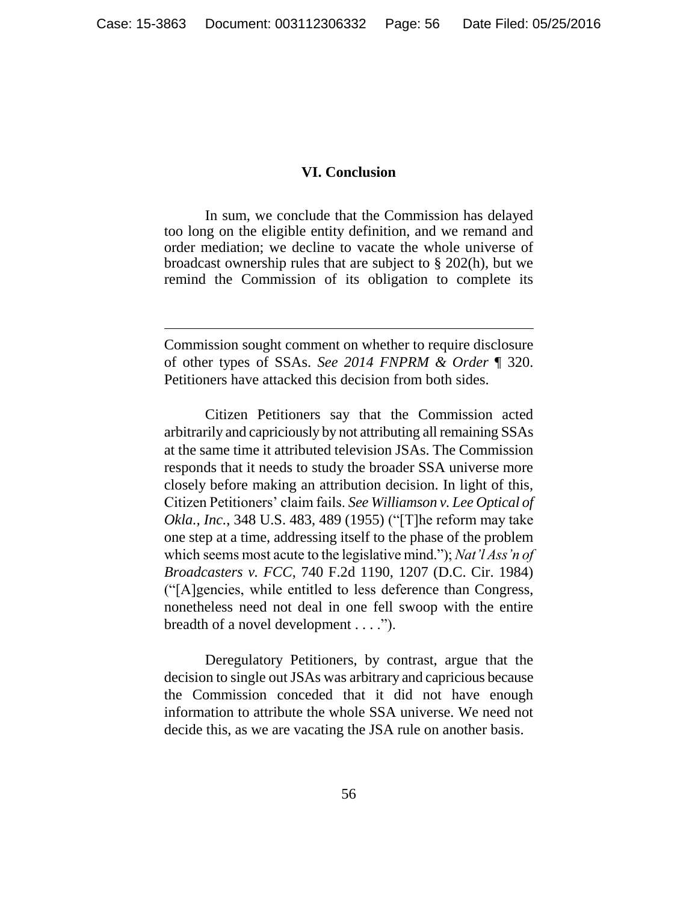## VI. Conclusion

In sum, we conclude that the Commission has delayed too long on the eligible entity definition, and we remand and order mediation; we decline to vacate the whole universe of broadcast ownership rules that are subject to § 202(h), but we remind the Commission of its obligation to complete its

---

Commission sought comment on whether to require disclosure of other types of SSAs. *See 2014 FNPRM & Order* ¶ 320. Petitioners have attacked this decision from both sides.

Citizen Petitioners say that the Commission acted arbitrarily and capriciously by not attributing all remaining SSAs at the same time it attributed television JSAs. The Commission responds that it needs to study the broader SSA universe more closely before making an attribution decision. In light of this, Citizen Petitioners' claim fails. *See Williamson v. Lee Optical of Okla., Inc.*, 348 U.S. 483, 489 (1955) ("[T]he reform may take one step at a time, addressing itself to the phase of the problem which seems most acute to the legislative mind."); *Nat'l Ass'n of Broadcasters v. FCC*, 740 F.2d 1190, 1207 (D.C. Cir. 1984) ("[A]gencies, while entitled to less deference than Congress, nonetheless need not deal in one fell swoop with the entire breadth of a novel development . . . .").

Deregulatory Petitioners, by contrast, argue that the decision to single out JSAs was arbitrary and capricious because the Commission conceded that it did not have enough information to attribute the whole SSA universe. We need not decide this, as we are vacating the JSA rule on another basis.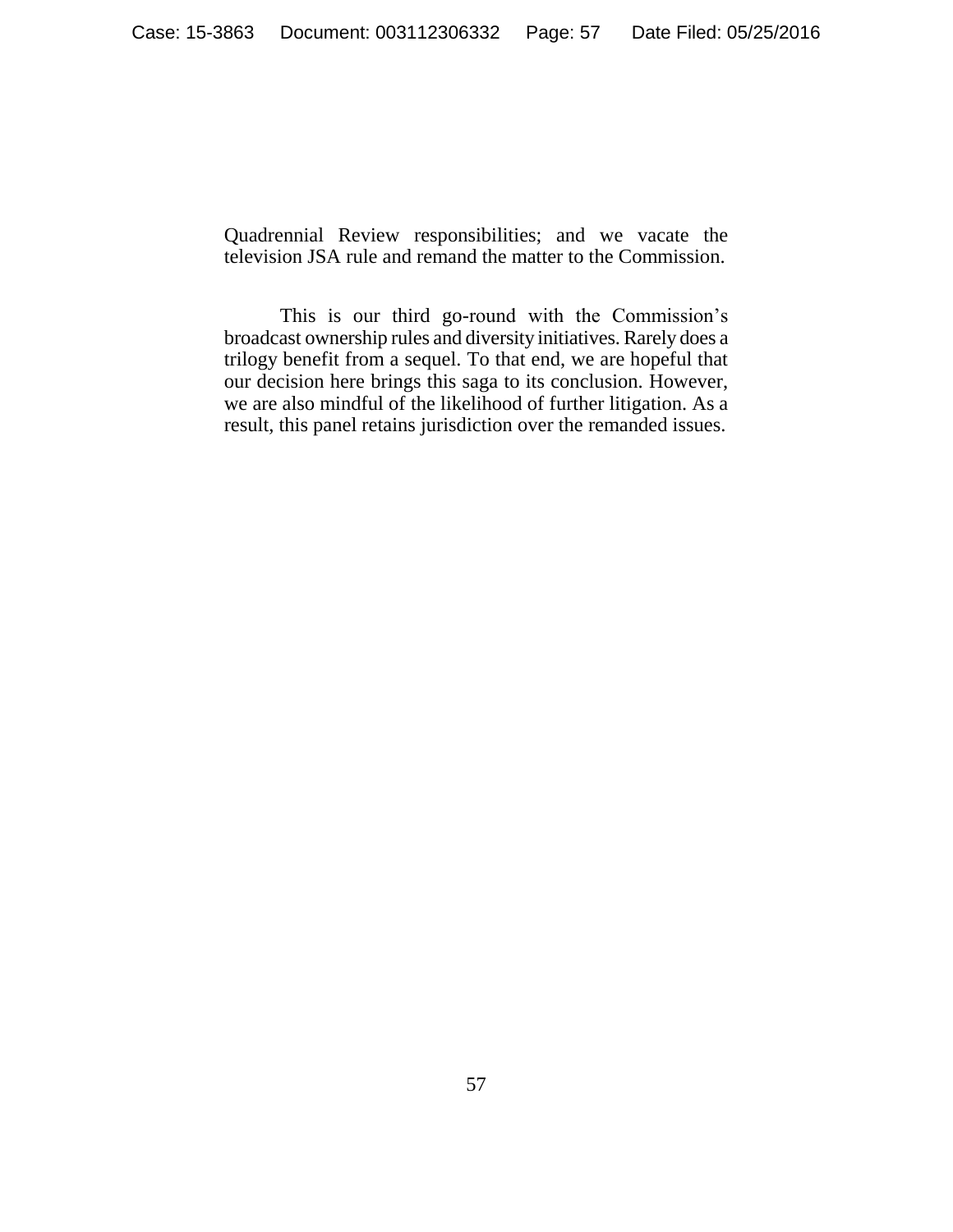Quadrennial Review responsibilities; and we vacate the television JSA rule and remand the matter to the Commission.

This is our third go-round with the Commission's broadcast ownership rules and diversity initiatives. Rarely does a trilogy benefit from a sequel. To that end, we are hopeful that our decision here brings this saga to its conclusion. However, we are also mindful of the likelihood of further litigation. As a result, this panel retains jurisdiction over the remanded issues.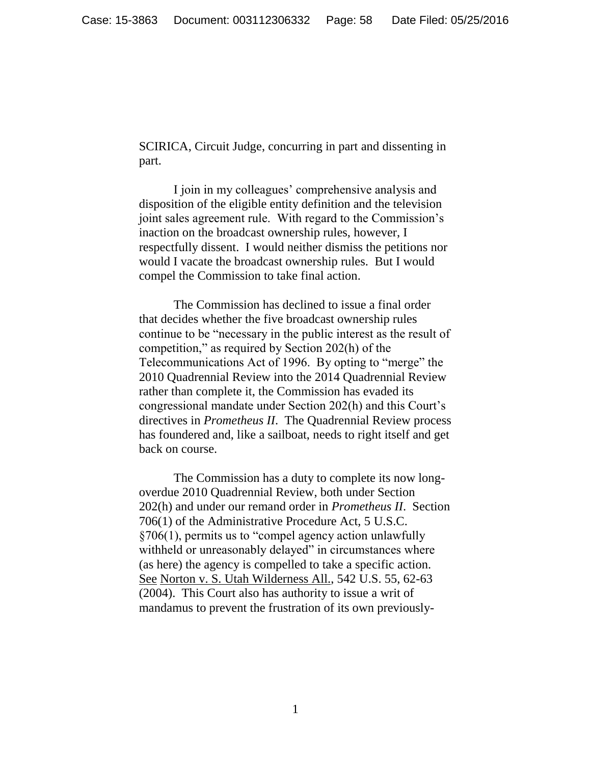SCIRICA, Circuit Judge, concurring in part and dissenting in part.

I join in my colleagues' comprehensive analysis and disposition of the eligible entity definition and the television joint sales agreement rule. With regard to the Commission's inaction on the broadcast ownership rules, however, I respectfully dissent. I would neither dismiss the petitions nor would I vacate the broadcast ownership rules. But I would compel the Commission to take final action.

The Commission has declined to issue a final order that decides whether the five broadcast ownership rules continue to be "necessary in the public interest as the result of competition," as required by Section 202(h) of the Telecommunications Act of 1996. By opting to "merge" the 2010 Quadrennial Review into the 2014 Quadrennial Review rather than complete it, the Commission has evaded its congressional mandate under Section 202(h) and this Court's directives in *Prometheus II*. The Quadrennial Review process has foundered and, like a sailboat, needs to right itself and get back on course.

The Commission has a duty to complete its now long-overdue 2010 Quadrennial Review, both under Section 202(h) and under our remand order in *Prometheus II*. Section 706(1) of the Administrative Procedure Act, 5 U.S.C. §706(1), permits us to "compel agency action unlawfully withheld or unreasonably delayed" in circumstances where (as here) the agency is compelled to take a specific action. See Norton v. S. Utah Wilderness All., 542 U.S. 55, 62-63 (2004). This Court also has authority to issue a writ of mandamus to prevent the frustration of its own previously-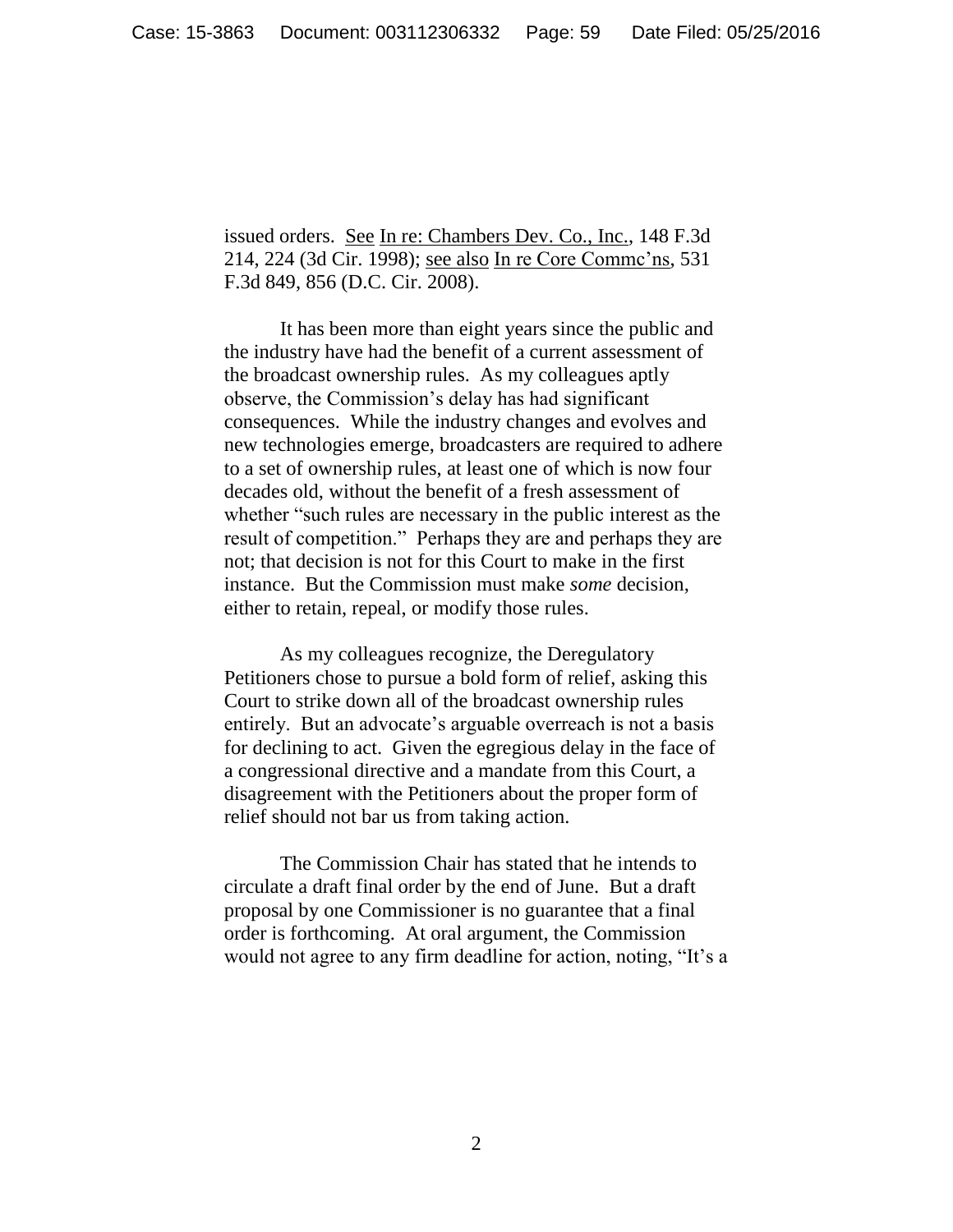issued orders. See In re: Chambers Dev. Co., Inc., 148 F.3d 214, 224 (3d Cir. 1998); see also In re Core Commc'ns, 531 F.3d 849, 856 (D.C. Cir. 2008).

It has been more than eight years since the public and the industry have had the benefit of a current assessment of the broadcast ownership rules. As my colleagues aptly observe, the Commission's delay has had significant consequences. While the industry changes and evolves and new technologies emerge, broadcasters are required to adhere to a set of ownership rules, at least one of which is now four decades old, without the benefit of a fresh assessment of whether "such rules are necessary in the public interest as the result of competition." Perhaps they are and perhaps they are not; that decision is not for this Court to make in the first instance. But the Commission must make *some* decision, either to retain, repeal, or modify those rules.

As my colleagues recognize, the Deregulatory Petitioners chose to pursue a bold form of relief, asking this Court to strike down all of the broadcast ownership rules entirely. But an advocate's arguable overreach is not a basis for declining to act. Given the egregious delay in the face of a congressional directive and a mandate from this Court, a disagreement with the Petitioners about the proper form of relief should not bar us from taking action.

The Commission Chair has stated that he intends to circulate a draft final order by the end of June. But a draft proposal by one Commissioner is no guarantee that a final order is forthcoming. At oral argument, the Commission would not agree to any firm deadline for action, noting, "It's a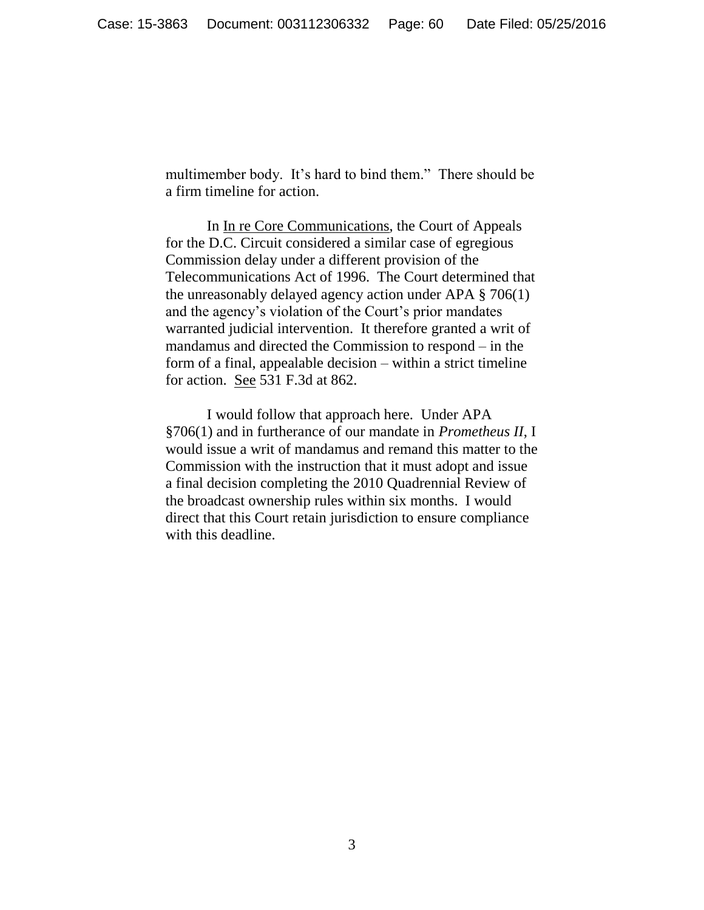multimember body. It’s hard to bind them.” There should be a firm timeline for action.

In In re Core Communications, the Court of Appeals for the D.C. Circuit considered a similar case of egregious Commission delay under a different provision of the Telecommunications Act of 1996. The Court determined that the unreasonably delayed agency action under APA § 706(1) and the agency’s violation of the Court’s prior mandates warranted judicial intervention. It therefore granted a writ of mandamus and directed the Commission to respond – in the form of a final, appealable decision – within a strict timeline for action. See 531 F.3d at 862.

I would follow that approach here. Under APA §706(1) and in furtherance of our mandate in *Prometheus II*, I would issue a writ of mandamus and remand this matter to the Commission with the instruction that it must adopt and issue a final decision completing the 2010 Quadrennial Review of the broadcast ownership rules within six months. I would direct that this Court retain jurisdiction to ensure compliance with this deadline.